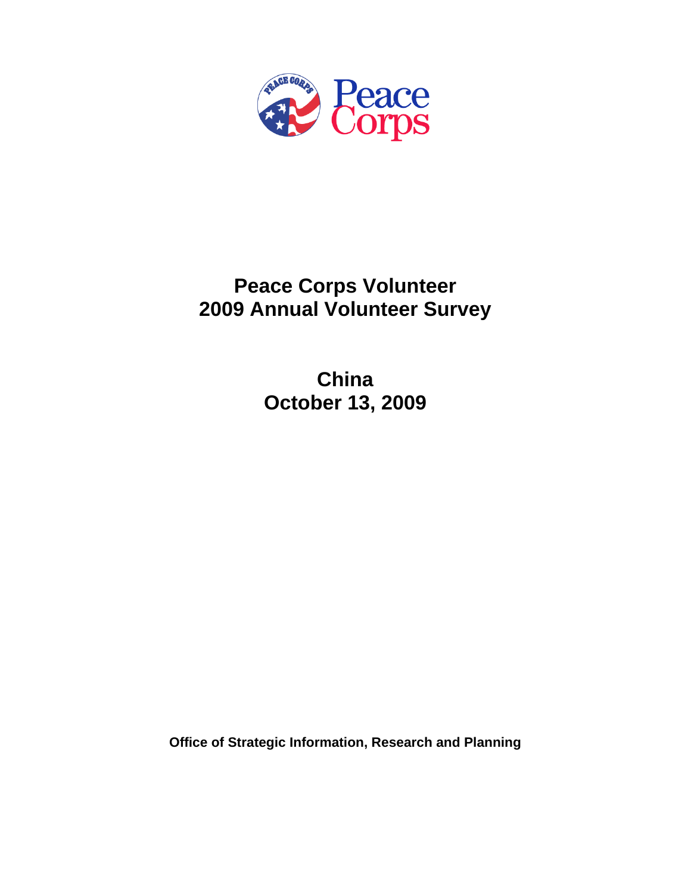# Peace Corps Volunteer 2009 Annual Volunteer Survey

## China
## October 13, 2009

**Office of Strategic Information, Research and Planning**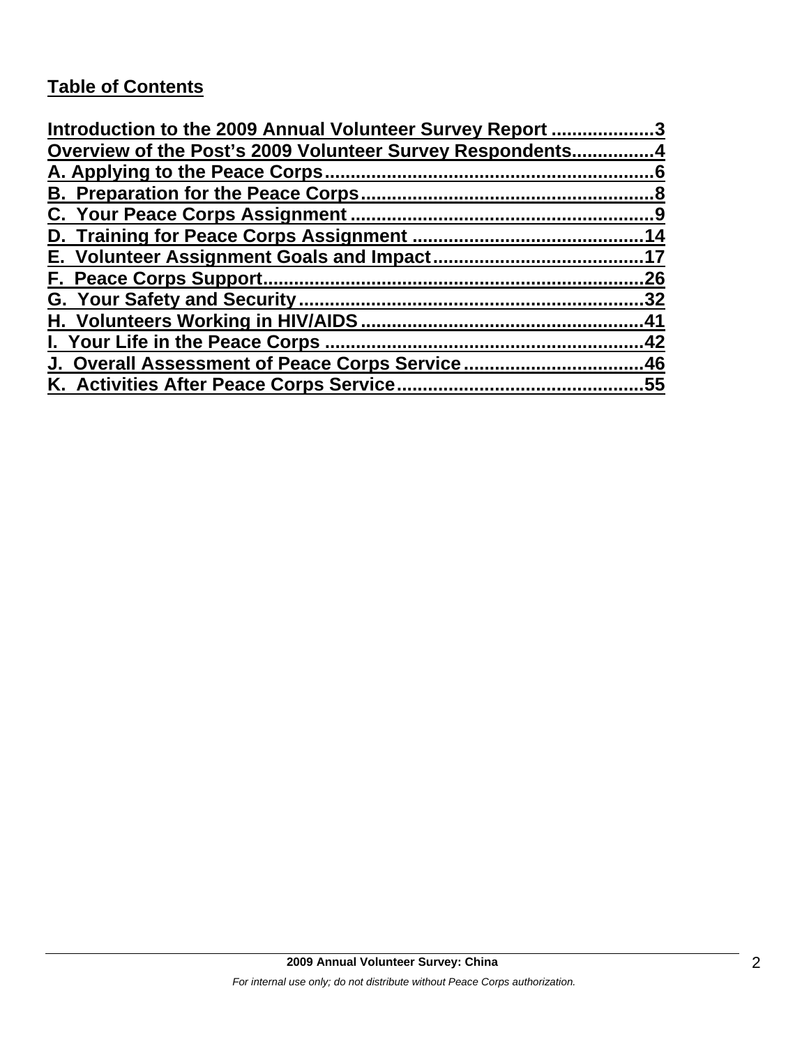**Table of Contents**

Introduction to the 2009 Annual Volunteer Survey Report ....................3
Overview of the Post's 2009 Volunteer Survey Respondents...............4
A. Applying to the Peace Corps...............................................................6
B. Preparation for the Peace Corps........................................................8
C. Your Peace Corps Assignment ..........................................................9
D. Training for Peace Corps Assignment ...........................................14
E. Volunteer Assignment Goals and Impact.......................................17
F. Peace Corps Support........................................................................26
G. Your Safety and Security..................................................................32
H. Volunteers Working in HIV/AIDS......................................................41
I. Your Life in the Peace Corps ............................................................42
J. Overall Assessment of Peace Corps Service..................................46
K. Activities After Peace Corps Service...............................................55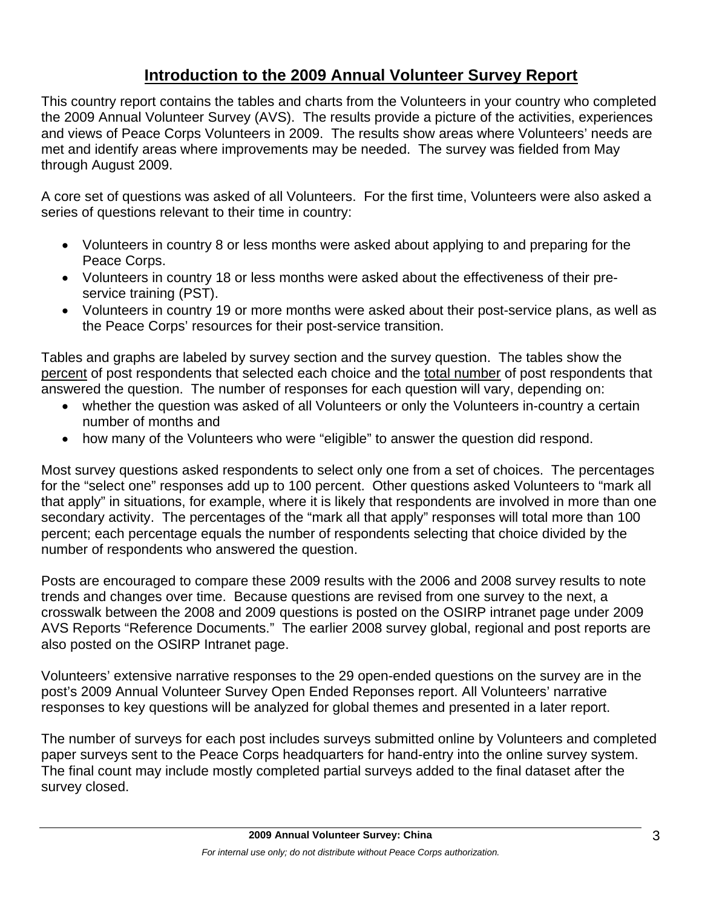# Introduction to the 2009 Annual Volunteer Survey Report

This country report contains the tables and charts from the Volunteers in your country who completed the 2009 Annual Volunteer Survey (AVS). The results provide a picture of the activities, experiences and views of Peace Corps Volunteers in 2009. The results show areas where Volunteers' needs are met and identify areas where improvements may be needed. The survey was fielded from May through August 2009.

A core set of questions was asked of all Volunteers. For the first time, Volunteers were also asked a series of questions relevant to their time in country:

- Volunteers in country 8 or less months were asked about applying to and preparing for the Peace Corps.
- Volunteers in country 18 or less months were asked about the effectiveness of their pre-service training (PST).
- Volunteers in country 19 or more months were asked about their post-service plans, as well as the Peace Corps' resources for their post-service transition.

Tables and graphs are labeled by survey section and the survey question. The tables show the <u>percent</u> of post respondents that selected each choice and the <u>total number</u> of post respondents that answered the question. The number of responses for each question will vary, depending on:

- whether the question was asked of all Volunteers or only the Volunteers in-country a certain number of months and
- how many of the Volunteers who were "eligible" to answer the question did respond.

Most survey questions asked respondents to select only one from a set of choices. The percentages for the "select one" responses add up to 100 percent. Other questions asked Volunteers to "mark all that apply" in situations, for example, where it is likely that respondents are involved in more than one secondary activity. The percentages of the "mark all that apply" responses will total more than 100 percent; each percentage equals the number of respondents selecting that choice divided by the number of respondents who answered the question.

Posts are encouraged to compare these 2009 results with the 2006 and 2008 survey results to note trends and changes over time. Because questions are revised from one survey to the next, a crosswalk between the 2008 and 2009 questions is posted on the OSIRP intranet page under 2009 AVS Reports "Reference Documents." The earlier 2008 survey global, regional and post reports are also posted on the OSIRP Intranet page.

Volunteers' extensive narrative responses to the 29 open-ended questions on the survey are in the post's 2009 Annual Volunteer Survey Open Ended Reponses report. All Volunteers' narrative responses to key questions will be analyzed for global themes and presented in a later report.

The number of surveys for each post includes surveys submitted online by Volunteers and completed paper surveys sent to the Peace Corps headquarters for hand-entry into the online survey system. The final count may include mostly completed partial surveys added to the final dataset after the survey closed.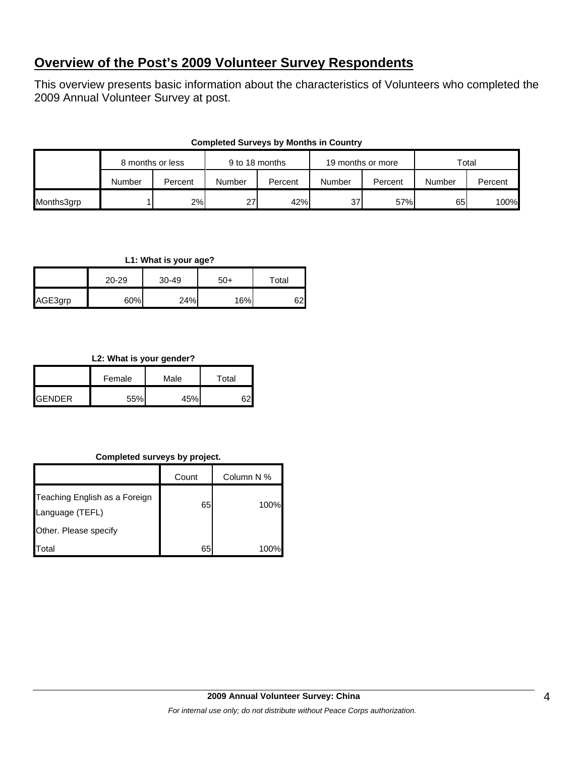## Overview of the Post's 2009 Volunteer Survey Respondents

This overview presents basic information about the characteristics of Volunteers who completed the 2009 Annual Volunteer Survey at post.

**Completed Surveys by Months in Country**

| | 8 months or less | | 9 to 18 months | | 19 months or more | | Total | |
|---|---|---|---|---|---|---|---|---|
| | Number | Percent | Number | Percent | Number | Percent | Number | Percent |
| Months3grp | 1 | 2% | 27 | 42% | 37 | 57% | 65 | 100% |

**L1: What is your age?**

| | 20-29 | 30-49 | 50+ | Total |
|---|---|---|---|---|
| AGE3grp | 60% | 24% | 16% | 62 |

**L2: What is your gender?**

| | Female | Male | Total |
|---|---|---|---|
| GENDER | 55% | 45% | 62 |

**Completed surveys by project.**

| | Count | Column N % |
|---|---|---|
| Teaching English as a Foreign Language (TEFL) | 65 | 100% |
| Other. Please specify | | |
| Total | 65 | 100% |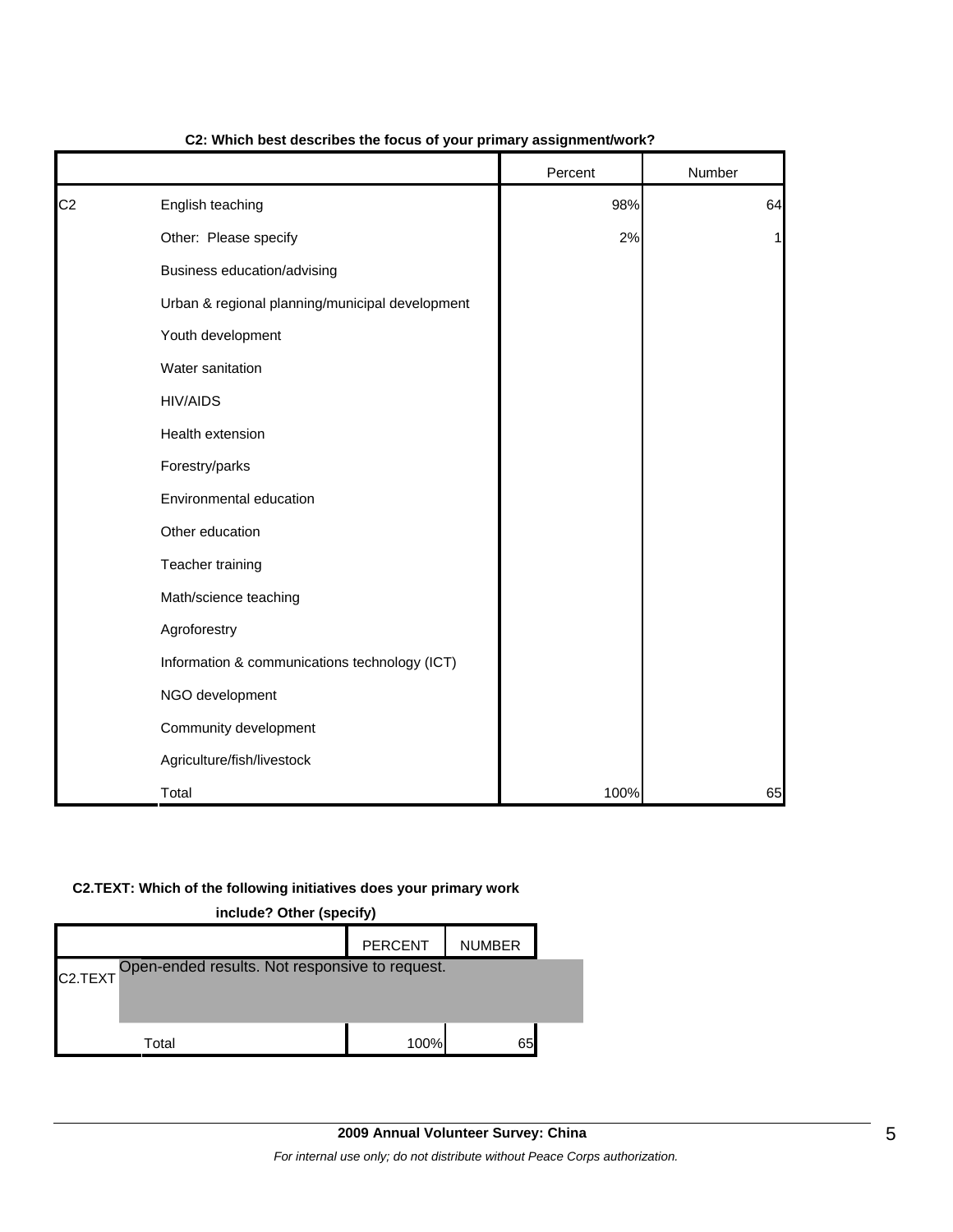**C2: Which best describes the focus of your primary assignment/work?**

| | | Percent | Number |
|---|---|---|---|
| C2 | English teaching | 98% | 64 |
| | Other: Please specify | 2% | 1 |
| | Business education/advising | | |
| | Urban & regional planning/municipal development | | |
| | Youth development | | |
| | Water sanitation | | |
| | HIV/AIDS | | |
| | Health extension | | |
| | Forestry/parks | | |
| | Environmental education | | |
| | Other education | | |
| | Teacher training | | |
| | Math/science teaching | | |
| | Agroforestry | | |
| | Information & communications technology (ICT) | | |
| | NGO development | | |
| | Community development | | |
| | Agriculture/fish/livestock | | |
| | Total | 100% | 65 |

**C2.TEXT: Which of the following initiatives does your primary work include? Other (specify)**

| | | PERCENT | NUMBER |
|---|---|---|---|
| C2.TEXT | Open-ended results. Not responsive to request. | | |
| | Total | 100% | 65 |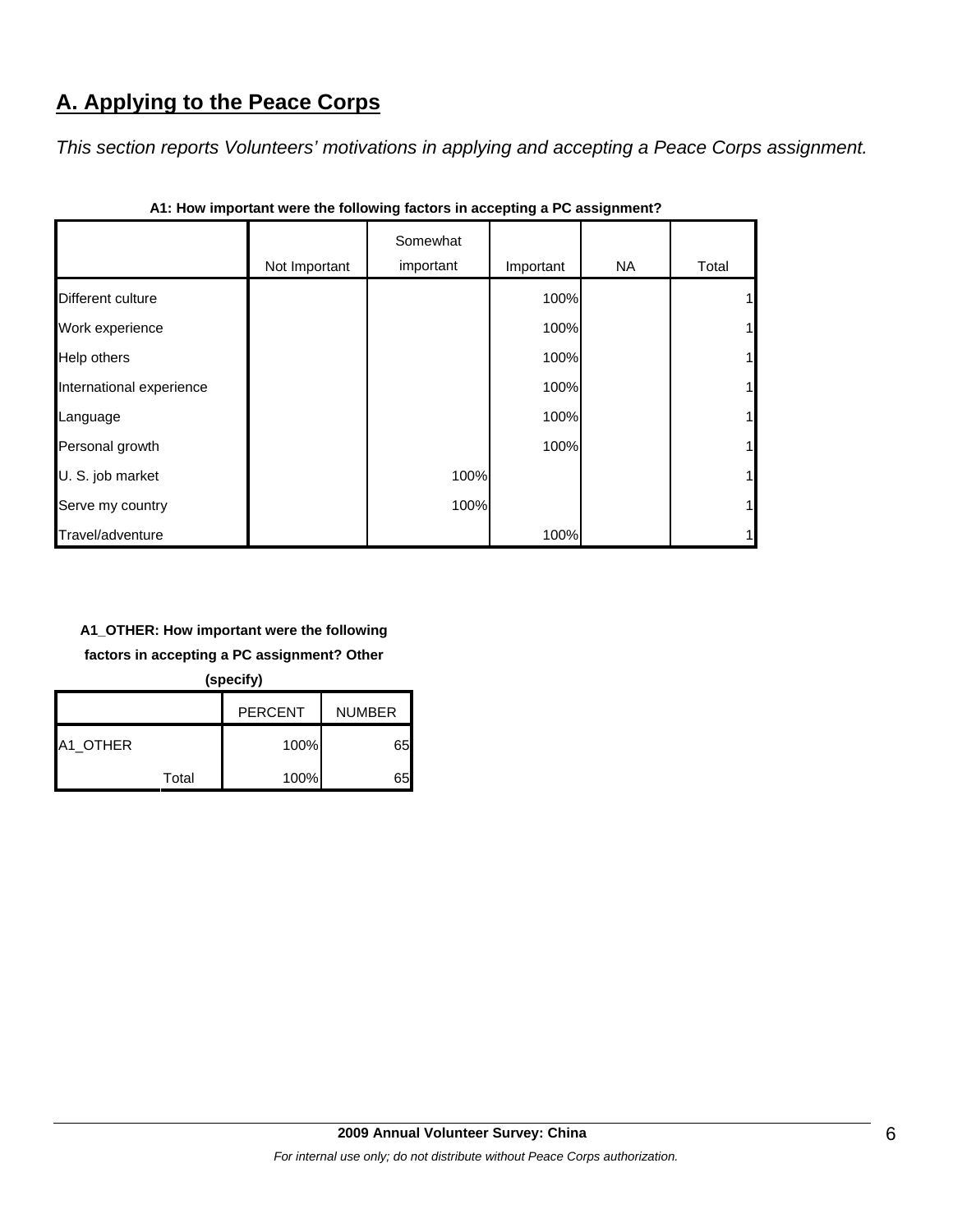## A. Applying to the Peace Corps

*This section reports Volunteers' motivations in applying and accepting a Peace Corps assignment.*

**A1: How important were the following factors in accepting a PC assignment?**

| | Not Important | Somewhat important | Important | NA | Total |
|---|---|---|---|---|---|
| Different culture | | | 100% | | 1 |
| Work experience | | | 100% | | 1 |
| Help others | | | 100% | | 1 |
| International experience | | | 100% | | 1 |
| Language | | | 100% | | 1 |
| Personal growth | | | 100% | | 1 |
| U. S. job market | | 100% | | | 1 |
| Serve my country | | 100% | | | 1 |
| Travel/adventure | | | 100% | | 1 |

**A1_OTHER: How important were the following factors in accepting a PC assignment? Other (specify)**

| | | PERCENT | NUMBER |
|---|---|---|---|
| A1_OTHER | | 100% | 65 |
| | Total | 100% | 65 |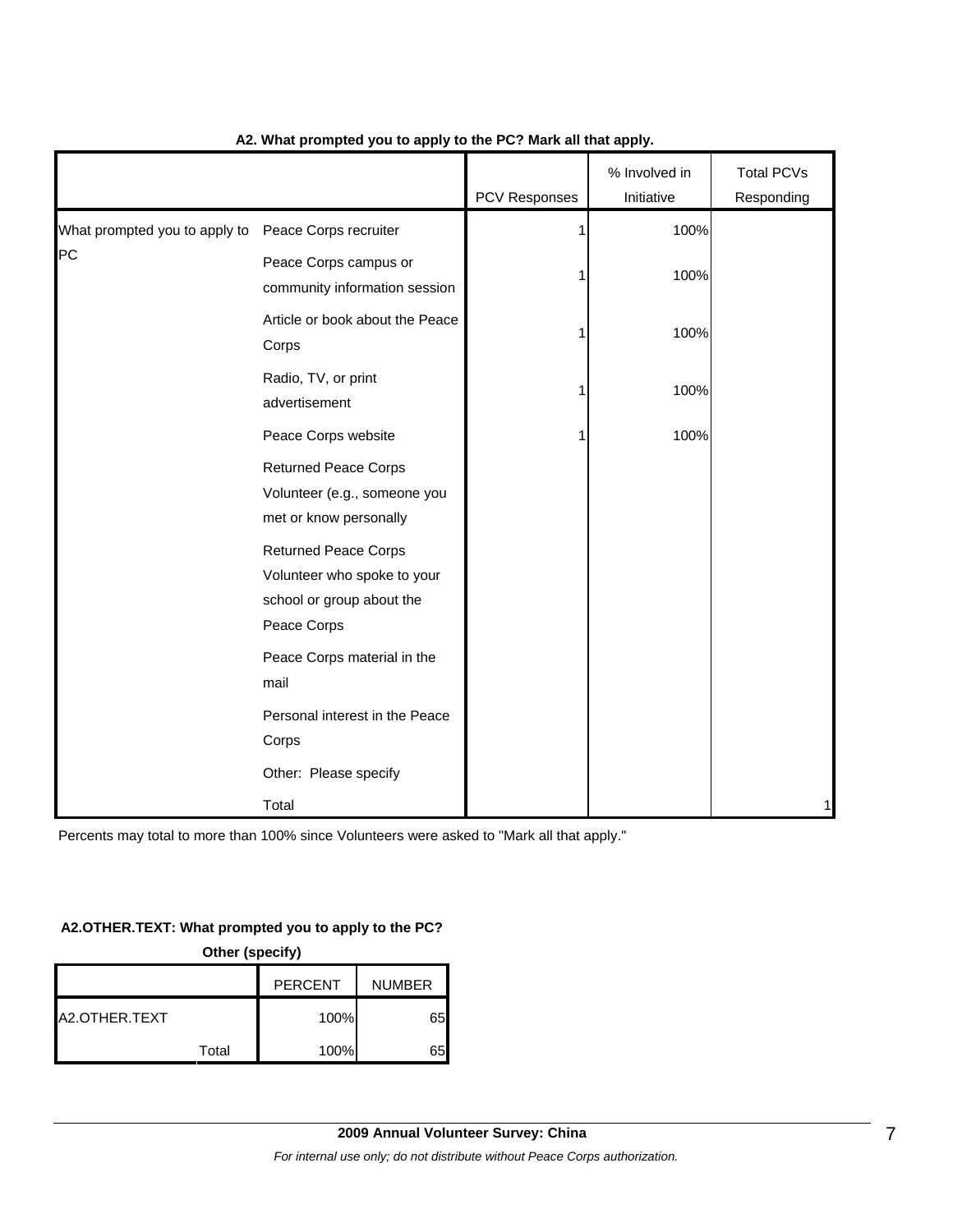**A2. What prompted you to apply to the PC? Mark all that apply.**

| | | PCV Responses | % Involved in Initiative | Total PCVs Responding |
|---|---|---|---|---|
| What prompted you to apply to PC | Peace Corps recruiter | 1 | 100% | |
| | Peace Corps campus or community information session | 1 | 100% | |
| | Article or book about the Peace Corps | 1 | 100% | |
| | Radio, TV, or print advertisement | 1 | 100% | |
| | Peace Corps website | 1 | 100% | |
| | Returned Peace Corps Volunteer (e.g., someone you met or know personally | | | |
| | Returned Peace Corps Volunteer who spoke to your school or group about the Peace Corps | | | |
| | Peace Corps material in the mail | | | |
| | Personal interest in the Peace Corps | | | |
| | Other: Please specify | | | |
| | Total | | | 1 |

Percents may total to more than 100% since Volunteers were asked to "Mark all that apply."

**A2.OTHER.TEXT: What prompted you to apply to the PC? Other (specify)**

| | | PERCENT | NUMBER |
|---|---|---|---|
| A2.OTHER.TEXT | | 100% | 65 |
| | Total | 100% | 65 |

**2009 Annual Volunteer Survey: China**

*For internal use only; do not distribute without Peace Corps authorization.*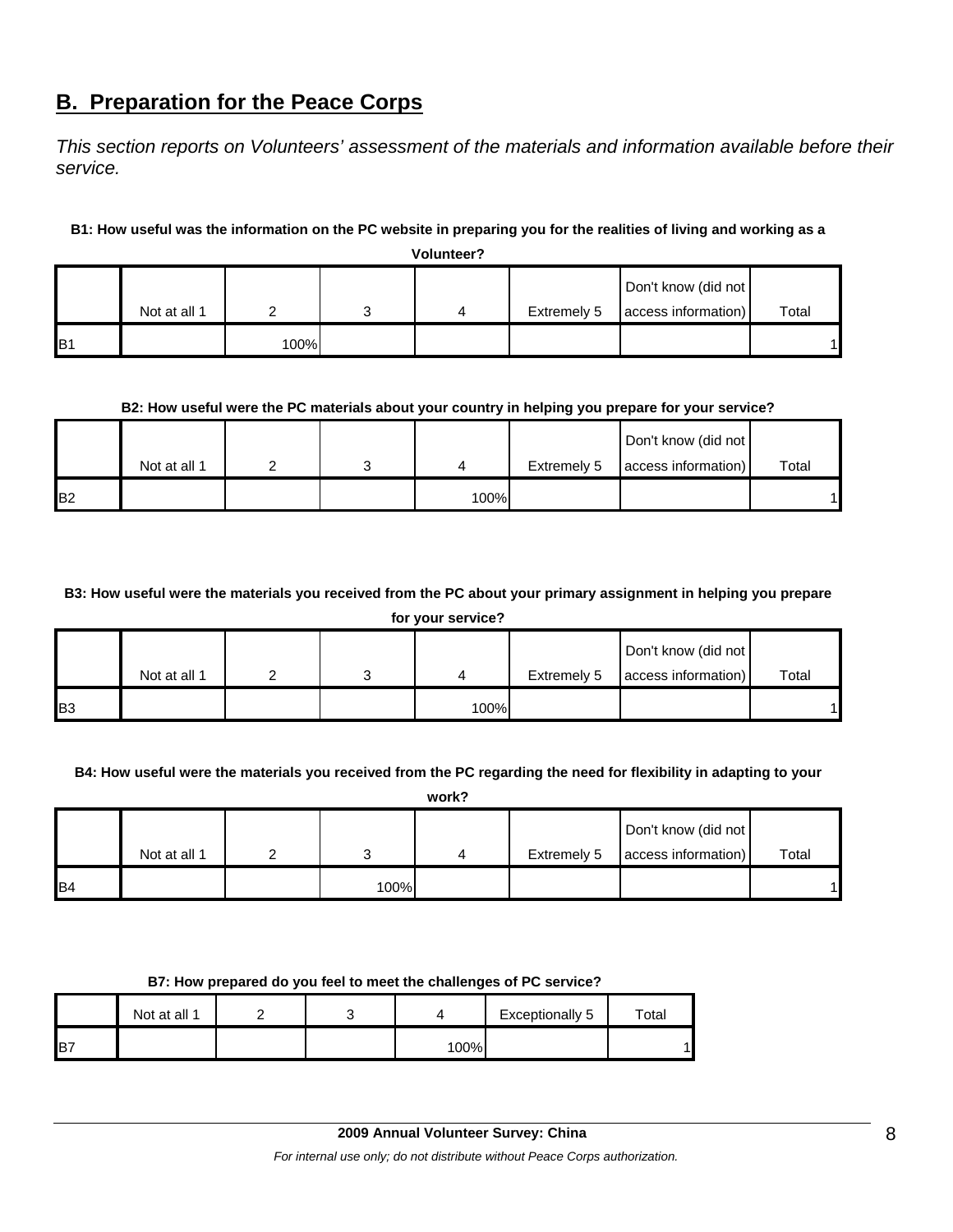## B. Preparation for the Peace Corps

*This section reports on Volunteers' assessment of the materials and information available before their service.*

**B1: How useful was the information on the PC website in preparing you for the realities of living and working as a Volunteer?**

| | Not at all 1 | 2 | 3 | 4 | Extremely 5 | Don't know (did not access information) | Total |
|---|---|---|---|---|---|---|---|
| B1 | | 100% | | | | | 1 |

**B2: How useful were the PC materials about your country in helping you prepare for your service?**

| | Not at all 1 | 2 | 3 | 4 | Extremely 5 | Don't know (did not access information) | Total |
|---|---|---|---|---|---|---|---|
| B2 | | | | 100% | | | 1 |

**B3: How useful were the materials you received from the PC about your primary assignment in helping you prepare for your service?**

| | Not at all 1 | 2 | 3 | 4 | Extremely 5 | Don't know (did not access information) | Total |
|---|---|---|---|---|---|---|---|
| B3 | | | | 100% | | | 1 |

**B4: How useful were the materials you received from the PC regarding the need for flexibility in adapting to your work?**

| | Not at all 1 | 2 | 3 | 4 | Extremely 5 | Don't know (did not access information) | Total |
|---|---|---|---|---|---|---|---|
| B4 | | | 100% | | | | 1 |

**B7: How prepared do you feel to meet the challenges of PC service?**

| | Not at all 1 | 2 | 3 | 4 | Exceptionally 5 | Total |
|---|---|---|---|---|---|---|
| B7 | | | | 100% | | 1 |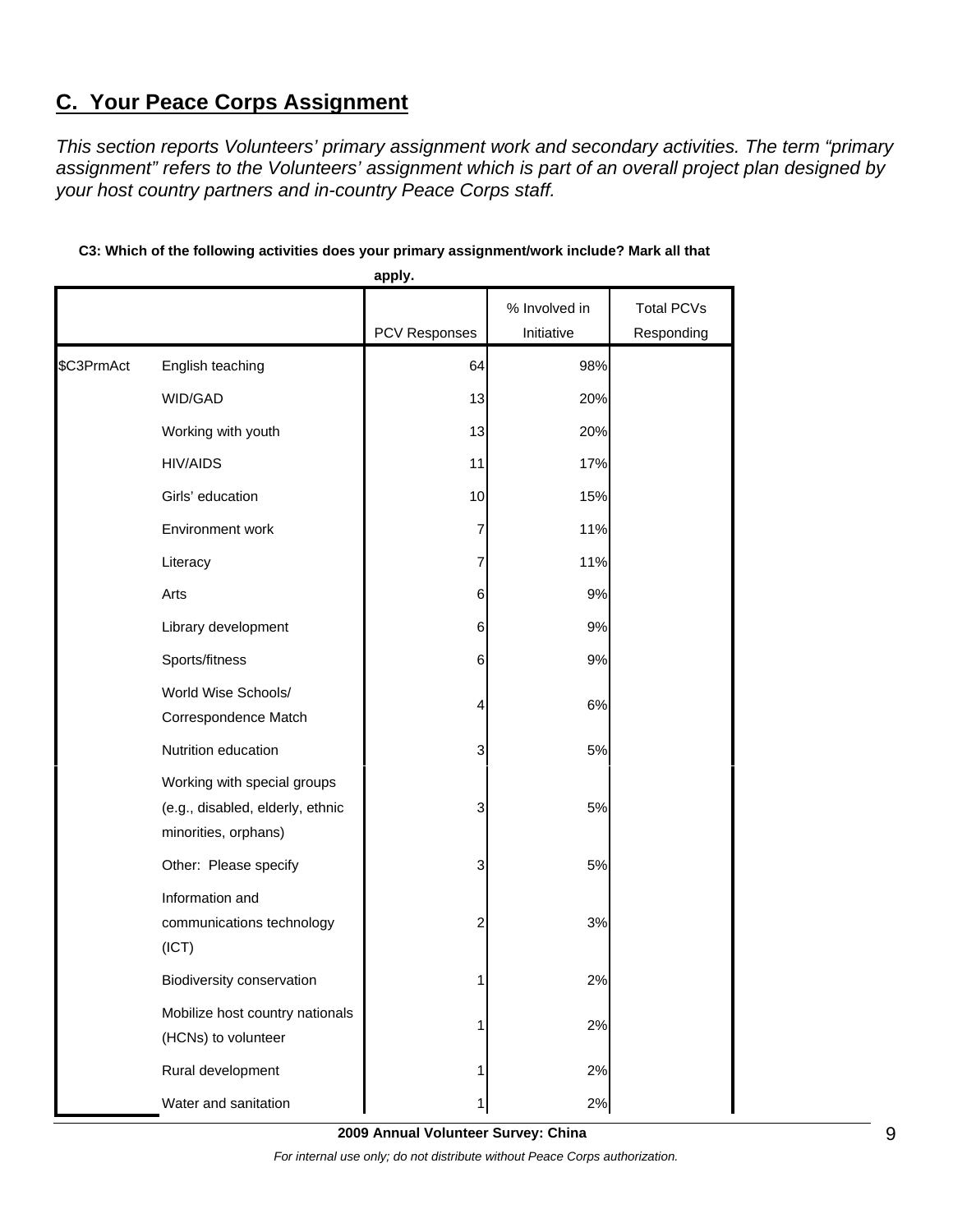## C. Your Peace Corps Assignment

*This section reports Volunteers' primary assignment work and secondary activities. The term "primary assignment" refers to the Volunteers' assignment which is part of an overall project plan designed by your host country partners and in-country Peace Corps staff.*

**C3: Which of the following activities does your primary assignment/work include? Mark all that apply.**

| | | PCV Responses | % Involved in Initiative | Total PCVs Responding |
|---|---|---|---|---|
| $C3PrmAct | English teaching | 64 | 98% | |
| | WID/GAD | 13 | 20% | |
| | Working with youth | 13 | 20% | |
| | HIV/AIDS | 11 | 17% | |
| | Girls' education | 10 | 15% | |
| | Environment work | 7 | 11% | |
| | Literacy | 7 | 11% | |
| | Arts | 6 | 9% | |
| | Library development | 6 | 9% | |
| | Sports/fitness | 6 | 9% | |
| | World Wise Schools/ Correspondence Match | 4 | 6% | |
| | Nutrition education | 3 | 5% | |
| | Working with special groups (e.g., disabled, elderly, ethnic minorities, orphans) | 3 | 5% | |
| | Other: Please specify | 3 | 5% | |
| | Information and communications technology (ICT) | 2 | 3% | |
| | Biodiversity conservation | 1 | 2% | |
| | Mobilize host country nationals (HCNs) to volunteer | 1 | 2% | |
| | Rural development | 1 | 2% | |
| | Water and sanitation | 1 | 2% | |

**2009 Annual Volunteer Survey: China**

*For internal use only; do not distribute without Peace Corps authorization.*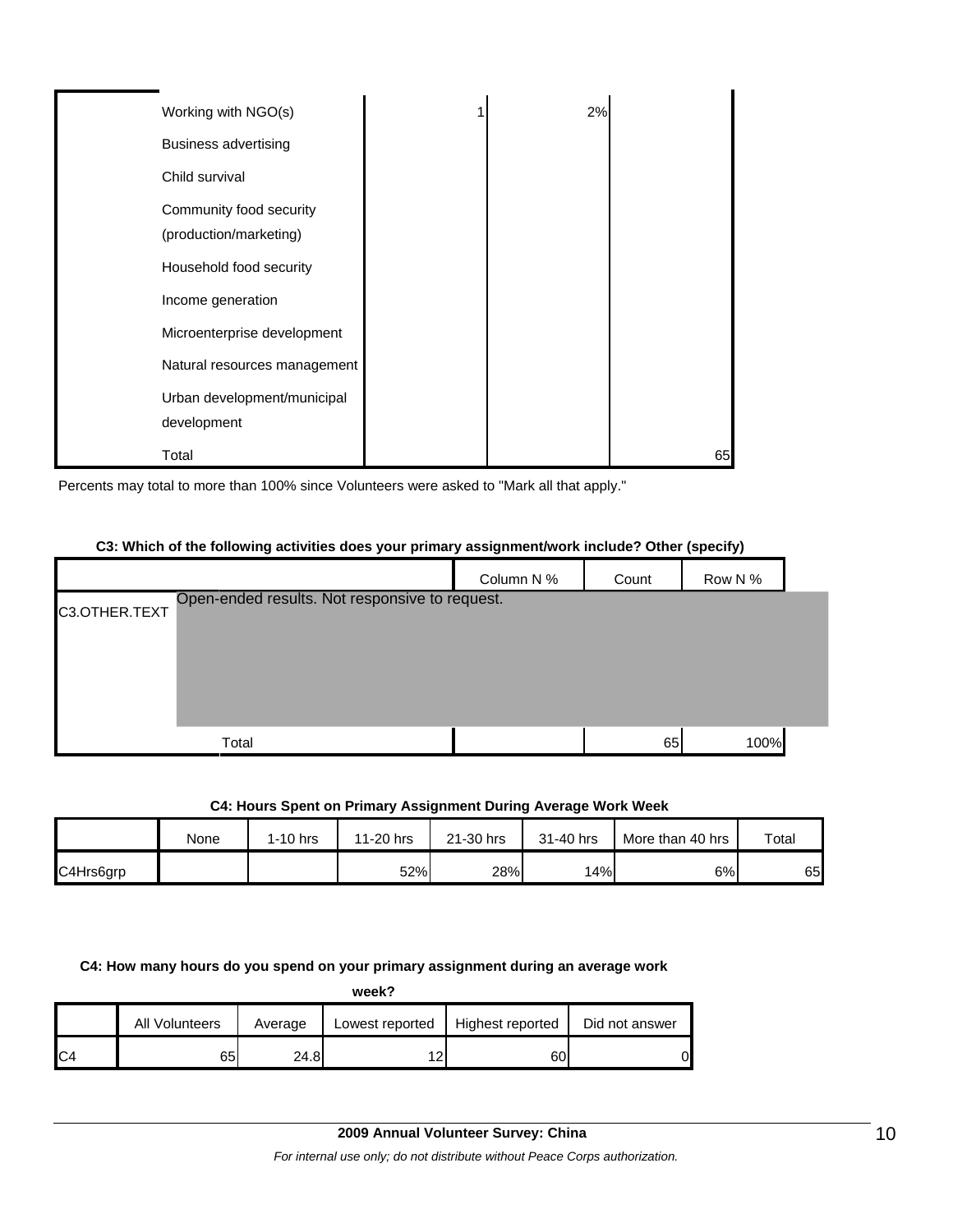| | | | |
|---|---|---|---|
| Working with NGO(s) | 1 | 2% | |
| Business advertising | | | |
| Child survival | | | |
| Community food security (production/marketing) | | | |
| Household food security | | | |
| Income generation | | | |
| Microenterprise development | | | |
| Natural resources management | | | |
| Urban development/municipal development | | | |
| Total | | | 65 |

Percents may total to more than 100% since Volunteers were asked to "Mark all that apply."

**C3: Which of the following activities does your primary assignment/work include? Other (specify)**

| | | Column N % | Count | Row N % |
|---|---|---|---|---|
| C3.OTHER.TEXT | Open-ended results. Not responsive to request. | | | |
| | Total | | 65 | 100% |

**C4: Hours Spent on Primary Assignment During Average Work Week**

| | None | 1-10 hrs | 11-20 hrs | 21-30 hrs | 31-40 hrs | More than 40 hrs | Total |
|---|---|---|---|---|---|---|---|
| C4Hrs6grp | | | 52% | 28% | 14% | 6% | 65 |

**C4: How many hours do you spend on your primary assignment during an average work week?**

| | All Volunteers | Average | Lowest reported | Highest reported | Did not answer |
|---|---|---|---|---|---|
| C4 | 65 | 24.8 | 12 | 60 | 0 |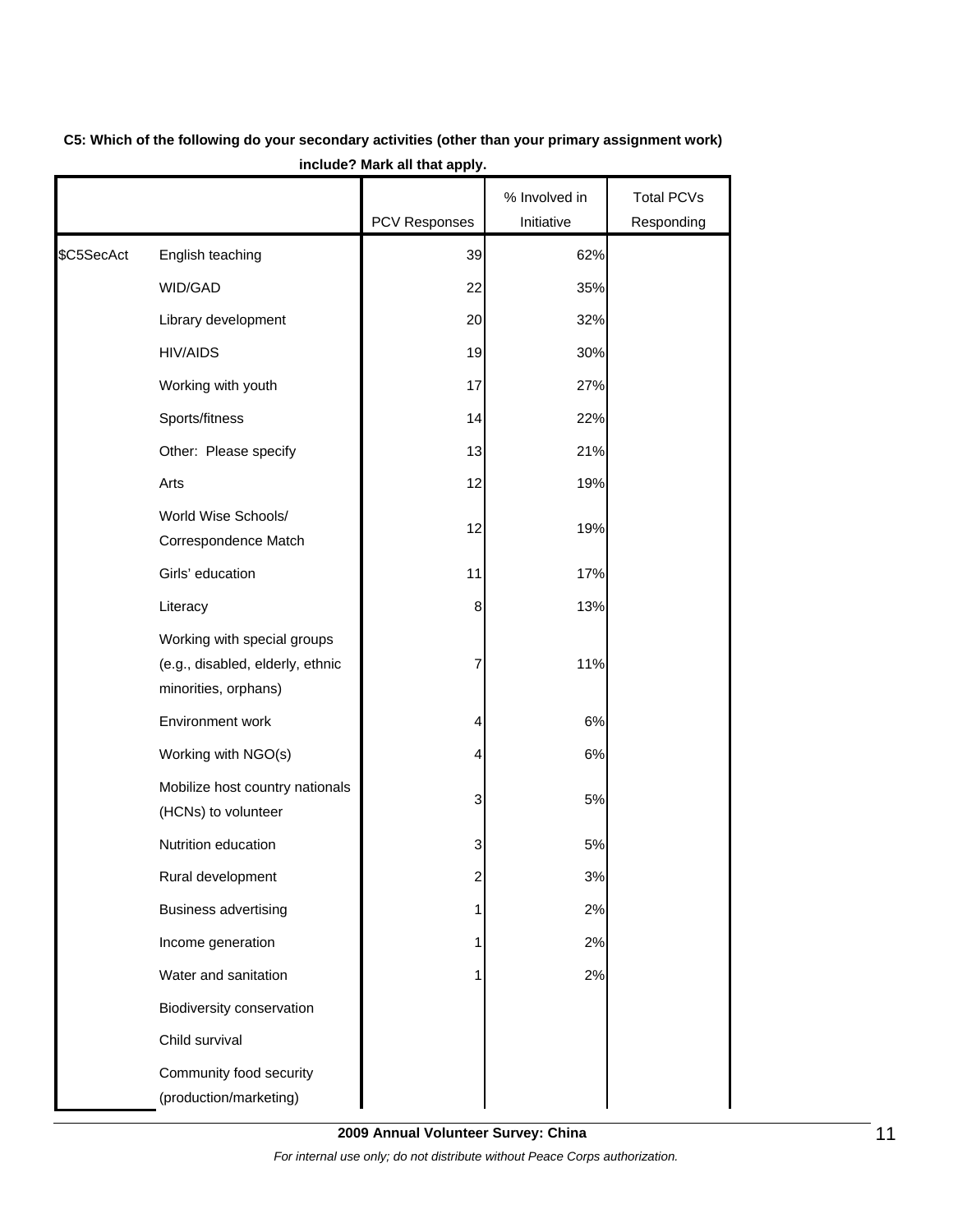**C5: Which of the following do your secondary activities (other than your primary assignment work) include? Mark all that apply.**

| | | PCV Responses | % Involved in Initiative | Total PCVs Responding |
|---|---|---|---|---|
| $C5SecAct | English teaching | 39 | 62% | |
| | WID/GAD | 22 | 35% | |
| | Library development | 20 | 32% | |
| | HIV/AIDS | 19 | 30% | |
| | Working with youth | 17 | 27% | |
| | Sports/fitness | 14 | 22% | |
| | Other: Please specify | 13 | 21% | |
| | Arts | 12 | 19% | |
| | World Wise Schools/ Correspondence Match | 12 | 19% | |
| | Girls' education | 11 | 17% | |
| | Literacy | 8 | 13% | |
| | Working with special groups (e.g., disabled, elderly, ethnic minorities, orphans) | 7 | 11% | |
| | Environment work | 4 | 6% | |
| | Working with NGO(s) | 4 | 6% | |
| | Mobilize host country nationals (HCNs) to volunteer | 3 | 5% | |
| | Nutrition education | 3 | 5% | |
| | Rural development | 2 | 3% | |
| | Business advertising | 1 | 2% | |
| | Income generation | 1 | 2% | |
| | Water and sanitation | 1 | 2% | |
| | Biodiversity conservation | | | |
| | Child survival | | | |
| | Community food security (production/marketing) | | | |

**2009 Annual Volunteer Survey: China**

*For internal use only; do not distribute without Peace Corps authorization.*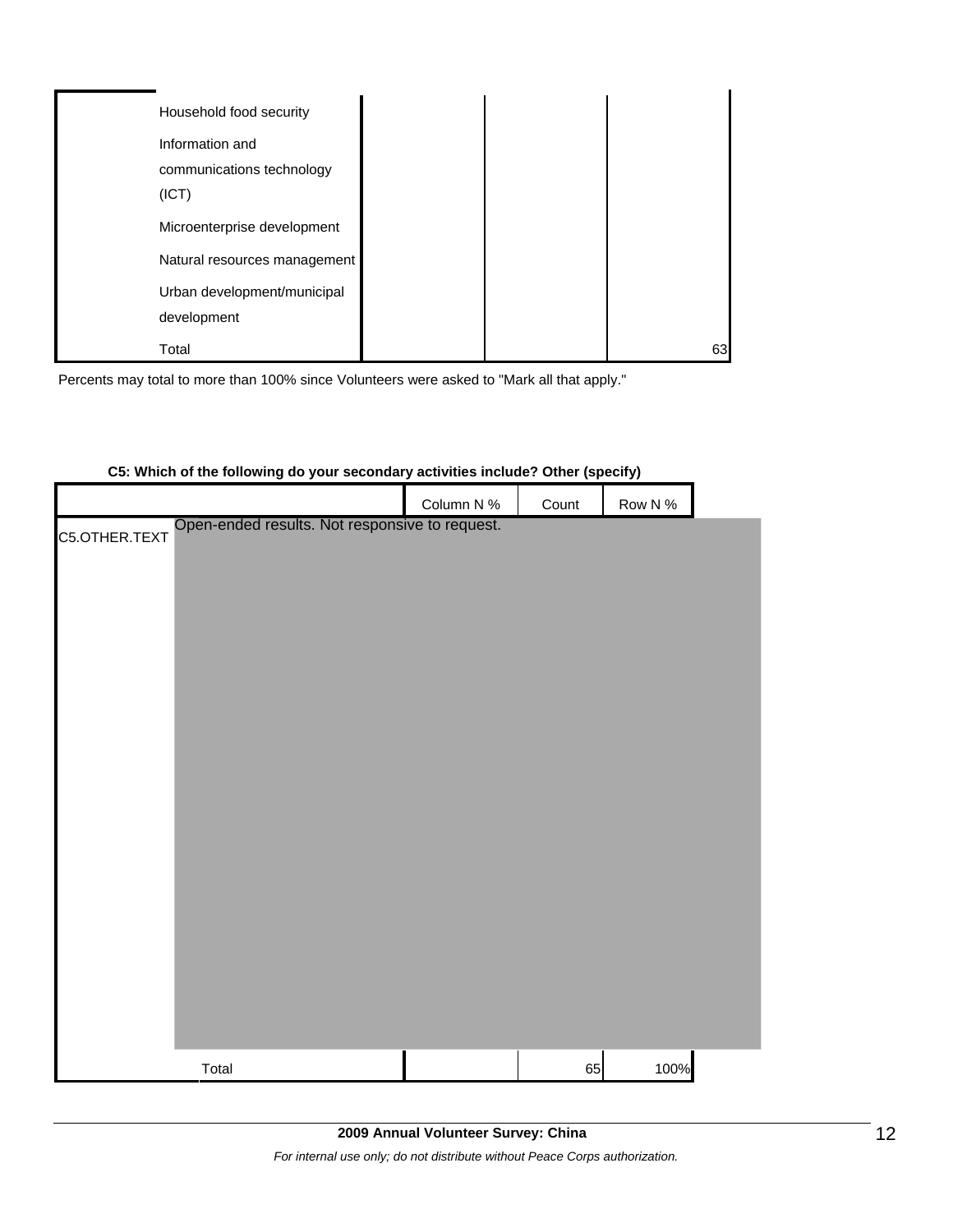| | | | | |
|---|---|---|---|---|
| | Household food security | | | |
| | Information and communications technology (ICT) | | | |
| | Microenterprise development | | | |
| | Natural resources management | | | |
| | Urban development/municipal development | | | |
| | Total | | | 63 |

Percents may total to more than 100% since Volunteers were asked to "Mark all that apply."

**C5: Which of the following do your secondary activities include? Other (specify)**

| | | Column N % | Count | Row N % |
|---|---|---|---|---|
| C5.OTHER.TEXT | Open-ended results. Not responsive to request. | | | |
| | Total | | 65 | 100% |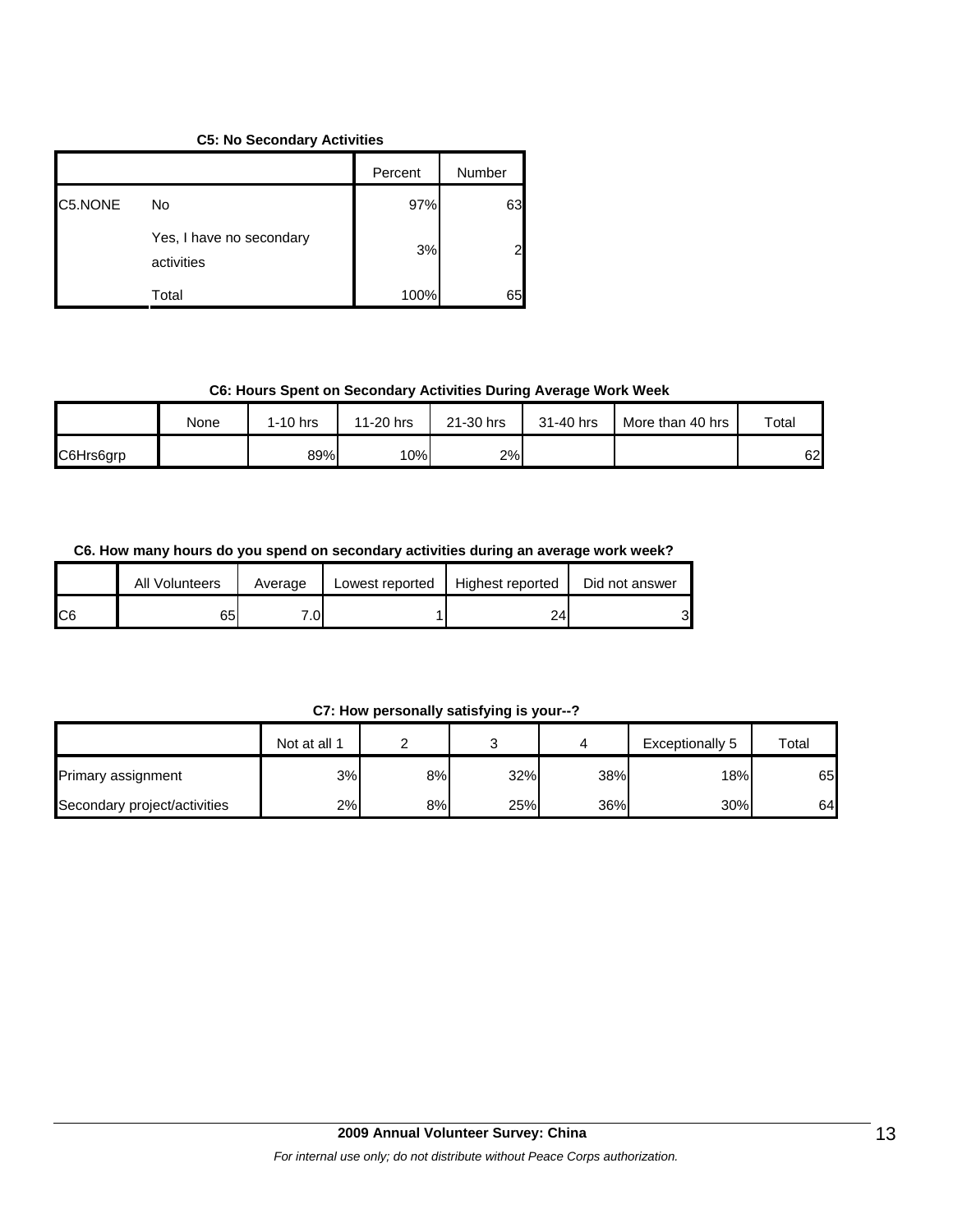**C5: No Secondary Activities**

| | | Percent | Number |
|---|---|---|---|
| C5.NONE | No | 97% | 63 |
| | Yes, I have no secondary activities | 3% | 2 |
| | Total | 100% | 65 |

**C6: Hours Spent on Secondary Activities During Average Work Week**

| | None | 1-10 hrs | 11-20 hrs | 21-30 hrs | 31-40 hrs | More than 40 hrs | Total |
|---|---|---|---|---|---|---|---|
| C6Hrs6grp | | 89% | 10% | 2% | | | 62 |

**C6. How many hours do you spend on secondary activities during an average work week?**

| | All Volunteers | Average | Lowest reported | Highest reported | Did not answer |
|---|---|---|---|---|---|
| C6 | 65 | 7.0 | 1 | 24 | 3 |

**C7: How personally satisfying is your--?**

| | Not at all 1 | 2 | 3 | 4 | Exceptionally 5 | Total |
|---|---|---|---|---|---|---|
| Primary assignment | 3% | 8% | 32% | 38% | 18% | 65 |
| Secondary project/activities | 2% | 8% | 25% | 36% | 30% | 64 |

**2009 Annual Volunteer Survey: China**

*For internal use only; do not distribute without Peace Corps authorization.*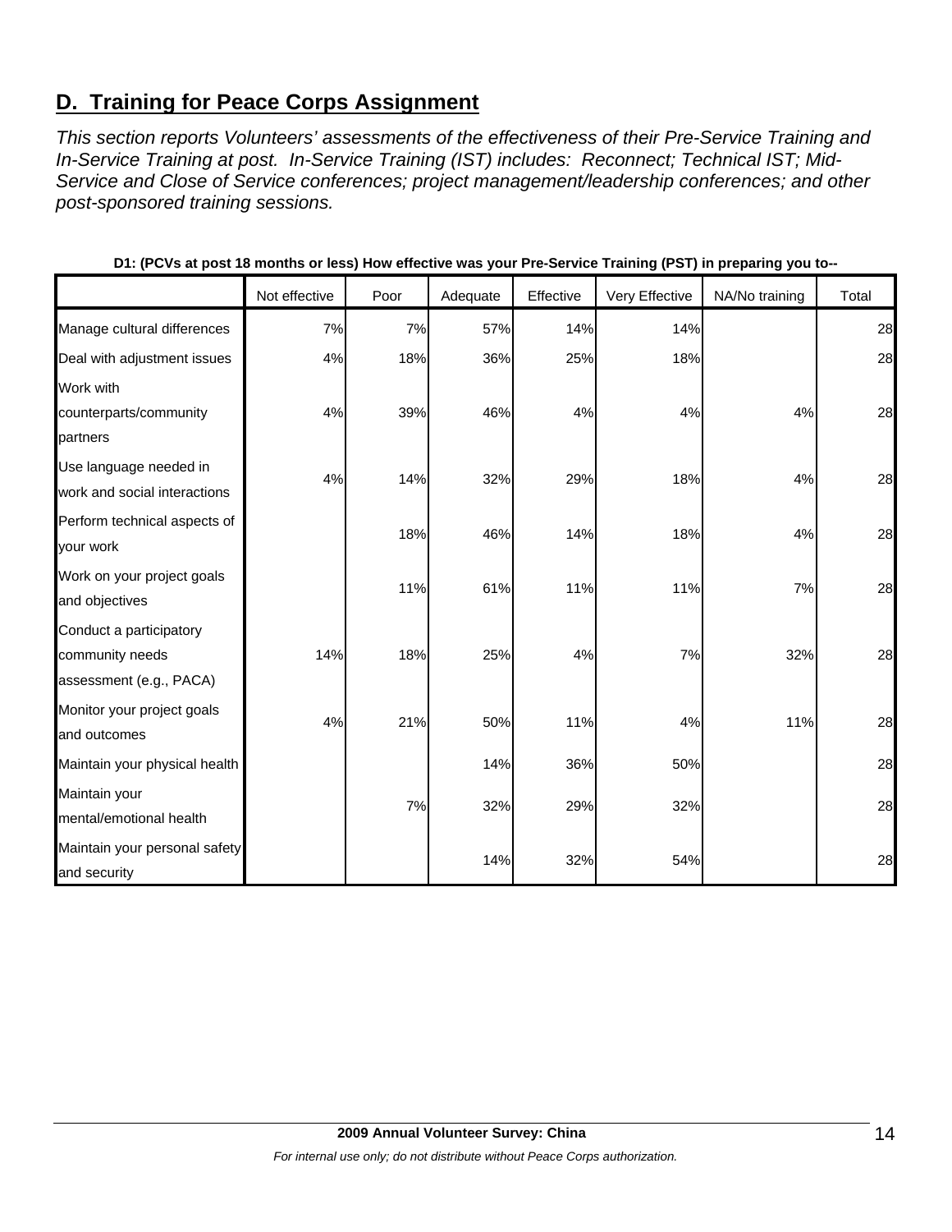## D. Training for Peace Corps Assignment

*This section reports Volunteers' assessments of the effectiveness of their Pre-Service Training and In-Service Training at post. In-Service Training (IST) includes: Reconnect; Technical IST; Mid-Service and Close of Service conferences; project management/leadership conferences; and other post-sponsored training sessions.*

**D1: (PCVs at post 18 months or less) How effective was your Pre-Service Training (PST) in preparing you to--**

| | Not effective | Poor | Adequate | Effective | Very Effective | NA/No training | Total |
|---|---|---|---|---|---|---|---|
| Manage cultural differences | 7% | 7% | 57% | 14% | 14% | | 28 |
| Deal with adjustment issues | 4% | 18% | 36% | 25% | 18% | | 28 |
| Work with counterparts/community partners | 4% | 39% | 46% | 4% | 4% | 4% | 28 |
| Use language needed in work and social interactions | 4% | 14% | 32% | 29% | 18% | 4% | 28 |
| Perform technical aspects of your work | | 18% | 46% | 14% | 18% | 4% | 28 |
| Work on your project goals and objectives | | 11% | 61% | 11% | 11% | 7% | 28 |
| Conduct a participatory community needs assessment (e.g., PACA) | 14% | 18% | 25% | 4% | 7% | 32% | 28 |
| Monitor your project goals and outcomes | 4% | 21% | 50% | 11% | 4% | 11% | 28 |
| Maintain your physical health | | | 14% | 36% | 50% | | 28 |
| Maintain your mental/emotional health | | 7% | 32% | 29% | 32% | | 28 |
| Maintain your personal safety and security | | | 14% | 32% | 54% | | 28 |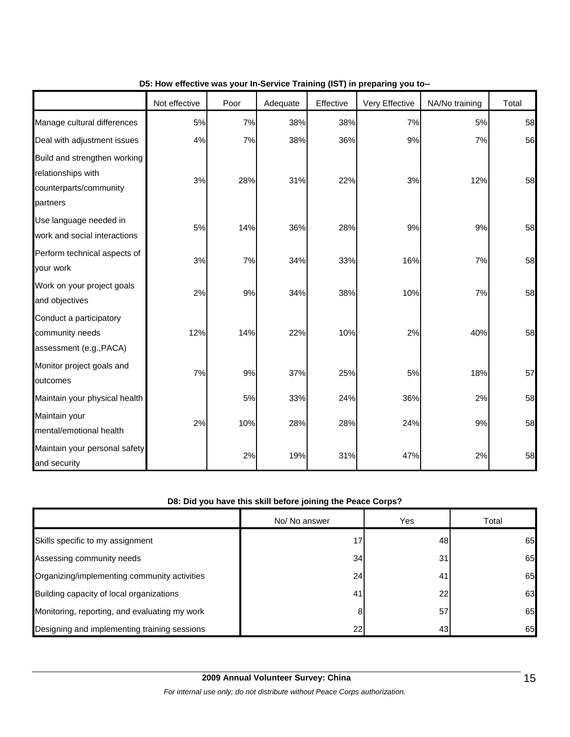**D5: How effective was your In-Service Training (IST) in preparing you to--**

| | Not effective | Poor | Adequate | Effective | Very Effective | NA/No training | Total |
|---|---|---|---|---|---|---|---|
| Manage cultural differences | 5% | 7% | 38% | 38% | 7% | 5% | 58 |
| Deal with adjustment issues | 4% | 7% | 38% | 36% | 9% | 7% | 56 |
| Build and strengthen working relationships with counterparts/community partners | 3% | 28% | 31% | 22% | 3% | 12% | 58 |
| Use language needed in work and social interactions | 5% | 14% | 36% | 28% | 9% | 9% | 58 |
| Perform technical aspects of your work | 3% | 7% | 34% | 33% | 16% | 7% | 58 |
| Work on your project goals and objectives | 2% | 9% | 34% | 38% | 10% | 7% | 58 |
| Conduct a participatory community needs assessment (e.g.,PACA) | 12% | 14% | 22% | 10% | 2% | 40% | 58 |
| Monitor project goals and outcomes | 7% | 9% | 37% | 25% | 5% | 18% | 57 |
| Maintain your physical health | | 5% | 33% | 24% | 36% | 2% | 58 |
| Maintain your mental/emotional health | 2% | 10% | 28% | 28% | 24% | 9% | 58 |
| Maintain your personal safety and security | | 2% | 19% | 31% | 47% | 2% | 58 |

**D8: Did you have this skill before joining the Peace Corps?**

| | No/ No answer | Yes | Total |
|---|---|---|---|
| Skills specific to my assignment | 17 | 48 | 65 |
| Assessing community needs | 34 | 31 | 65 |
| Organizing/implementing community activities | 24 | 41 | 65 |
| Building capacity of local organizations | 41 | 22 | 63 |
| Monitoring, reporting, and evaluating my work | 8 | 57 | 65 |
| Designing and implementing training sessions | 22 | 43 | 65 |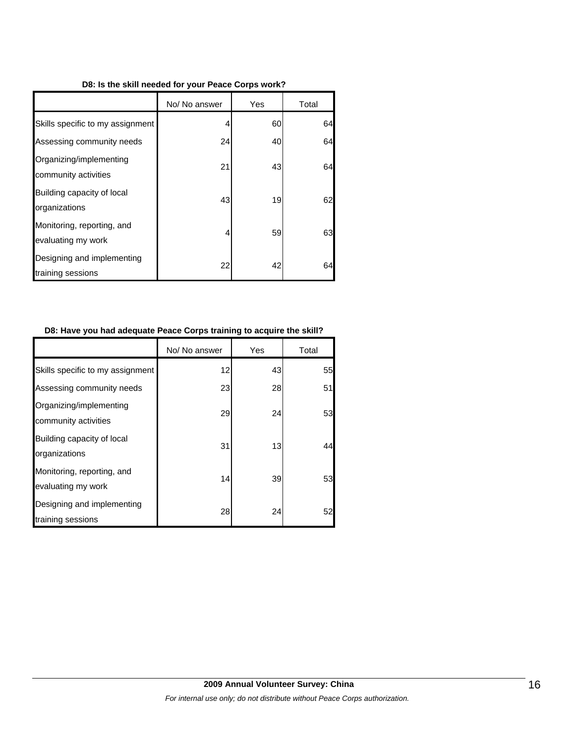**D8: Is the skill needed for your Peace Corps work?**

| | No/ No answer | Yes | Total |
|---|---|---|---|
| Skills specific to my assignment | 4 | 60 | 64 |
| Assessing community needs | 24 | 40 | 64 |
| Organizing/implementing community activities | 21 | 43 | 64 |
| Building capacity of local organizations | 43 | 19 | 62 |
| Monitoring, reporting, and evaluating my work | 4 | 59 | 63 |
| Designing and implementing training sessions | 22 | 42 | 64 |

**D8: Have you had adequate Peace Corps training to acquire the skill?**

| | No/ No answer | Yes | Total |
|---|---|---|---|
| Skills specific to my assignment | 12 | 43 | 55 |
| Assessing community needs | 23 | 28 | 51 |
| Organizing/implementing community activities | 29 | 24 | 53 |
| Building capacity of local organizations | 31 | 13 | 44 |
| Monitoring, reporting, and evaluating my work | 14 | 39 | 53 |
| Designing and implementing training sessions | 28 | 24 | 52 |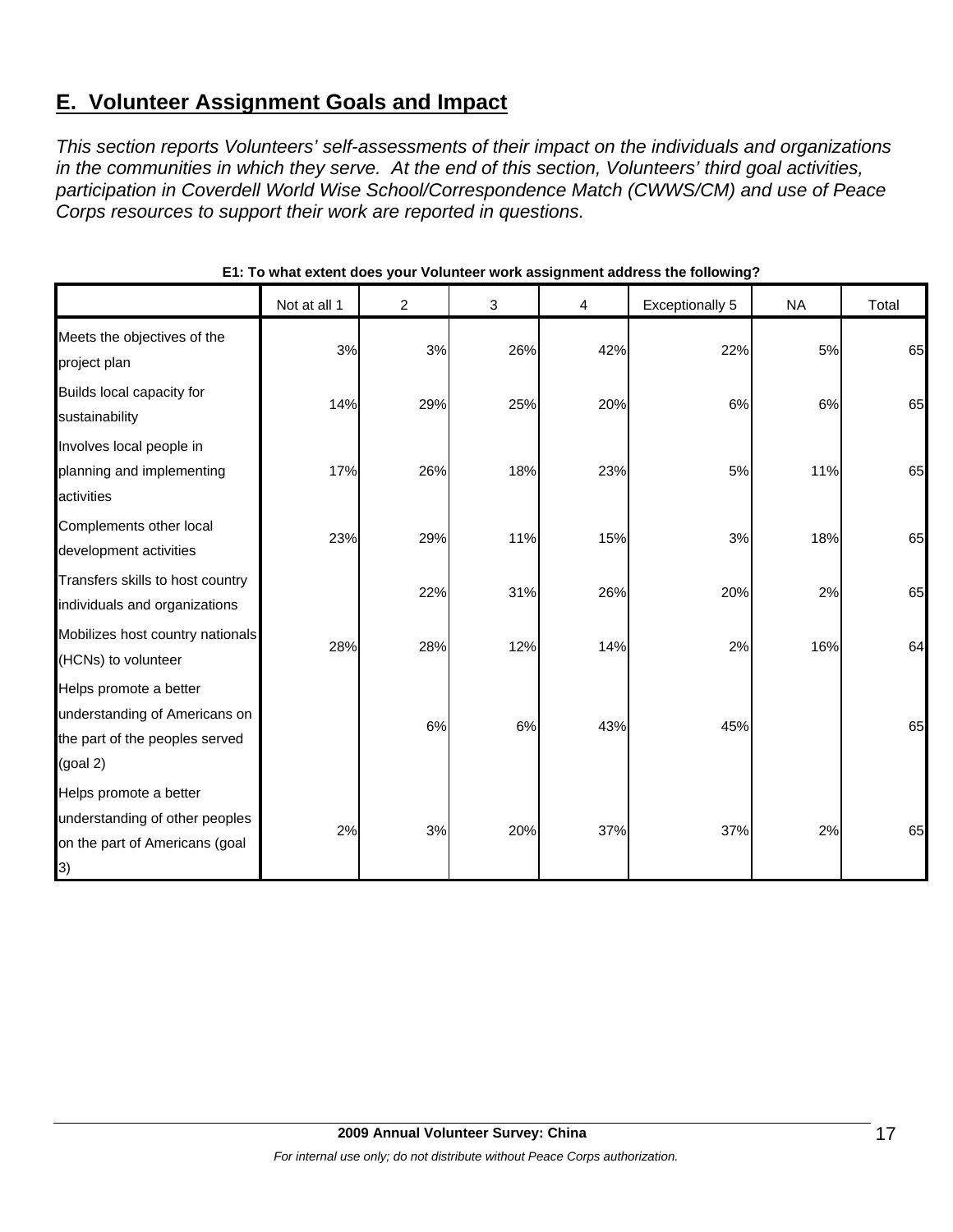## E. Volunteer Assignment Goals and Impact

*This section reports Volunteers' self-assessments of their impact on the individuals and organizations in the communities in which they serve. At the end of this section, Volunteers' third goal activities, participation in Coverdell World Wise School/Correspondence Match (CWWS/CM) and use of Peace Corps resources to support their work are reported in questions.*

**E1: To what extent does your Volunteer work assignment address the following?**

| | Not at all 1 | 2 | 3 | 4 | Exceptionally 5 | NA | Total |
|---|---|---|---|---|---|---|---|
| Meets the objectives of the project plan | 3% | 3% | 26% | 42% | 22% | 5% | 65 |
| Builds local capacity for sustainability | 14% | 29% | 25% | 20% | 6% | 6% | 65 |
| Involves local people in planning and implementing activities | 17% | 26% | 18% | 23% | 5% | 11% | 65 |
| Complements other local development activities | 23% | 29% | 11% | 15% | 3% | 18% | 65 |
| Transfers skills to host country individuals and organizations | | 22% | 31% | 26% | 20% | 2% | 65 |
| Mobilizes host country nationals (HCNs) to volunteer | 28% | 28% | 12% | 14% | 2% | 16% | 64 |
| Helps promote a better understanding of Americans on the part of the peoples served (goal 2) | | 6% | 6% | 43% | 45% | | 65 |
| Helps promote a better understanding of other peoples on the part of Americans (goal 3) | 2% | 3% | 20% | 37% | 37% | 2% | 65 |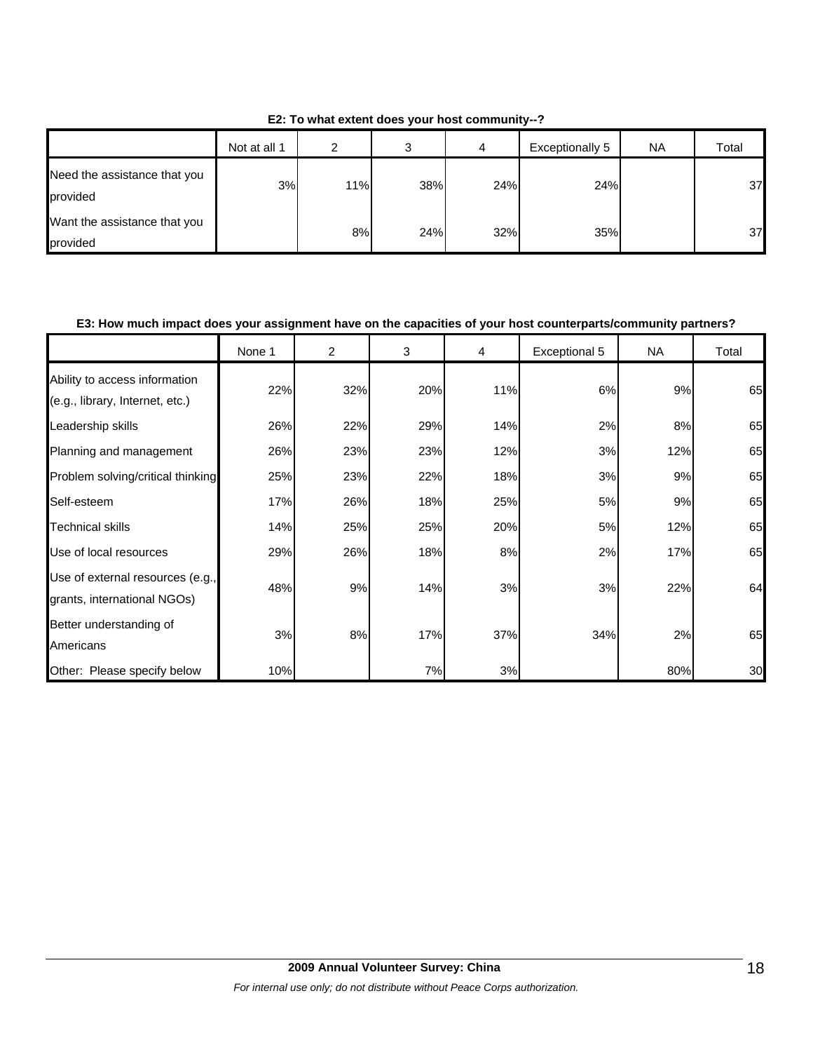**E2: To what extent does your host community--?**

| | Not at all 1 | 2 | 3 | 4 | Exceptionally 5 | NA | Total |
|---|---|---|---|---|---|---|---|
| Need the assistance that you provided | 3% | 11% | 38% | 24% | 24% | | 37 |
| Want the assistance that you provided | | 8% | 24% | 32% | 35% | | 37 |

**E3: How much impact does your assignment have on the capacities of your host counterparts/community partners?**

| | None 1 | 2 | 3 | 4 | Exceptional 5 | NA | Total |
|---|---|---|---|---|---|---|---|
| Ability to access information (e.g., library, Internet, etc.) | 22% | 32% | 20% | 11% | 6% | 9% | 65 |
| Leadership skills | 26% | 22% | 29% | 14% | 2% | 8% | 65 |
| Planning and management | 26% | 23% | 23% | 12% | 3% | 12% | 65 |
| Problem solving/critical thinking | 25% | 23% | 22% | 18% | 3% | 9% | 65 |
| Self-esteem | 17% | 26% | 18% | 25% | 5% | 9% | 65 |
| Technical skills | 14% | 25% | 25% | 20% | 5% | 12% | 65 |
| Use of local resources | 29% | 26% | 18% | 8% | 2% | 17% | 65 |
| Use of external resources (e.g., grants, international NGOs) | 48% | 9% | 14% | 3% | 3% | 22% | 64 |
| Better understanding of Americans | 3% | 8% | 17% | 37% | 34% | 2% | 65 |
| Other: Please specify below | 10% | | 7% | 3% | | 80% | 30 |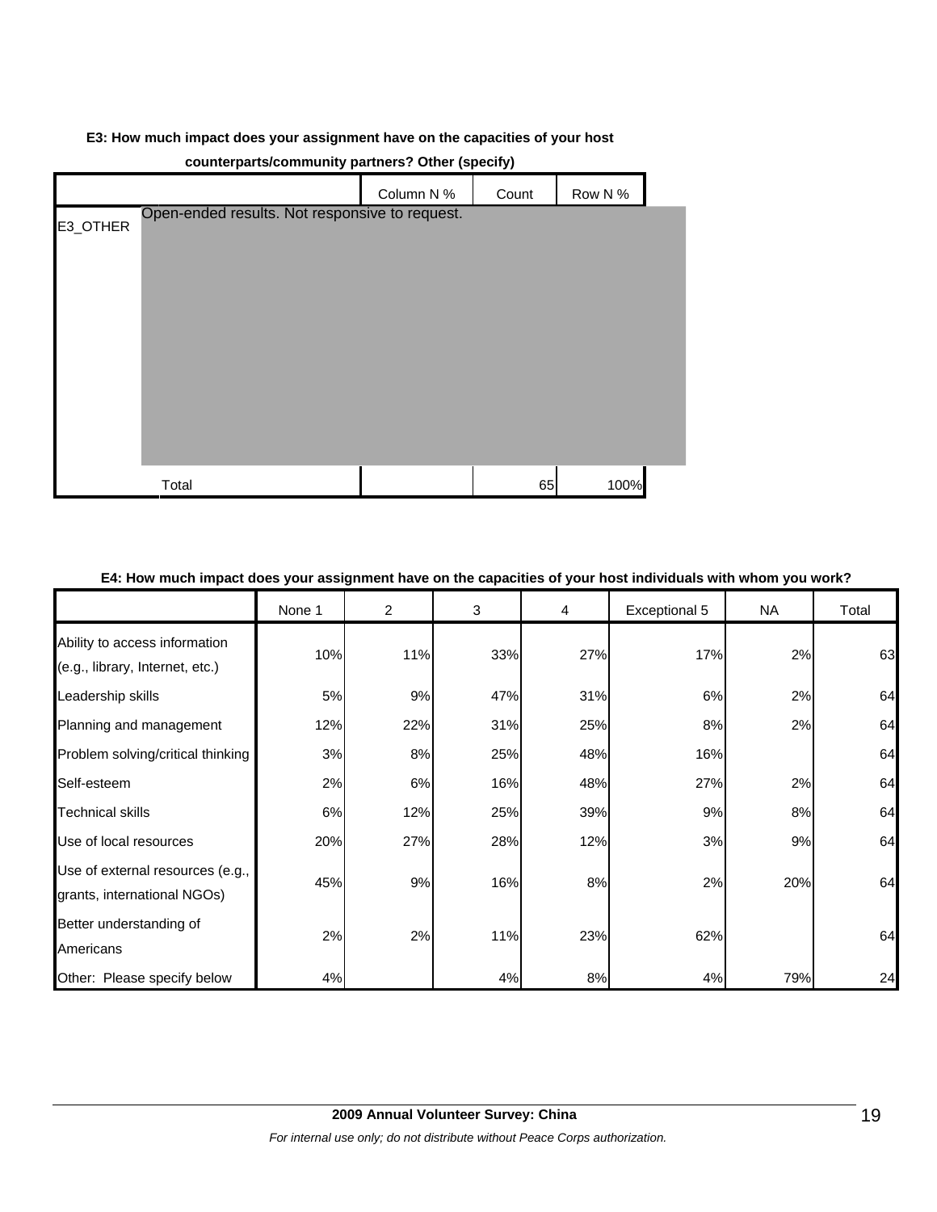**E3: How much impact does your assignment have on the capacities of your host counterparts/community partners? Other (specify)**

| | | Column N % | Count | Row N % |
|---|---|---|---|---|
| E3_OTHER | Open-ended results. Not responsive to request. | | | |
| | Total | | 65 | 100% |

**E4: How much impact does your assignment have on the capacities of your host individuals with whom you work?**

| | None 1 | 2 | 3 | 4 | Exceptional 5 | NA | Total |
|---|---|---|---|---|---|---|---|
| Ability to access information (e.g., library, Internet, etc.) | 10% | 11% | 33% | 27% | 17% | 2% | 63 |
| Leadership skills | 5% | 9% | 47% | 31% | 6% | 2% | 64 |
| Planning and management | 12% | 22% | 31% | 25% | 8% | 2% | 64 |
| Problem solving/critical thinking | 3% | 8% | 25% | 48% | 16% | | 64 |
| Self-esteem | 2% | 6% | 16% | 48% | 27% | 2% | 64 |
| Technical skills | 6% | 12% | 25% | 39% | 9% | 8% | 64 |
| Use of local resources | 20% | 27% | 28% | 12% | 3% | 9% | 64 |
| Use of external resources (e.g., grants, international NGOs) | 45% | 9% | 16% | 8% | 2% | 20% | 64 |
| Better understanding of Americans | 2% | 2% | 11% | 23% | 62% | | 64 |
| Other: Please specify below | 4% | | 4% | 8% | 4% | 79% | 24 |

**2009 Annual Volunteer Survey: China**

*For internal use only; do not distribute without Peace Corps authorization.*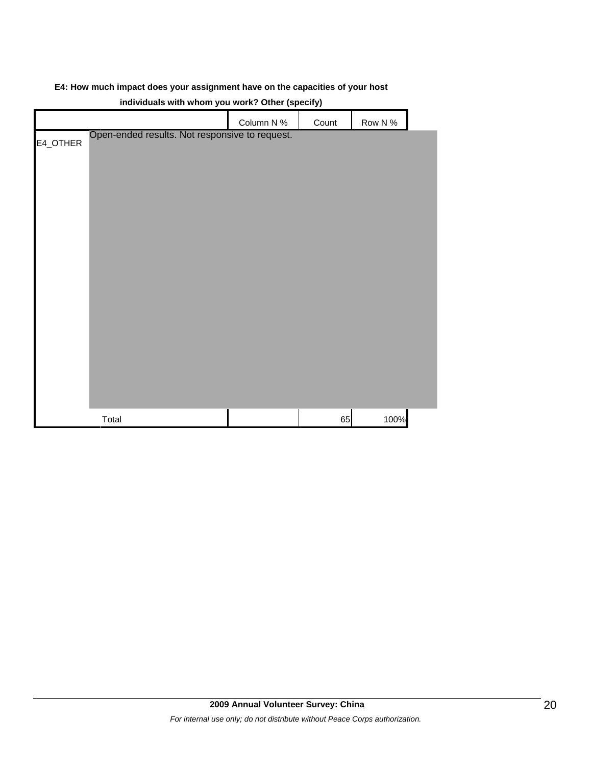**E4: How much impact does your assignment have on the capacities of your host individuals with whom you work? Other (specify)**

| | | Column N % | Count | Row N % |
|---|---|---|---|---|
| E4_OTHER | Open-ended results. Not responsive to request. | | | |
| | Total | | 65 | 100% |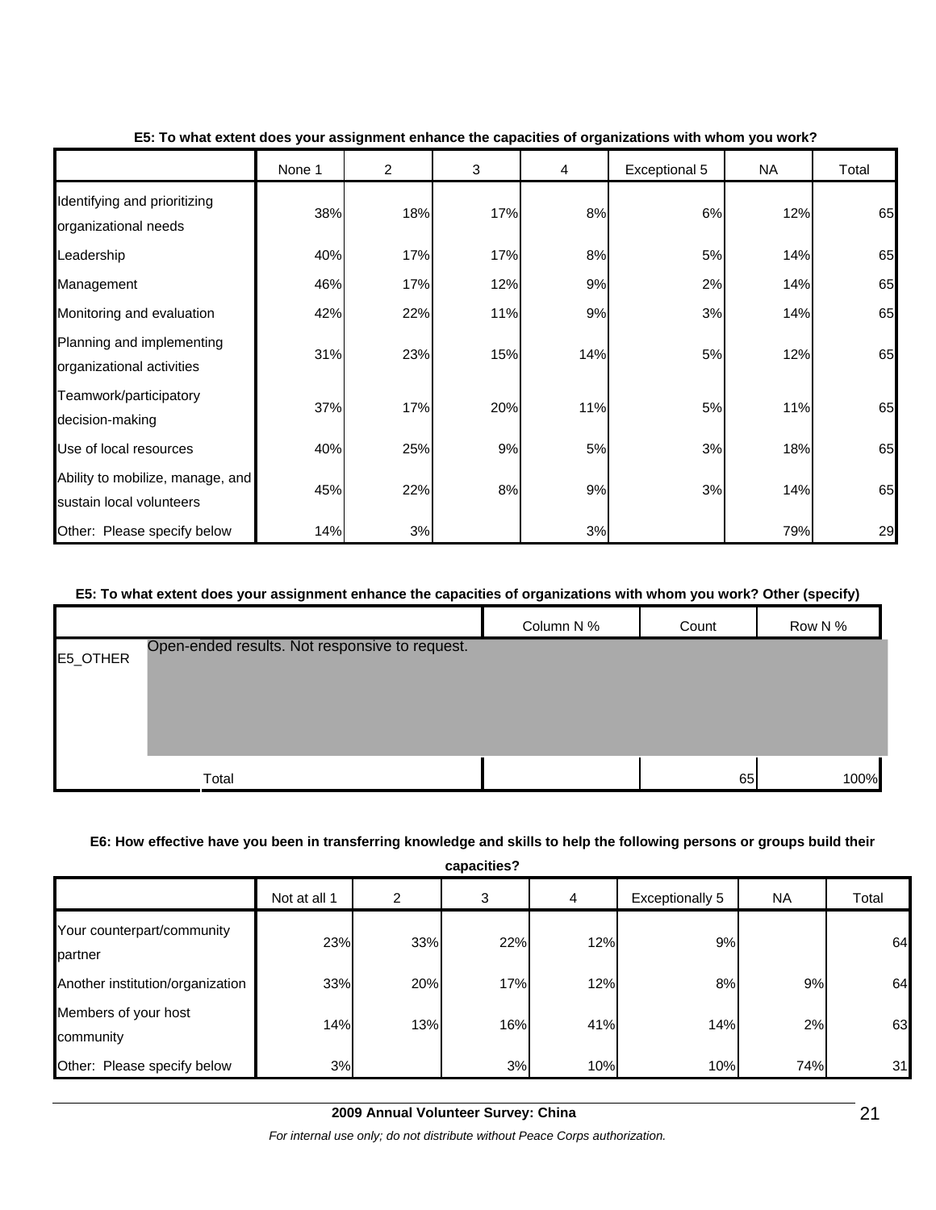**E5: To what extent does your assignment enhance the capacities of organizations with whom you work?**

| | None 1 | 2 | 3 | 4 | Exceptional 5 | NA | Total |
|---|---|---|---|---|---|---|---|
| Identifying and prioritizing organizational needs | 38% | 18% | 17% | 8% | 6% | 12% | 65 |
| Leadership | 40% | 17% | 17% | 8% | 5% | 14% | 65 |
| Management | 46% | 17% | 12% | 9% | 2% | 14% | 65 |
| Monitoring and evaluation | 42% | 22% | 11% | 9% | 3% | 14% | 65 |
| Planning and implementing organizational activities | 31% | 23% | 15% | 14% | 5% | 12% | 65 |
| Teamwork/participatory decision-making | 37% | 17% | 20% | 11% | 5% | 11% | 65 |
| Use of local resources | 40% | 25% | 9% | 5% | 3% | 18% | 65 |
| Ability to mobilize, manage, and sustain local volunteers | 45% | 22% | 8% | 9% | 3% | 14% | 65 |
| Other: Please specify below | 14% | 3% | | 3% | | 79% | 29 |

**E5: To what extent does your assignment enhance the capacities of organizations with whom you work? Other (specify)**

| | | Column N % | Count | Row N % |
|---|---|---|---|---|
| E5_OTHER | Open-ended results. Not responsive to request. | | | |
| | Total | | 65 | 100% |

**E6: How effective have you been in transferring knowledge and skills to help the following persons or groups build their capacities?**

| | Not at all 1 | 2 | 3 | 4 | Exceptionally 5 | NA | Total |
|---|---|---|---|---|---|---|---|
| Your counterpart/community partner | 23% | 33% | 22% | 12% | 9% | | 64 |
| Another institution/organization | 33% | 20% | 17% | 12% | 8% | 9% | 64 |
| Members of your host community | 14% | 13% | 16% | 41% | 14% | 2% | 63 |
| Other: Please specify below | 3% | | 3% | 10% | 10% | 74% | 31 |

**2009 Annual Volunteer Survey: China**

*For internal use only; do not distribute without Peace Corps authorization.*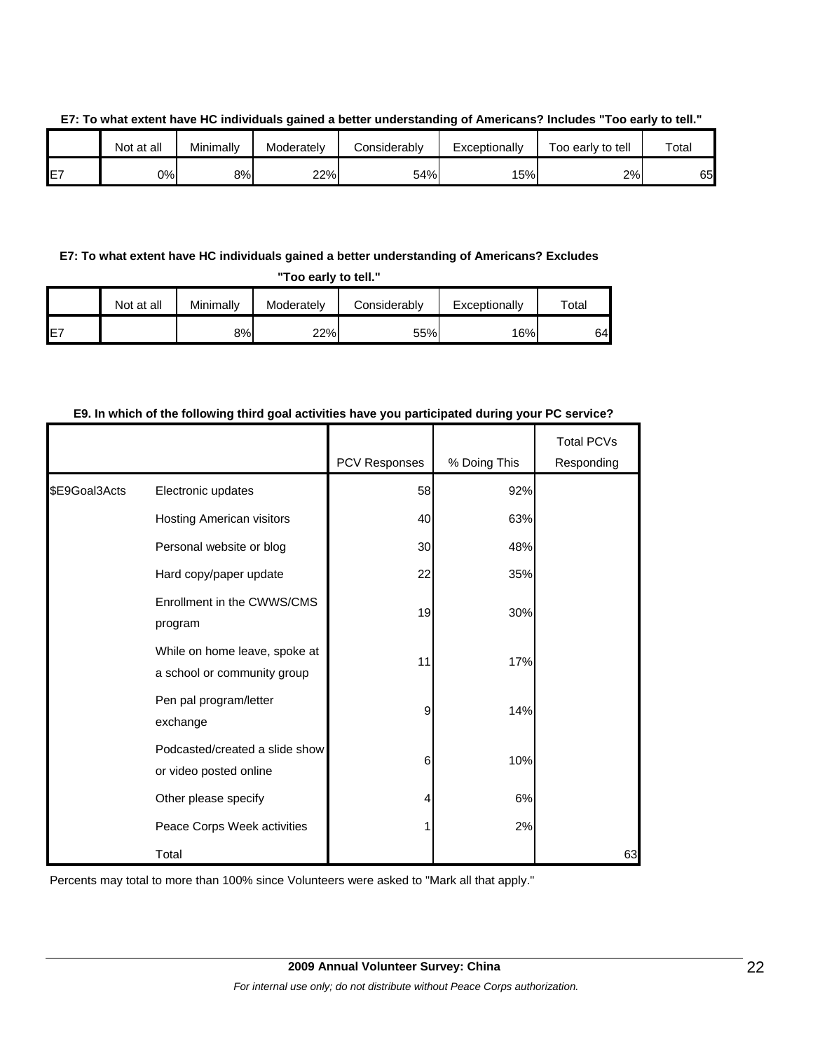**E7: To what extent have HC individuals gained a better understanding of Americans? Includes "Too early to tell."**

| | Not at all | Minimally | Moderately | Considerably | Exceptionally | Too early to tell | Total |
|---|---|---|---|---|---|---|---|
| E7 | 0% | 8% | 22% | 54% | 15% | 2% | 65 |

**E7: To what extent have HC individuals gained a better understanding of Americans? Excludes "Too early to tell."**

| | Not at all | Minimally | Moderately | Considerably | Exceptionally | Total |
|---|---|---|---|---|---|---|
| E7 | | 8% | 22% | 55% | 16% | 64 |

**E9. In which of the following third goal activities have you participated during your PC service?**

| | | PCV Responses | % Doing This | Total PCVs Responding |
|---|---|---|---|---|
| $E9Goal3Acts | Electronic updates | 58 | 92% | |
| | Hosting American visitors | 40 | 63% | |
| | Personal website or blog | 30 | 48% | |
| | Hard copy/paper update | 22 | 35% | |
| | Enrollment in the CWWS/CMS program | 19 | 30% | |
| | While on home leave, spoke at a school or community group | 11 | 17% | |
| | Pen pal program/letter exchange | 9 | 14% | |
| | Podcasted/created a slide show or video posted online | 6 | 10% | |
| | Other please specify | 4 | 6% | |
| | Peace Corps Week activities | 1 | 2% | |
| | Total | | | 63 |

Percents may total to more than 100% since Volunteers were asked to "Mark all that apply."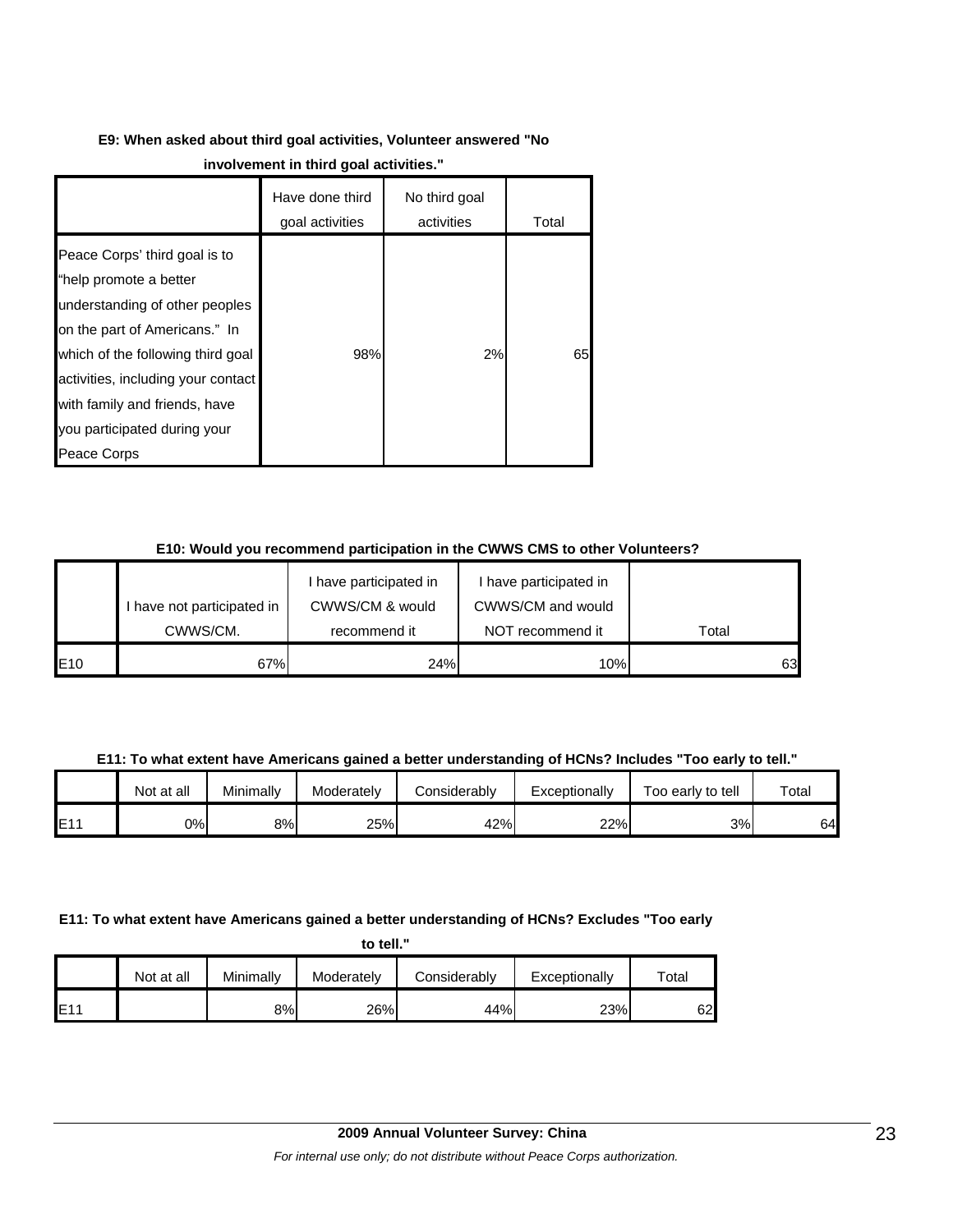**E9: When asked about third goal activities, Volunteer answered "No involvement in third goal activities."**

| | Have done third goal activities | No third goal activities | Total |
|---|---|---|---|
| Peace Corps' third goal is to "help promote a better understanding of other peoples on the part of Americans." In which of the following third goal activities, including your contact with family and friends, have you participated during your Peace Corps | 98% | 2% | 65 |

**E10: Would you recommend participation in the CWWS CMS to other Volunteers?**

| | I have not participated in CWWS/CM. | I have participated in CWWS/CM & would recommend it | I have participated in CWWS/CM and would NOT recommend it | Total |
|---|---|---|---|---|
| E10 | 67% | 24% | 10% | 63 |

**E11: To what extent have Americans gained a better understanding of HCNs? Includes "Too early to tell."**

| | Not at all | Minimally | Moderately | Considerably | Exceptionally | Too early to tell | Total |
|---|---|---|---|---|---|---|---|
| E11 | 0% | 8% | 25% | 42% | 22% | 3% | 64 |

**E11: To what extent have Americans gained a better understanding of HCNs? Excludes "Too early to tell."**

| | Not at all | Minimally | Moderately | Considerably | Exceptionally | Total |
|---|---|---|---|---|---|---|
| E11 | | 8% | 26% | 44% | 23% | 62 |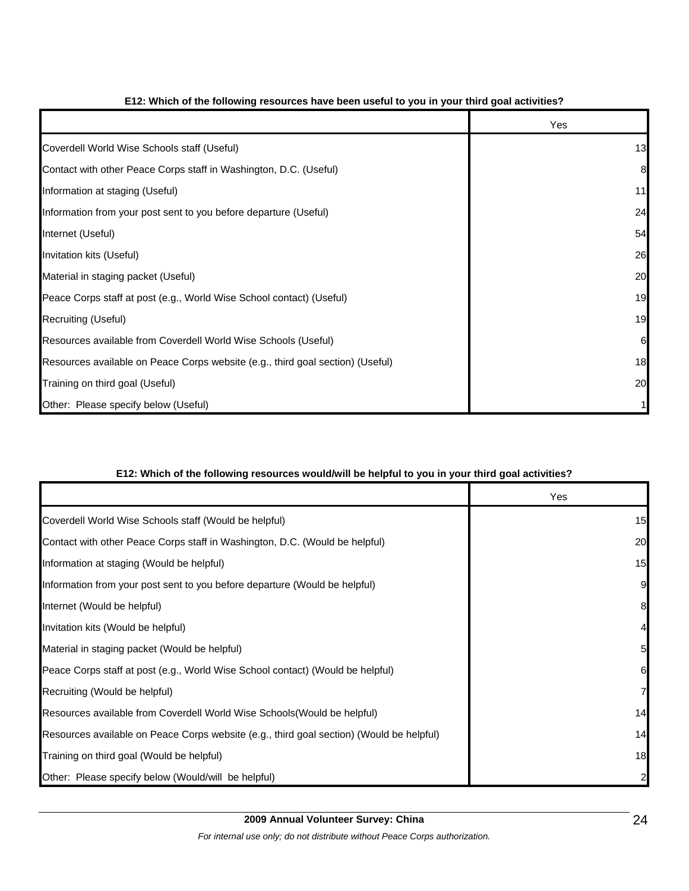**E12: Which of the following resources have been useful to you in your third goal activities?**

| | Yes |
|---|---|
| Coverdell World Wise Schools staff (Useful) | 13 |
| Contact with other Peace Corps staff in Washington, D.C. (Useful) | 8 |
| Information at staging (Useful) | 11 |
| Information from your post sent to you before departure (Useful) | 24 |
| Internet (Useful) | 54 |
| Invitation kits (Useful) | 26 |
| Material in staging packet (Useful) | 20 |
| Peace Corps staff at post (e.g., World Wise School contact) (Useful) | 19 |
| Recruiting (Useful) | 19 |
| Resources available from Coverdell World Wise Schools (Useful) | 6 |
| Resources available on Peace Corps website (e.g., third goal section) (Useful) | 18 |
| Training on third goal (Useful) | 20 |
| Other: Please specify below (Useful) | 1 |

**E12: Which of the following resources would/will be helpful to you in your third goal activities?**

| | Yes |
|---|---|
| Coverdell World Wise Schools staff (Would be helpful) | 15 |
| Contact with other Peace Corps staff in Washington, D.C. (Would be helpful) | 20 |
| Information at staging (Would be helpful) | 15 |
| Information from your post sent to you before departure (Would be helpful) | 9 |
| Internet (Would be helpful) | 8 |
| Invitation kits (Would be helpful) | 4 |
| Material in staging packet (Would be helpful) | 5 |
| Peace Corps staff at post (e.g., World Wise School contact) (Would be helpful) | 6 |
| Recruiting (Would be helpful) | 7 |
| Resources available from Coverdell World Wise Schools(Would be helpful) | 14 |
| Resources available on Peace Corps website (e.g., third goal section) (Would be helpful) | 14 |
| Training on third goal (Would be helpful) | 18 |
| Other: Please specify below (Would/will be helpful) | 2 |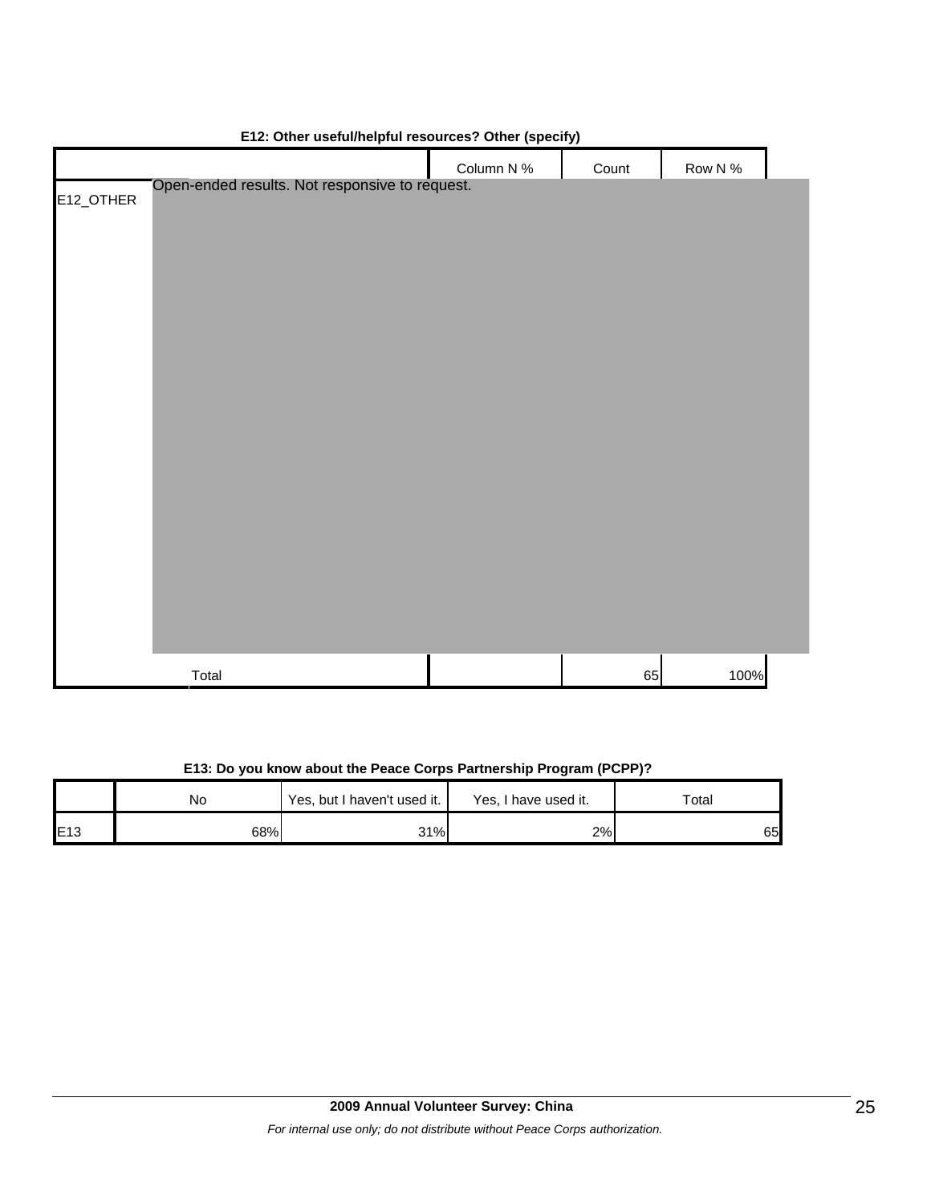**E12: Other useful/helpful resources? Other (specify)**

| | | Column N % | Count | Row N % |
|---|---|---|---|---|
| E12_OTHER | Open-ended results. Not responsive to request. | | | |
| | Total | | 65 | 100% |

**E13: Do you know about the Peace Corps Partnership Program (PCPP)?**

| | No | Yes, but I haven't used it. | Yes, I have used it. | Total |
|---|---|---|---|---|
| E13 | 68% | 31% | 2% | 65 |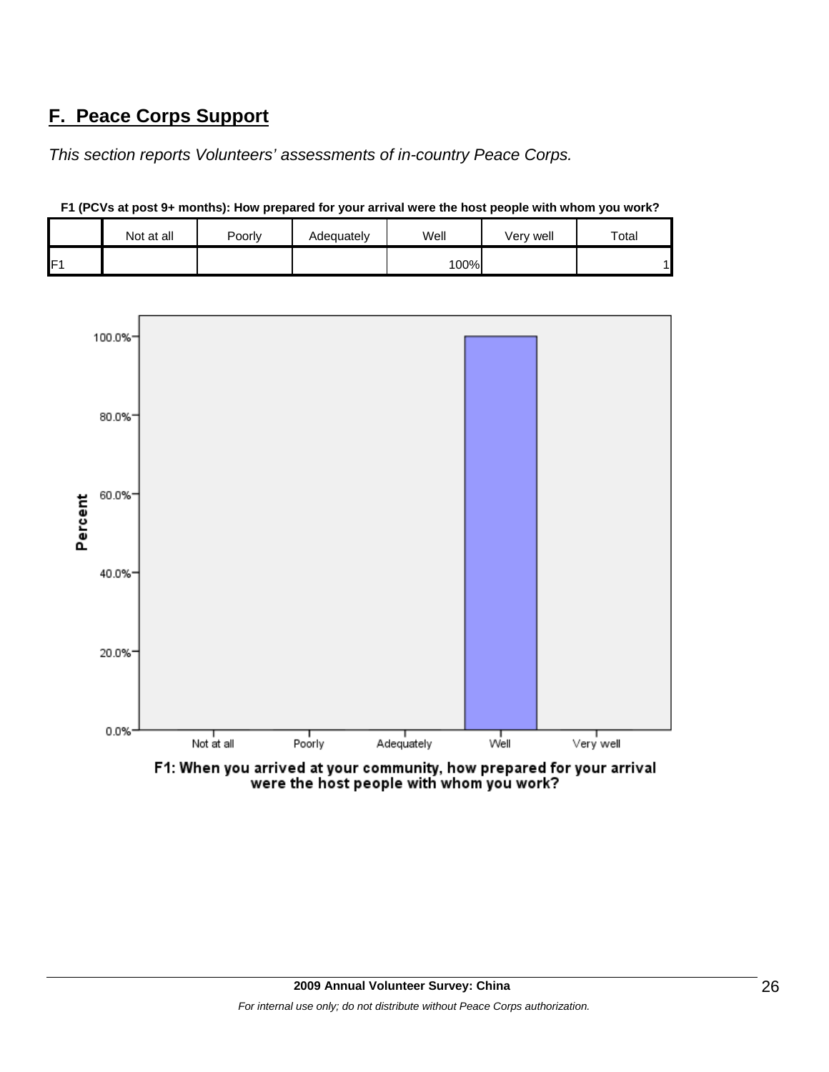## F. Peace Corps Support

*This section reports Volunteers' assessments of in-country Peace Corps.*

**F1 (PCVs at post 9+ months): How prepared for your arrival were the host people with whom you work?**

| | Not at all | Poorly | Adequately | Well | Very well | Total |
|---|---|---|---|---|---|---|
| F1 | | | | 100% | | 1 |

F1: When you arrived at your community, how prepared for your arrival were the host people with whom you work?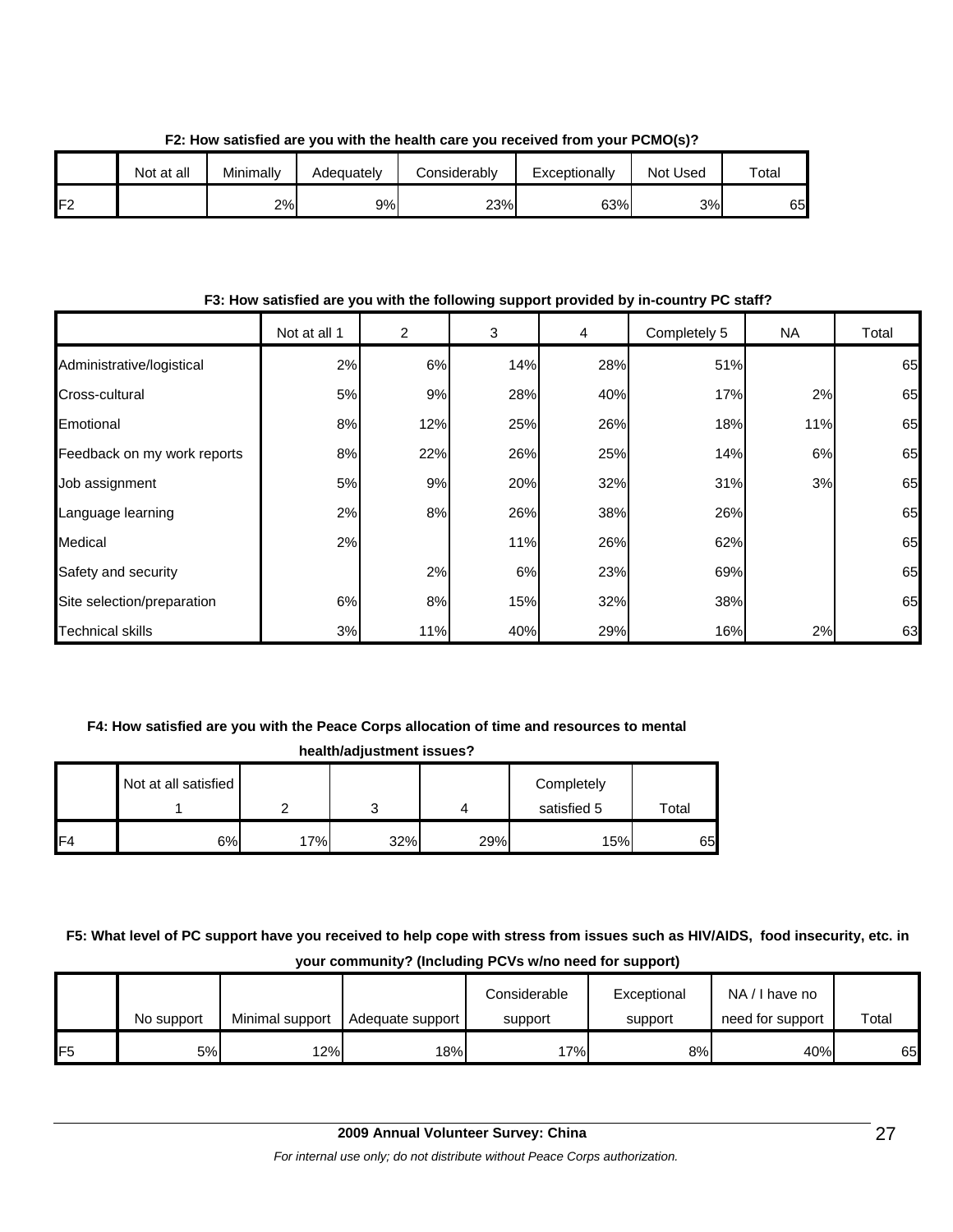**F2: How satisfied are you with the health care you received from your PCMO(s)?**

| | Not at all | Minimally | Adequately | Considerably | Exceptionally | Not Used | Total |
|---|---|---|---|---|---|---|---|
| F2 | | 2% | 9% | 23% | 63% | 3% | 65 |

**F3: How satisfied are you with the following support provided by in-country PC staff?**

| | Not at all 1 | 2 | 3 | 4 | Completely 5 | NA | Total |
|---|---|---|---|---|---|---|---|
| Administrative/logistical | 2% | 6% | 14% | 28% | 51% | | 65 |
| Cross-cultural | 5% | 9% | 28% | 40% | 17% | 2% | 65 |
| Emotional | 8% | 12% | 25% | 26% | 18% | 11% | 65 |
| Feedback on my work reports | 8% | 22% | 26% | 25% | 14% | 6% | 65 |
| Job assignment | 5% | 9% | 20% | 32% | 31% | 3% | 65 |
| Language learning | 2% | 8% | 26% | 38% | 26% | | 65 |
| Medical | 2% | | 11% | 26% | 62% | | 65 |
| Safety and security | | 2% | 6% | 23% | 69% | | 65 |
| Site selection/preparation | 6% | 8% | 15% | 32% | 38% | | 65 |
| Technical skills | 3% | 11% | 40% | 29% | 16% | 2% | 63 |

**F4: How satisfied are you with the Peace Corps allocation of time and resources to mental health/adjustment issues?**

| | Not at all satisfied 1 | 2 | 3 | 4 | Completely satisfied 5 | Total |
|---|---|---|---|---|---|---|
| F4 | 6% | 17% | 32% | 29% | 15% | 65 |

**F5: What level of PC support have you received to help cope with stress from issues such as HIV/AIDS, food insecurity, etc. in your community? (Including PCVs w/no need for support)**

| | No support | Minimal support | Adequate support | Considerable support | Exceptional support | NA / I have no need for support | Total |
|---|---|---|---|---|---|---|---|
| F5 | 5% | 12% | 18% | 17% | 8% | 40% | 65 |

**2009 Annual Volunteer Survey: China**

*For internal use only; do not distribute without Peace Corps authorization.*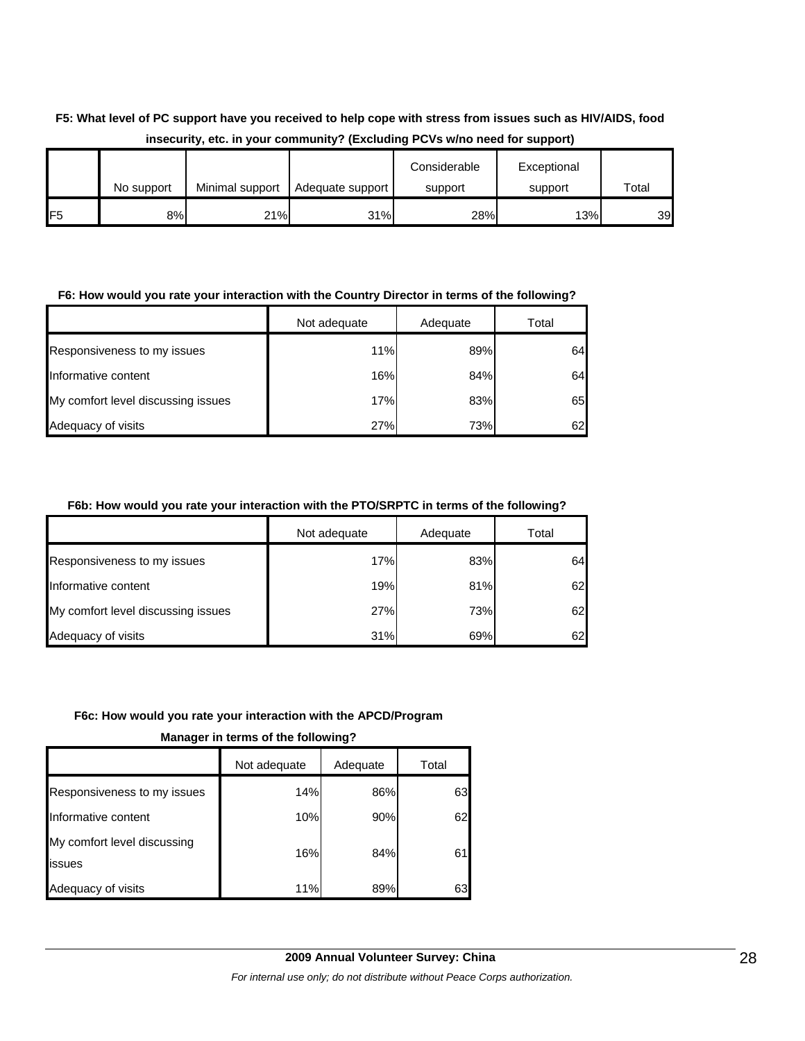**F5: What level of PC support have you received to help cope with stress from issues such as HIV/AIDS, food insecurity, etc. in your community? (Excluding PCVs w/no need for support)**

| | No support | Minimal support | Adequate support | Considerable support | Exceptional support | Total |
|---|---|---|---|---|---|---|
| F5 | 8% | 21% | 31% | 28% | 13% | 39 |

**F6: How would you rate your interaction with the Country Director in terms of the following?**

| | Not adequate | Adequate | Total |
|---|---|---|---|
| Responsiveness to my issues | 11% | 89% | 64 |
| Informative content | 16% | 84% | 64 |
| My comfort level discussing issues | 17% | 83% | 65 |
| Adequacy of visits | 27% | 73% | 62 |

**F6b: How would you rate your interaction with the PTO/SRPTC in terms of the following?**

| | Not adequate | Adequate | Total |
|---|---|---|---|
| Responsiveness to my issues | 17% | 83% | 64 |
| Informative content | 19% | 81% | 62 |
| My comfort level discussing issues | 27% | 73% | 62 |
| Adequacy of visits | 31% | 69% | 62 |

**F6c: How would you rate your interaction with the APCD/Program Manager in terms of the following?**

| | Not adequate | Adequate | Total |
|---|---|---|---|
| Responsiveness to my issues | 14% | 86% | 63 |
| Informative content | 10% | 90% | 62 |
| My comfort level discussing issues | 16% | 84% | 61 |
| Adequacy of visits | 11% | 89% | 63 |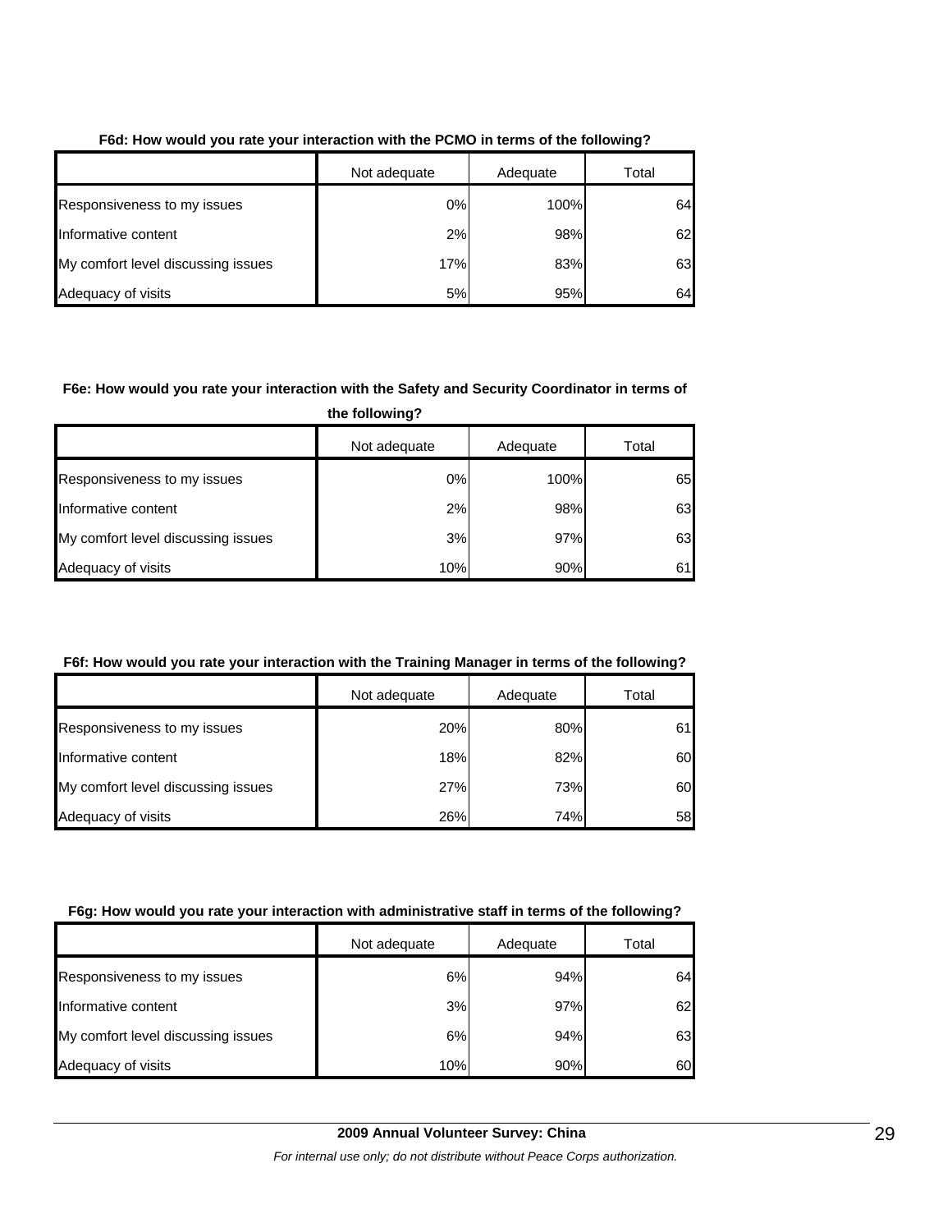**F6d: How would you rate your interaction with the PCMO in terms of the following?**

| | Not adequate | Adequate | Total |
|---|---|---|---|
| Responsiveness to my issues | 0% | 100% | 64 |
| Informative content | 2% | 98% | 62 |
| My comfort level discussing issues | 17% | 83% | 63 |
| Adequacy of visits | 5% | 95% | 64 |

**F6e: How would you rate your interaction with the Safety and Security Coordinator in terms of the following?**

| | Not adequate | Adequate | Total |
|---|---|---|---|
| Responsiveness to my issues | 0% | 100% | 65 |
| Informative content | 2% | 98% | 63 |
| My comfort level discussing issues | 3% | 97% | 63 |
| Adequacy of visits | 10% | 90% | 61 |

**F6f: How would you rate your interaction with the Training Manager in terms of the following?**

| | Not adequate | Adequate | Total |
|---|---|---|---|
| Responsiveness to my issues | 20% | 80% | 61 |
| Informative content | 18% | 82% | 60 |
| My comfort level discussing issues | 27% | 73% | 60 |
| Adequacy of visits | 26% | 74% | 58 |

**F6g: How would you rate your interaction with administrative staff in terms of the following?**

| | Not adequate | Adequate | Total |
|---|---|---|---|
| Responsiveness to my issues | 6% | 94% | 64 |
| Informative content | 3% | 97% | 62 |
| My comfort level discussing issues | 6% | 94% | 63 |
| Adequacy of visits | 10% | 90% | 60 |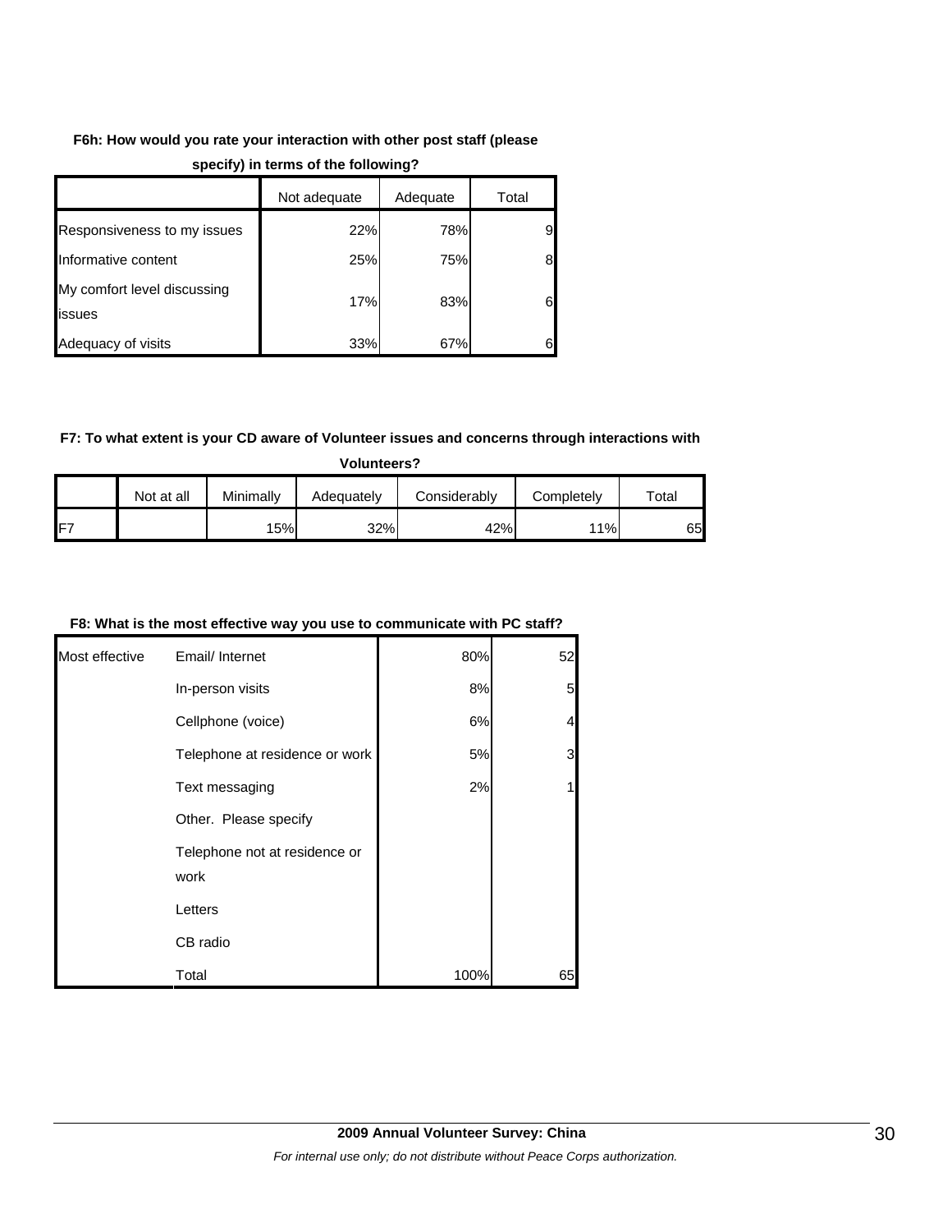**F6h: How would you rate your interaction with other post staff (please specify) in terms of the following?**

| | Not adequate | Adequate | Total |
|---|---|---|---|
| Responsiveness to my issues | 22% | 78% | 9 |
| Informative content | 25% | 75% | 8 |
| My comfort level discussing issues | 17% | 83% | 6 |
| Adequacy of visits | 33% | 67% | 6 |

**F7: To what extent is your CD aware of Volunteer issues and concerns through interactions with Volunteers?**

| | Not at all | Minimally | Adequately | Considerably | Completely | Total |
|---|---|---|---|---|---|---|
| F7 | | 15% | 32% | 42% | 11% | 65 |

**F8: What is the most effective way you use to communicate with PC staff?**

| | | | |
|---|---|---|---|
| Most effective | Email/ Internet | 80% | 52 |
| | In-person visits | 8% | 5 |
| | Cellphone (voice) | 6% | 4 |
| | Telephone at residence or work | 5% | 3 |
| | Text messaging | 2% | 1 |
| | Other. Please specify | | |
| | Telephone not at residence or work | | |
| | Letters | | |
| | CB radio | | |
| | Total | 100% | 65 |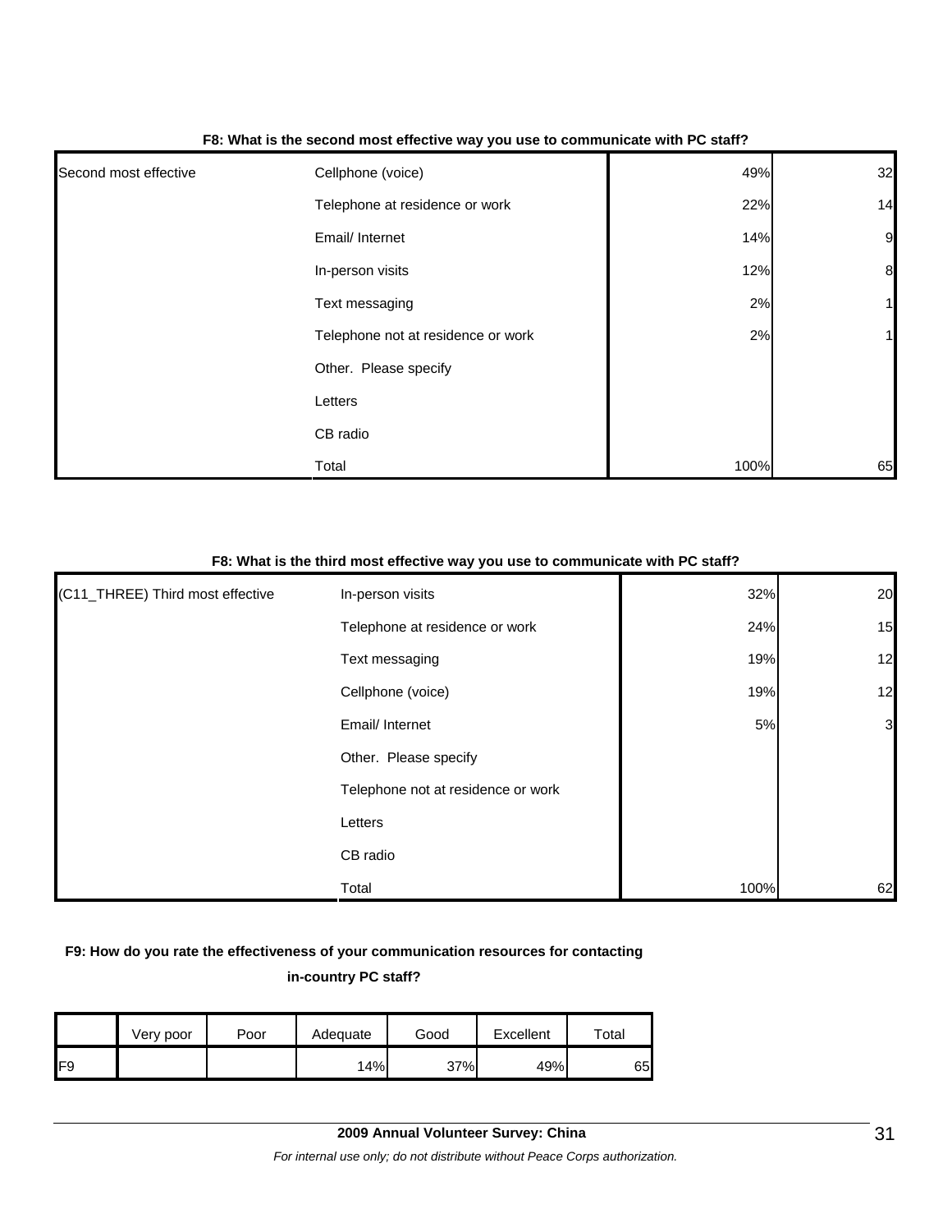**F8: What is the second most effective way you use to communicate with PC staff?**

| | | | |
|---|---|---|---|
| Second most effective | Cellphone (voice) | 49% | 32 |
| | Telephone at residence or work | 22% | 14 |
| | Email/ Internet | 14% | 9 |
| | In-person visits | 12% | 8 |
| | Text messaging | 2% | 1 |
| | Telephone not at residence or work | 2% | 1 |
| | Other. Please specify | | |
| | Letters | | |
| | CB radio | | |
| | Total | 100% | 65 |

**F8: What is the third most effective way you use to communicate with PC staff?**

| | | | |
|---|---|---|---|
| (C11_THREE) Third most effective | In-person visits | 32% | 20 |
| | Telephone at residence or work | 24% | 15 |
| | Text messaging | 19% | 12 |
| | Cellphone (voice) | 19% | 12 |
| | Email/ Internet | 5% | 3 |
| | Other. Please specify | | |
| | Telephone not at residence or work | | |
| | Letters | | |
| | CB radio | | |
| | Total | 100% | 62 |

**F9: How do you rate the effectiveness of your communication resources for contacting in-country PC staff?**

| | Very poor | Poor | Adequate | Good | Excellent | Total |
|---|---|---|---|---|---|---|
| F9 | | | 14% | 37% | 49% | 65 |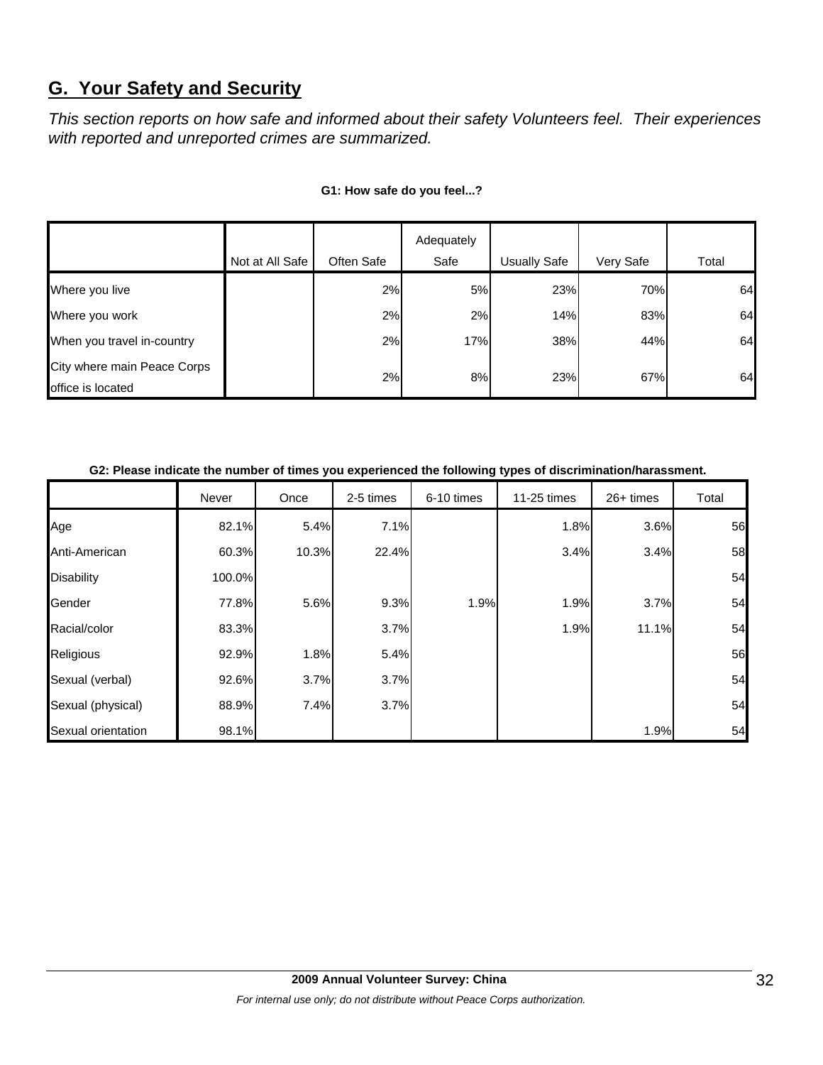## G. Your Safety and Security

*This section reports on how safe and informed about their safety Volunteers feel. Their experiences with reported and unreported crimes are summarized.*

**G1: How safe do you feel...?**

| | Not at All Safe | Often Safe | Adequately Safe | Usually Safe | Very Safe | Total |
|---|---|---|---|---|---|---|
| Where you live | | 2% | 5% | 23% | 70% | 64 |
| Where you work | | 2% | 2% | 14% | 83% | 64 |
| When you travel in-country | | 2% | 17% | 38% | 44% | 64 |
| City where main Peace Corps office is located | | 2% | 8% | 23% | 67% | 64 |

**G2: Please indicate the number of times you experienced the following types of discrimination/harassment.**

| | Never | Once | 2-5 times | 6-10 times | 11-25 times | 26+ times | Total |
|---|---|---|---|---|---|---|---|
| Age | 82.1% | 5.4% | 7.1% | | 1.8% | 3.6% | 56 |
| Anti-American | 60.3% | 10.3% | 22.4% | | 3.4% | 3.4% | 58 |
| Disability | 100.0% | | | | | | 54 |
| Gender | 77.8% | 5.6% | 9.3% | 1.9% | 1.9% | 3.7% | 54 |
| Racial/color | 83.3% | | 3.7% | | 1.9% | 11.1% | 54 |
| Religious | 92.9% | 1.8% | 5.4% | | | | 56 |
| Sexual (verbal) | 92.6% | 3.7% | 3.7% | | | | 54 |
| Sexual (physical) | 88.9% | 7.4% | 3.7% | | | | 54 |
| Sexual orientation | 98.1% | | | | | 1.9% | 54 |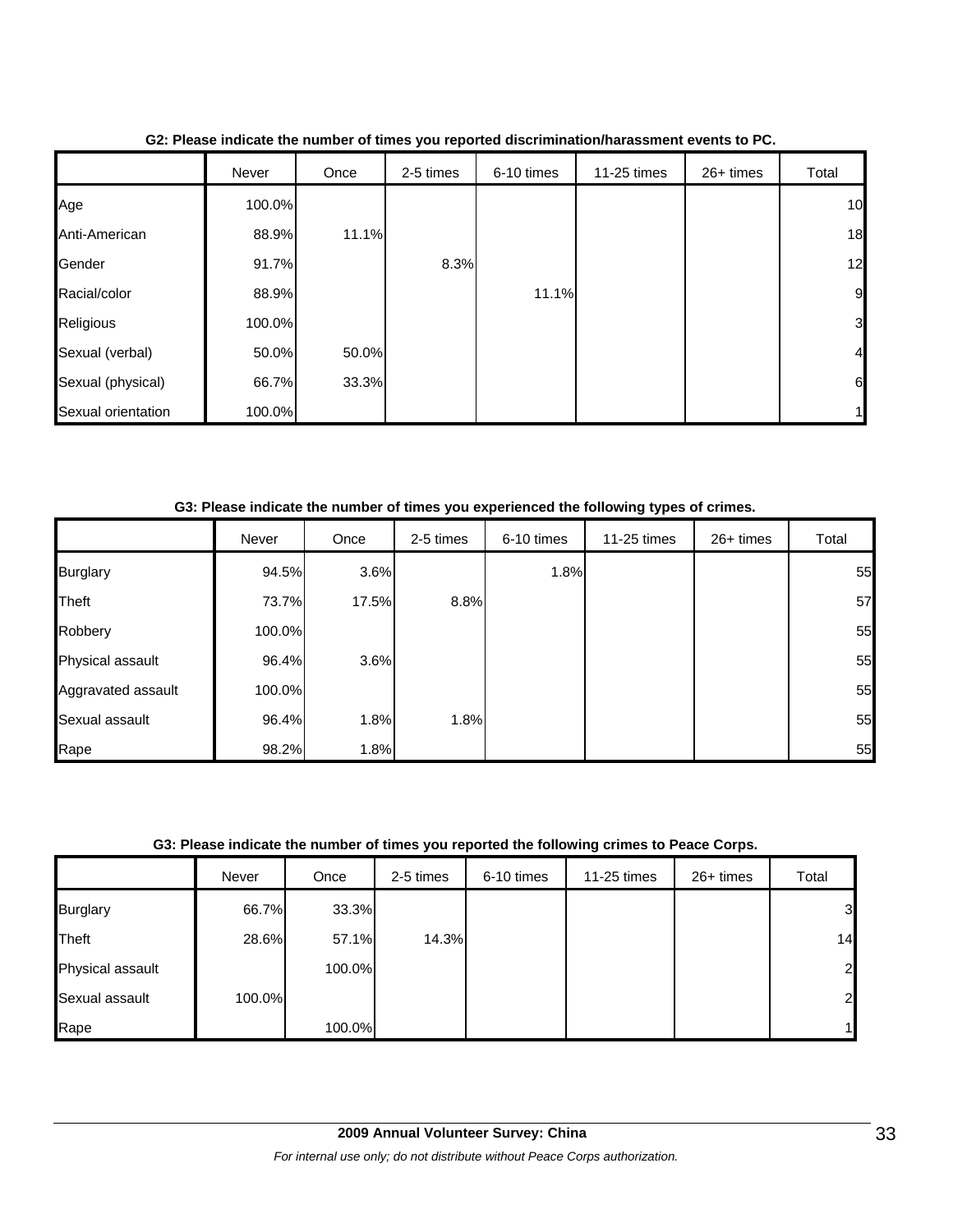**G2: Please indicate the number of times you reported discrimination/harassment events to PC.**

| | Never | Once | 2-5 times | 6-10 times | 11-25 times | 26+ times | Total |
|---|---|---|---|---|---|---|---|
| Age | 100.0% | | | | | | 10 |
| Anti-American | 88.9% | 11.1% | | | | | 18 |
| Gender | 91.7% | | 8.3% | | | | 12 |
| Racial/color | 88.9% | | | 11.1% | | | 9 |
| Religious | 100.0% | | | | | | 3 |
| Sexual (verbal) | 50.0% | 50.0% | | | | | 4 |
| Sexual (physical) | 66.7% | 33.3% | | | | | 6 |
| Sexual orientation | 100.0% | | | | | | 1 |

**G3: Please indicate the number of times you experienced the following types of crimes.**

| | Never | Once | 2-5 times | 6-10 times | 11-25 times | 26+ times | Total |
|---|---|---|---|---|---|---|---|
| Burglary | 94.5% | 3.6% | | 1.8% | | | 55 |
| Theft | 73.7% | 17.5% | 8.8% | | | | 57 |
| Robbery | 100.0% | | | | | | 55 |
| Physical assault | 96.4% | 3.6% | | | | | 55 |
| Aggravated assault | 100.0% | | | | | | 55 |
| Sexual assault | 96.4% | 1.8% | 1.8% | | | | 55 |
| Rape | 98.2% | 1.8% | | | | | 55 |

**G3: Please indicate the number of times you reported the following crimes to Peace Corps.**

| | Never | Once | 2-5 times | 6-10 times | 11-25 times | 26+ times | Total |
|---|---|---|---|---|---|---|---|
| Burglary | 66.7% | 33.3% | | | | | 3 |
| Theft | 28.6% | 57.1% | 14.3% | | | | 14 |
| Physical assault | | 100.0% | | | | | 2 |
| Sexual assault | 100.0% | | | | | | 2 |
| Rape | | 100.0% | | | | | 1 |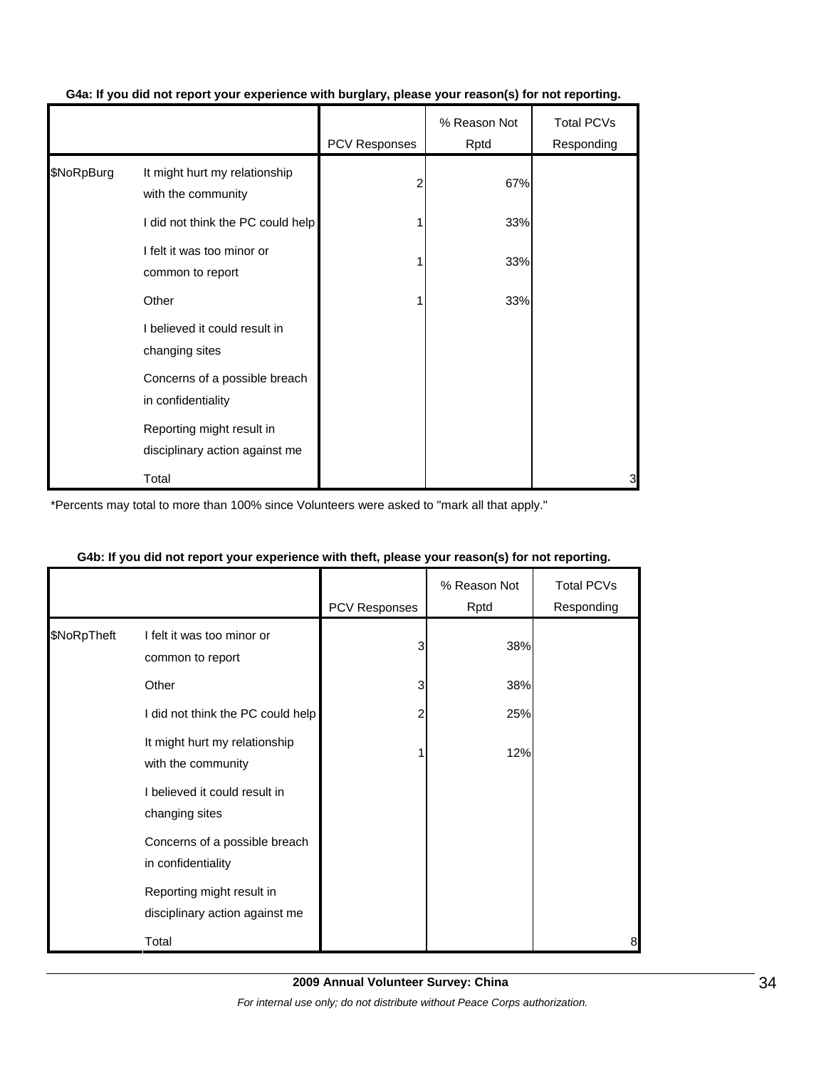**G4a: If you did not report your experience with burglary, please your reason(s) for not reporting.**

| | | PCV Responses | % Reason Not Rptd | Total PCVs Responding |
|---|---|---|---|---|
| $NoRpBurg | It might hurt my relationship with the community | 2 | 67% | |
| | I did not think the PC could help | 1 | 33% | |
| | I felt it was too minor or common to report | 1 | 33% | |
| | Other | 1 | 33% | |
| | I believed it could result in changing sites | | | |
| | Concerns of a possible breach in confidentiality | | | |
| | Reporting might result in disciplinary action against me | | | |
| | Total | | | 3 |

*Percents may total to more than 100% since Volunteers were asked to "mark all that apply."

**G4b: If you did not report your experience with theft, please your reason(s) for not reporting.**

| | | PCV Responses | % Reason Not Rptd | Total PCVs Responding |
|---|---|---|---|---|
| $NoRpTheft | I felt it was too minor or common to report | 3 | 38% | |
| | Other | 3 | 38% | |
| | I did not think the PC could help | 2 | 25% | |
| | It might hurt my relationship with the community | 1 | 12% | |
| | I believed it could result in changing sites | | | |
| | Concerns of a possible breach in confidentiality | | | |
| | Reporting might result in disciplinary action against me | | | |
| | Total | | | 8 |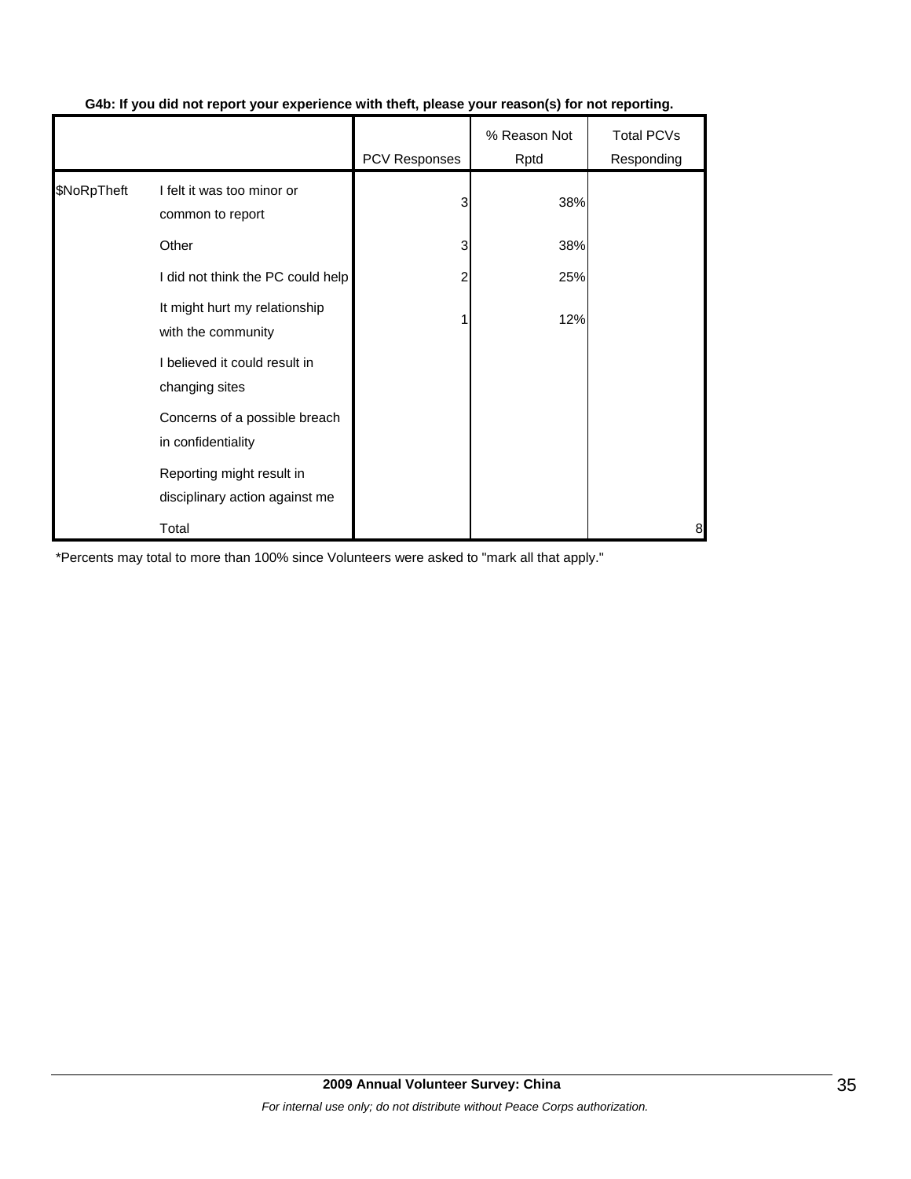**G4b: If you did not report your experience with theft, please your reason(s) for not reporting.**

| | | PCV Responses | % Reason Not Rptd | Total PCVs Responding |
|---|---|---|---|---|
| $NoRpTheft | I felt it was too minor or common to report | 3 | 38% | |
| | Other | 3 | 38% | |
| | I did not think the PC could help | 2 | 25% | |
| | It might hurt my relationship with the community | 1 | 12% | |
| | I believed it could result in changing sites | | | |
| | Concerns of a possible breach in confidentiality | | | |
| | Reporting might result in disciplinary action against me | | | |
| | Total | | | 8 |

*Percents may total to more than 100% since Volunteers were asked to "mark all that apply."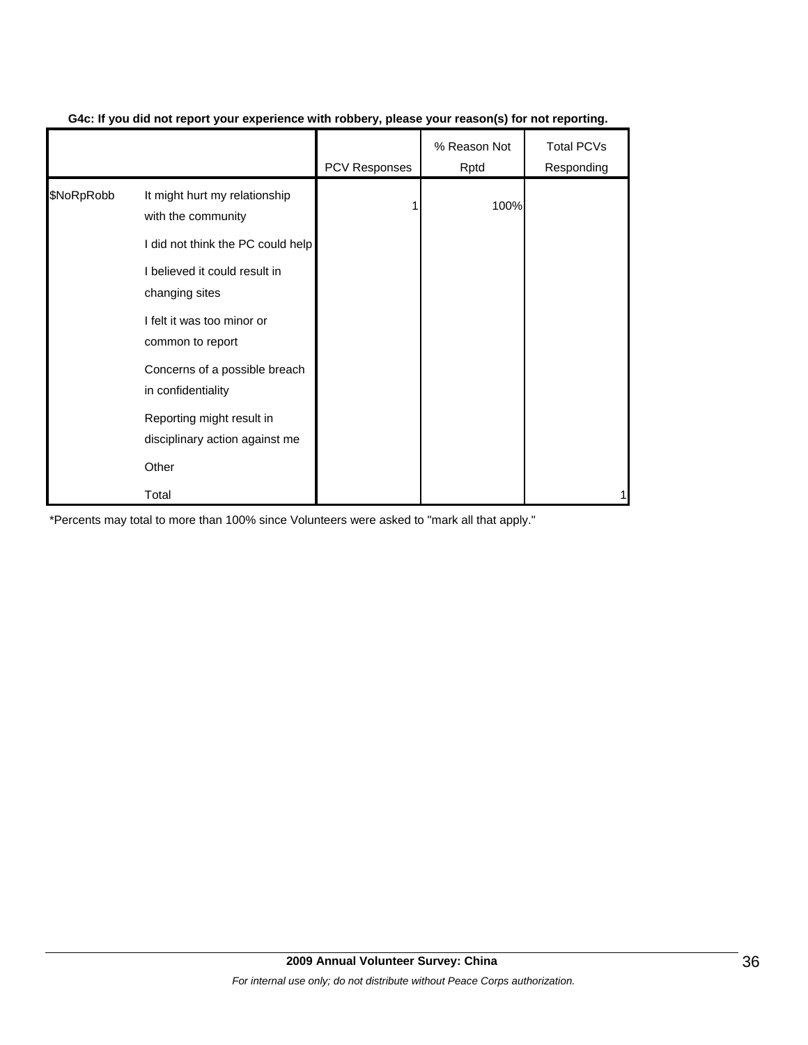**G4c: If you did not report your experience with robbery, please your reason(s) for not reporting.**

| | | PCV Responses | % Reason Not Rptd | Total PCVs Responding |
|---|---|---|---|---|
| $NoRpRobb | It might hurt my relationship with the community | 1 | 100% | |
| | I did not think the PC could help | | | |
| | I believed it could result in changing sites | | | |
| | I felt it was too minor or common to report | | | |
| | Concerns of a possible breach in confidentiality | | | |
| | Reporting might result in disciplinary action against me | | | |
| | Other | | | |
| | Total | | | 1 |

*Percents may total to more than 100% since Volunteers were asked to "mark all that apply."

**2009 Annual Volunteer Survey: China**

*For internal use only; do not distribute without Peace Corps authorization.*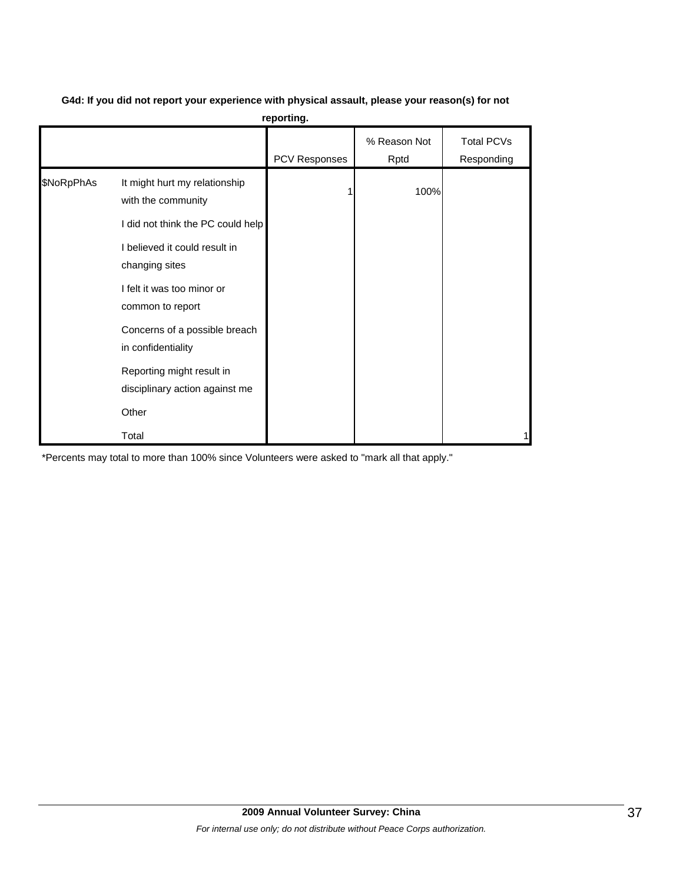**G4d: If you did not report your experience with physical assault, please your reason(s) for not reporting.**

| | | PCV Responses | % Reason Not Rptd | Total PCVs Responding |
|---|---|---|---|---|
| $NoRpPhAs | It might hurt my relationship with the community | 1 | 100% | |
| | I did not think the PC could help | | | |
| | I believed it could result in changing sites | | | |
| | I felt it was too minor or common to report | | | |
| | Concerns of a possible breach in confidentiality | | | |
| | Reporting might result in disciplinary action against me | | | |
| | Other | | | |
| | Total | | | 1 |

*Percents may total to more than 100% since Volunteers were asked to "mark all that apply."

**2009 Annual Volunteer Survey: China**

*For internal use only; do not distribute without Peace Corps authorization.*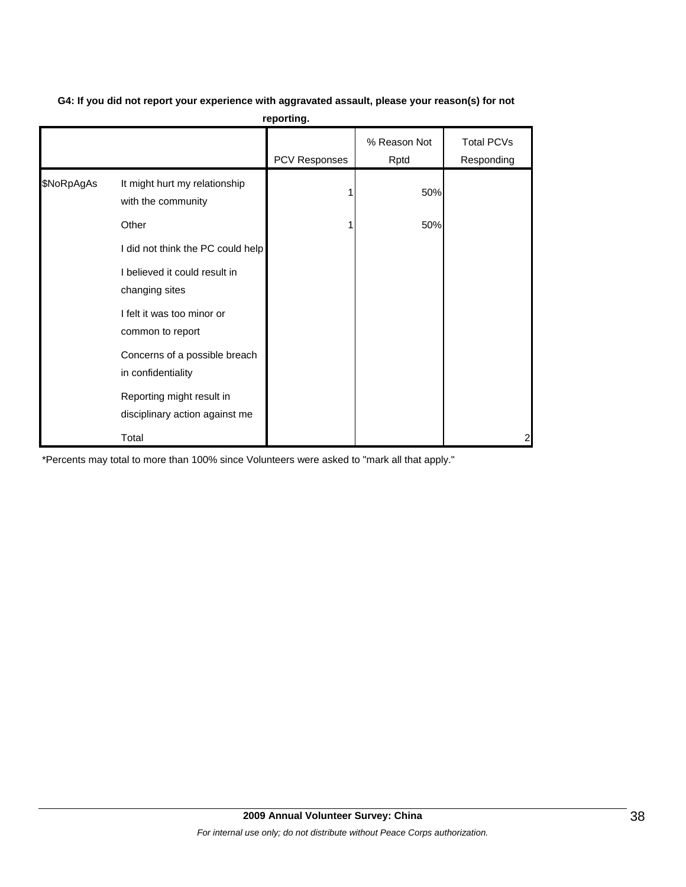**G4: If you did not report your experience with aggravated assault, please your reason(s) for not reporting.**

| | | PCV Responses | % Reason Not Rptd | Total PCVs Responding |
|---|---|---|---|---|
| $NoRpAgAs | It might hurt my relationship with the community | 1 | 50% | |
| | Other | 1 | 50% | |
| | I did not think the PC could help | | | |
| | I believed it could result in changing sites | | | |
| | I felt it was too minor or common to report | | | |
| | Concerns of a possible breach in confidentiality | | | |
| | Reporting might result in disciplinary action against me | | | |
| | Total | | | 2 |

*Percents may total to more than 100% since Volunteers were asked to "mark all that apply."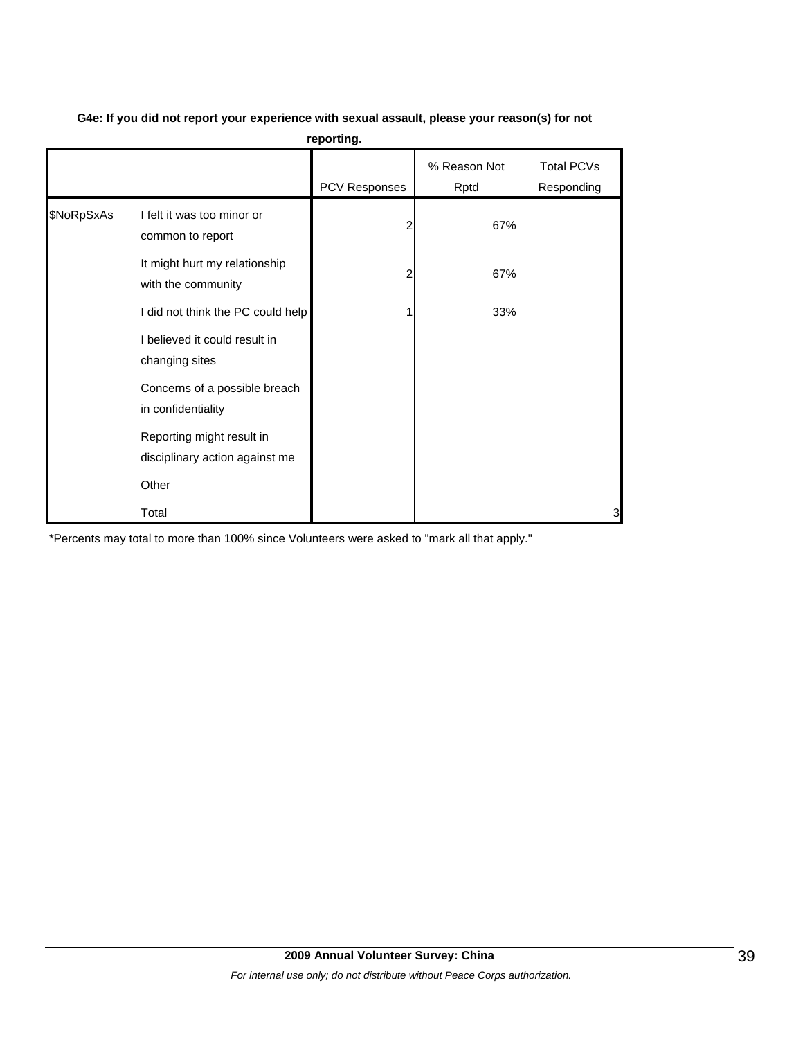**G4e: If you did not report your experience with sexual assault, please your reason(s) for not reporting.**

| | | PCV Responses | % Reason Not Rptd | Total PCVs Responding |
|---|---|---|---|---|
| $NoRpSxAs | I felt it was too minor or common to report | 2 | 67% | |
| | It might hurt my relationship with the community | 2 | 67% | |
| | I did not think the PC could help | 1 | 33% | |
| | I believed it could result in changing sites | | | |
| | Concerns of a possible breach in confidentiality | | | |
| | Reporting might result in disciplinary action against me | | | |
| | Other | | | |
| | Total | | | 3 |

*Percents may total to more than 100% since Volunteers were asked to "mark all that apply."

**2009 Annual Volunteer Survey: China**

*For internal use only; do not distribute without Peace Corps authorization.*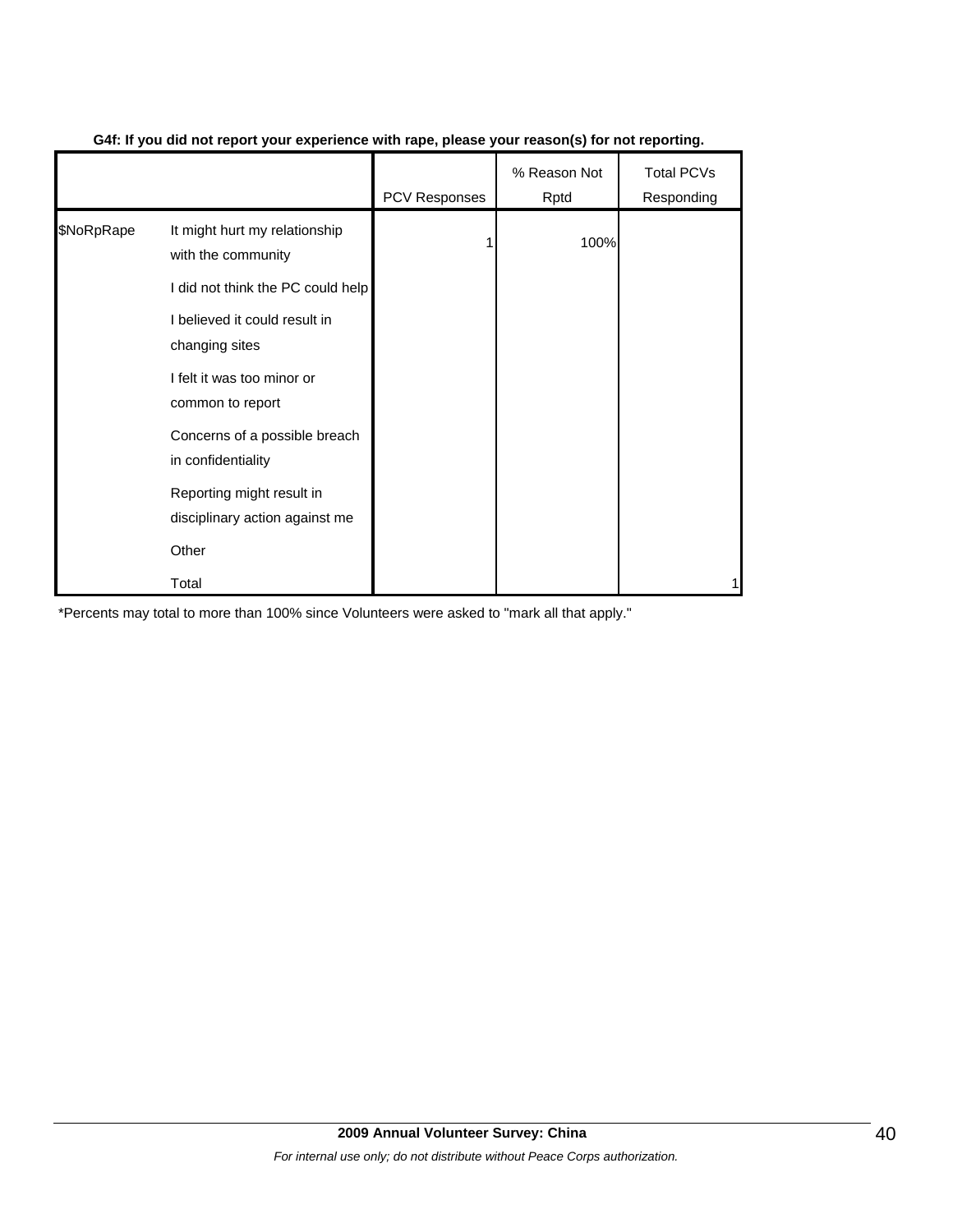**G4f: If you did not report your experience with rape, please your reason(s) for not reporting.**

| | | PCV Responses | % Reason Not Rptd | Total PCVs Responding |
|---|---|---|---|---|
| $NoRpRape | It might hurt my relationship with the community | 1 | 100% | |
| | I did not think the PC could help | | | |
| | I believed it could result in changing sites | | | |
| | I felt it was too minor or common to report | | | |
| | Concerns of a possible breach in confidentiality | | | |
| | Reporting might result in disciplinary action against me | | | |
| | Other | | | |
| | Total | | | 1 |

*Percents may total to more than 100% since Volunteers were asked to "mark all that apply."

**2009 Annual Volunteer Survey: China**

*For internal use only; do not distribute without Peace Corps authorization.*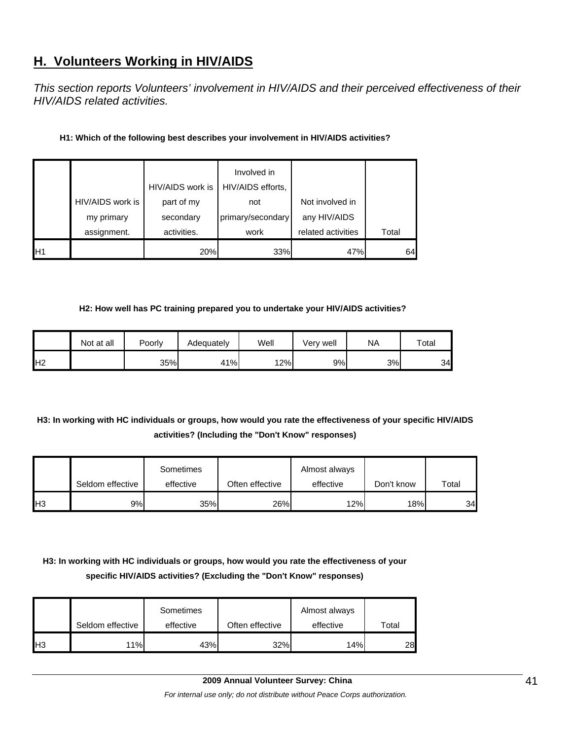## H. Volunteers Working in HIV/AIDS

*This section reports Volunteers' involvement in HIV/AIDS and their perceived effectiveness of their HIV/AIDS related activities.*

**H1: Which of the following best describes your involvement in HIV/AIDS activities?**

| | HIV/AIDS work is my primary assignment. | HIV/AIDS work is part of my secondary activities. | Involved in HIV/AIDS efforts, not primary/secondary work | Not involved in any HIV/AIDS related activities | Total |
|---|---|---|---|---|---|
| H1 | | 20% | 33% | 47% | 64 |

**H2: How well has PC training prepared you to undertake your HIV/AIDS activities?**

| | Not at all | Poorly | Adequately | Well | Very well | NA | Total |
|---|---|---|---|---|---|---|---|
| H2 | | 35% | 41% | 12% | 9% | 3% | 34 |

**H3: In working with HC individuals or groups, how would you rate the effectiveness of your specific HIV/AIDS activities? (Including the "Don't Know" responses)**

| | Seldom effective | Sometimes effective | Often effective | Almost always effective | Don't know | Total |
|---|---|---|---|---|---|---|
| H3 | 9% | 35% | 26% | 12% | 18% | 34 |

**H3: In working with HC individuals or groups, how would you rate the effectiveness of your specific HIV/AIDS activities? (Excluding the "Don't Know" responses)**

| | Seldom effective | Sometimes effective | Often effective | Almost always effective | Total |
|---|---|---|---|---|---|
| H3 | 11% | 43% | 32% | 14% | 28 |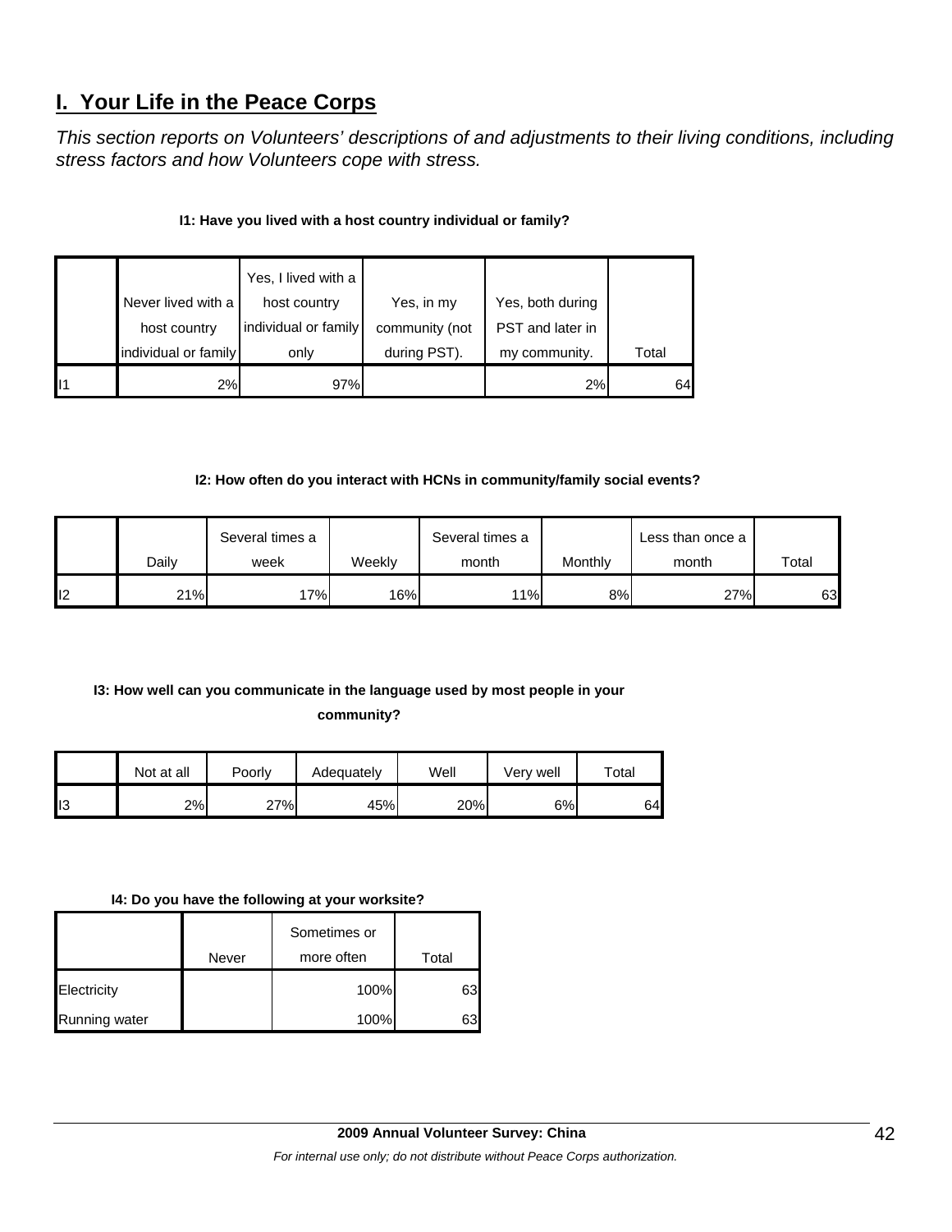## I. Your Life in the Peace Corps

*This section reports on Volunteers' descriptions of and adjustments to their living conditions, including stress factors and how Volunteers cope with stress.*

**I1: Have you lived with a host country individual or family?**

| | Never lived with a host country individual or family | Yes, I lived with a host country individual or family only | Yes, in my community (not during PST). | Yes, both during PST and later in my community. | Total |
|---|---|---|---|---|---|
| I1 | 2% | 97% | | 2% | 64 |

**I2: How often do you interact with HCNs in community/family social events?**

| | Daily | Several times a week | Weekly | Several times a month | Monthly | Less than once a month | Total |
|---|---|---|---|---|---|---|---|
| I2 | 21% | 17% | 16% | 11% | 8% | 27% | 63 |

**I3: How well can you communicate in the language used by most people in your community?**

| | Not at all | Poorly | Adequately | Well | Very well | Total |
|---|---|---|---|---|---|---|
| I3 | 2% | 27% | 45% | 20% | 6% | 64 |

**I4: Do you have the following at your worksite?**

| | Never | Sometimes or more often | Total |
|---|---|---|---|
| Electricity | | 100% | 63 |
| Running water | | 100% | 63 |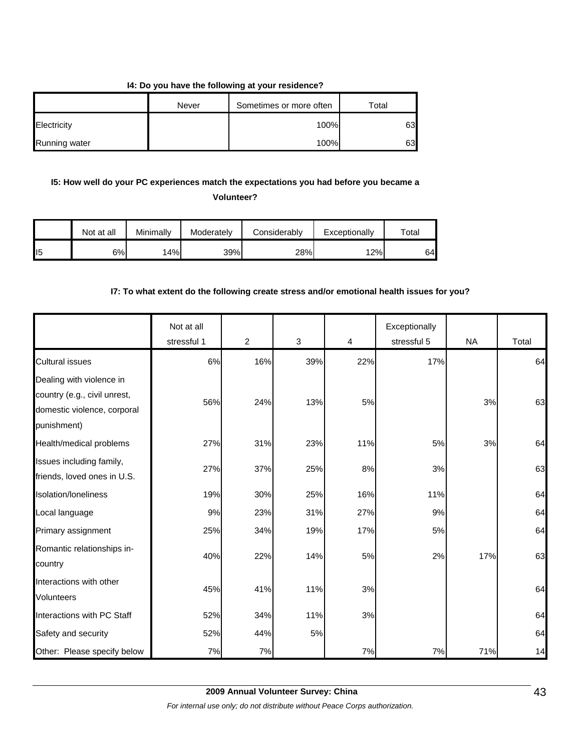**I4: Do you have the following at your residence?**

| | Never | Sometimes or more often | Total |
|---|---|---|---|
| Electricity | | 100% | 63 |
| Running water | | 100% | 63 |

**I5: How well do your PC experiences match the expectations you had before you became a Volunteer?**

| | Not at all | Minimally | Moderately | Considerably | Exceptionally | Total |
|---|---|---|---|---|---|---|
| I5 | 6% | 14% | 39% | 28% | 12% | 64 |

**I7: To what extent do the following create stress and/or emotional health issues for you?**

| | Not at all stressful 1 | 2 | 3 | 4 | Exceptionally stressful 5 | NA | Total |
|---|---|---|---|---|---|---|---|
| Cultural issues | 6% | 16% | 39% | 22% | 17% | | 64 |
| Dealing with violence in country (e.g., civil unrest, domestic violence, corporal punishment) | 56% | 24% | 13% | 5% | | 3% | 63 |
| Health/medical problems | 27% | 31% | 23% | 11% | 5% | 3% | 64 |
| Issues including family, friends, loved ones in U.S. | 27% | 37% | 25% | 8% | 3% | | 63 |
| Isolation/loneliness | 19% | 30% | 25% | 16% | 11% | | 64 |
| Local language | 9% | 23% | 31% | 27% | 9% | | 64 |
| Primary assignment | 25% | 34% | 19% | 17% | 5% | | 64 |
| Romantic relationships in-country | 40% | 22% | 14% | 5% | 2% | 17% | 63 |
| Interactions with other Volunteers | 45% | 41% | 11% | 3% | | | 64 |
| Interactions with PC Staff | 52% | 34% | 11% | 3% | | | 64 |
| Safety and security | 52% | 44% | 5% | | | | 64 |
| Other: Please specify below | 7% | 7% | | 7% | 7% | 71% | 14 |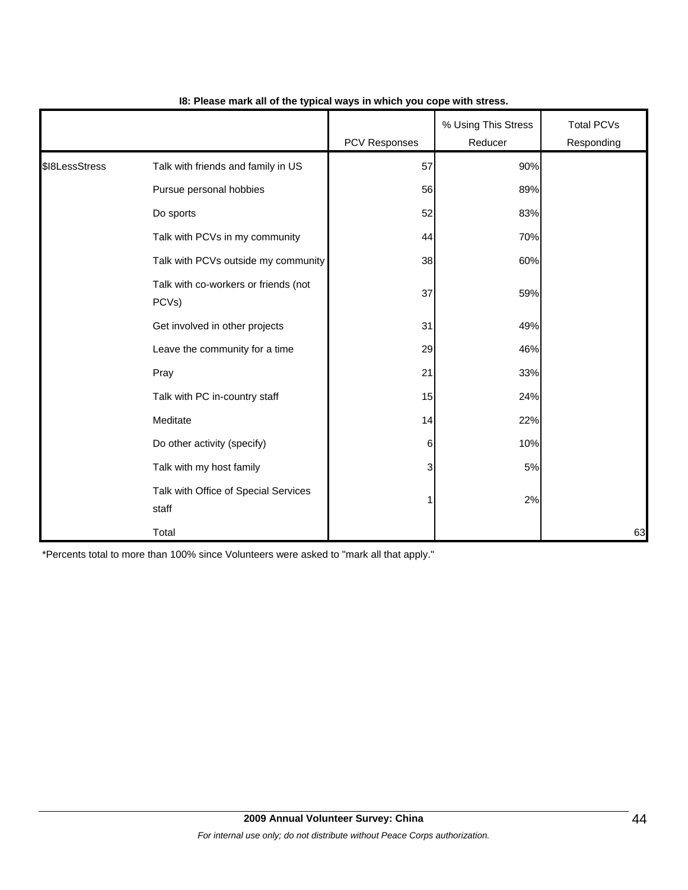**I8: Please mark all of the typical ways in which you cope with stress.**

| | | PCV Responses | % Using This Stress Reducer | Total PCVs Responding |
|---|---|---|---|---|
| $I8LessStress | Talk with friends and family in US | 57 | 90% | |
| | Pursue personal hobbies | 56 | 89% | |
| | Do sports | 52 | 83% | |
| | Talk with PCVs in my community | 44 | 70% | |
| | Talk with PCVs outside my community | 38 | 60% | |
| | Talk with co-workers or friends (not PCVs) | 37 | 59% | |
| | Get involved in other projects | 31 | 49% | |
| | Leave the community for a time | 29 | 46% | |
| | Pray | 21 | 33% | |
| | Talk with PC in-country staff | 15 | 24% | |
| | Meditate | 14 | 22% | |
| | Do other activity (specify) | 6 | 10% | |
| | Talk with my host family | 3 | 5% | |
| | Talk with Office of Special Services staff | 1 | 2% | |
| | Total | | | 63 |

*Percents total to more than 100% since Volunteers were asked to "mark all that apply."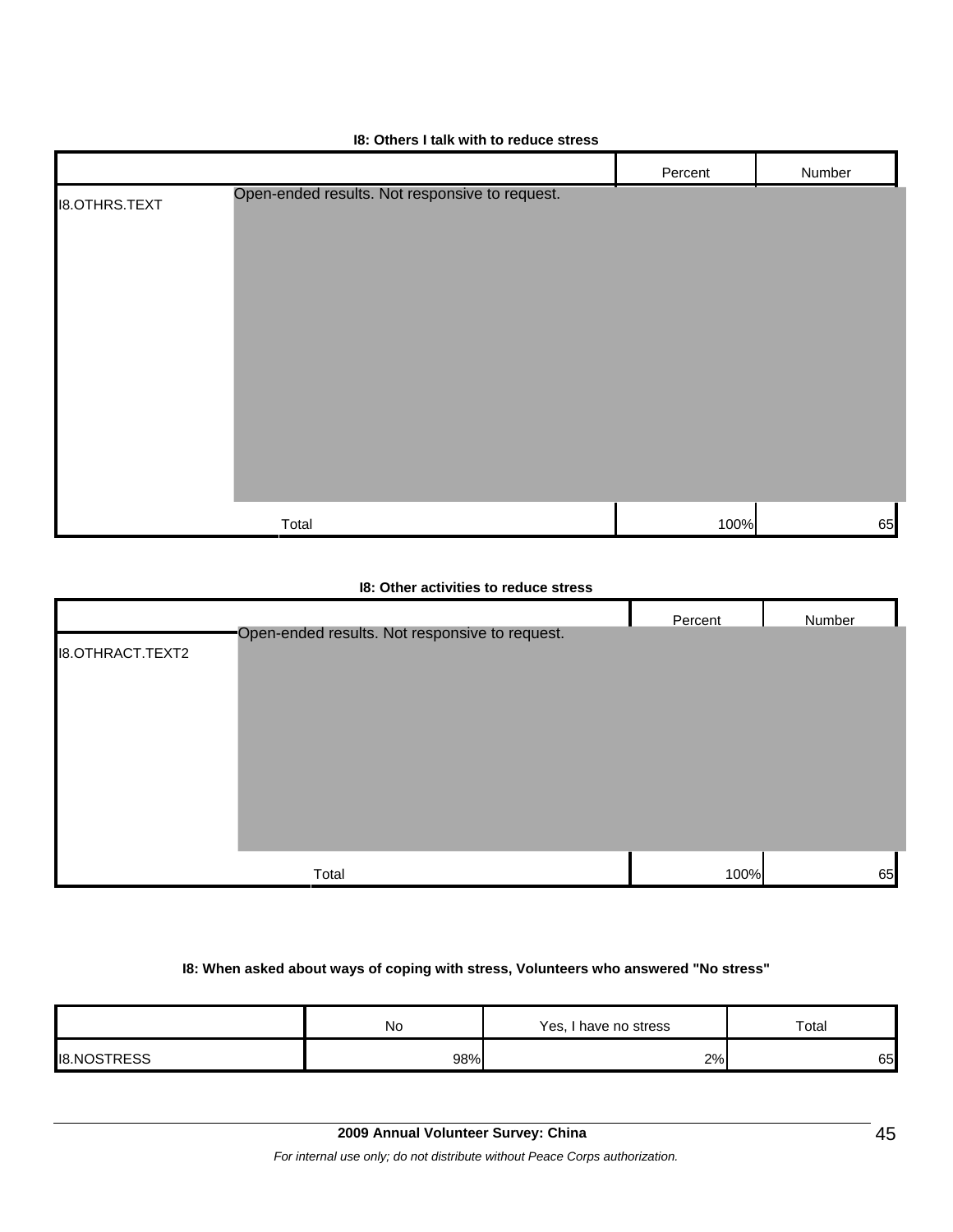**I8: Others I talk with to reduce stress**

| | | Percent | Number |
|---|---|---|---|
| I8.OTHRS.TEXT | Open-ended results. Not responsive to request. | | |
| | Total | 100% | 65 |

**I8: Other activities to reduce stress**

| | | Percent | Number |
|---|---|---|---|
| I8.OTHRACT.TEXT2 | Open-ended results. Not responsive to request. | | |
| | Total | 100% | 65 |

**I8: When asked about ways of coping with stress, Volunteers who answered "No stress"**

| | No | Yes, I have no stress | Total |
|---|---|---|---|
| I8.NOSTRESS | 98% | 2% | 65 |

**2009 Annual Volunteer Survey: China**

*For internal use only; do not distribute without Peace Corps authorization.*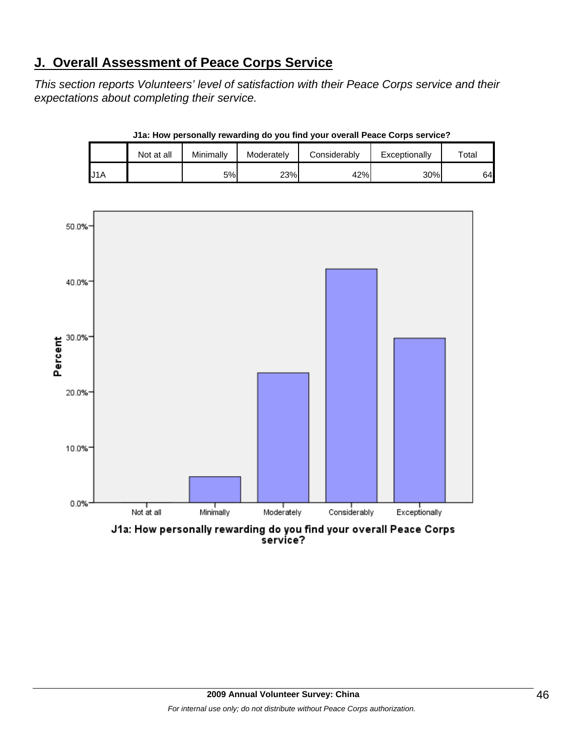## J. Overall Assessment of Peace Corps Service

*This section reports Volunteers' level of satisfaction with their Peace Corps service and their expectations about completing their service.*

**J1a: How personally rewarding do you find your overall Peace Corps service?**

| | Not at all | Minimally | Moderately | Considerably | Exceptionally | Total |
|---|---|---|---|---|---|---|
| J1A | | 5% | 23% | 42% | 30% | 64 |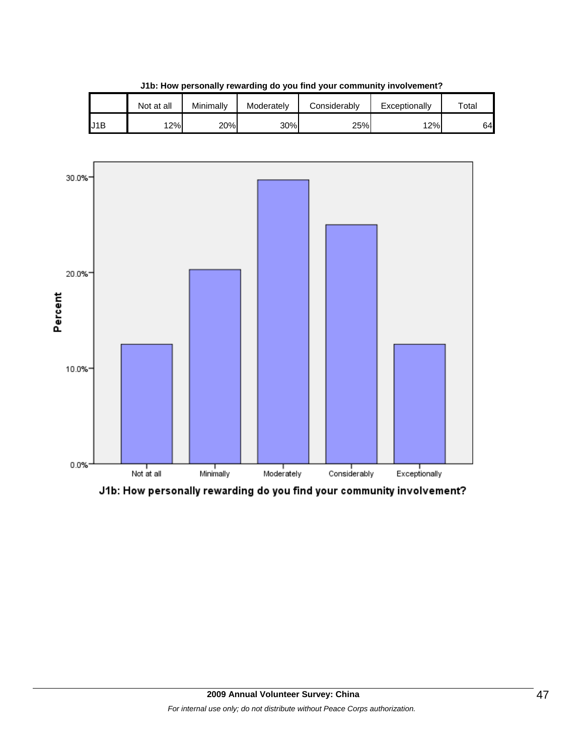**J1b: How personally rewarding do you find your community involvement?**

| | Not at all | Minimally | Moderately | Considerably | Exceptionally | Total |
|---|---|---|---|---|---|---|
| J1B | 12% | 20% | 30% | 25% | 12% | 64 |

J1b: How personally rewarding do you find your community involvement?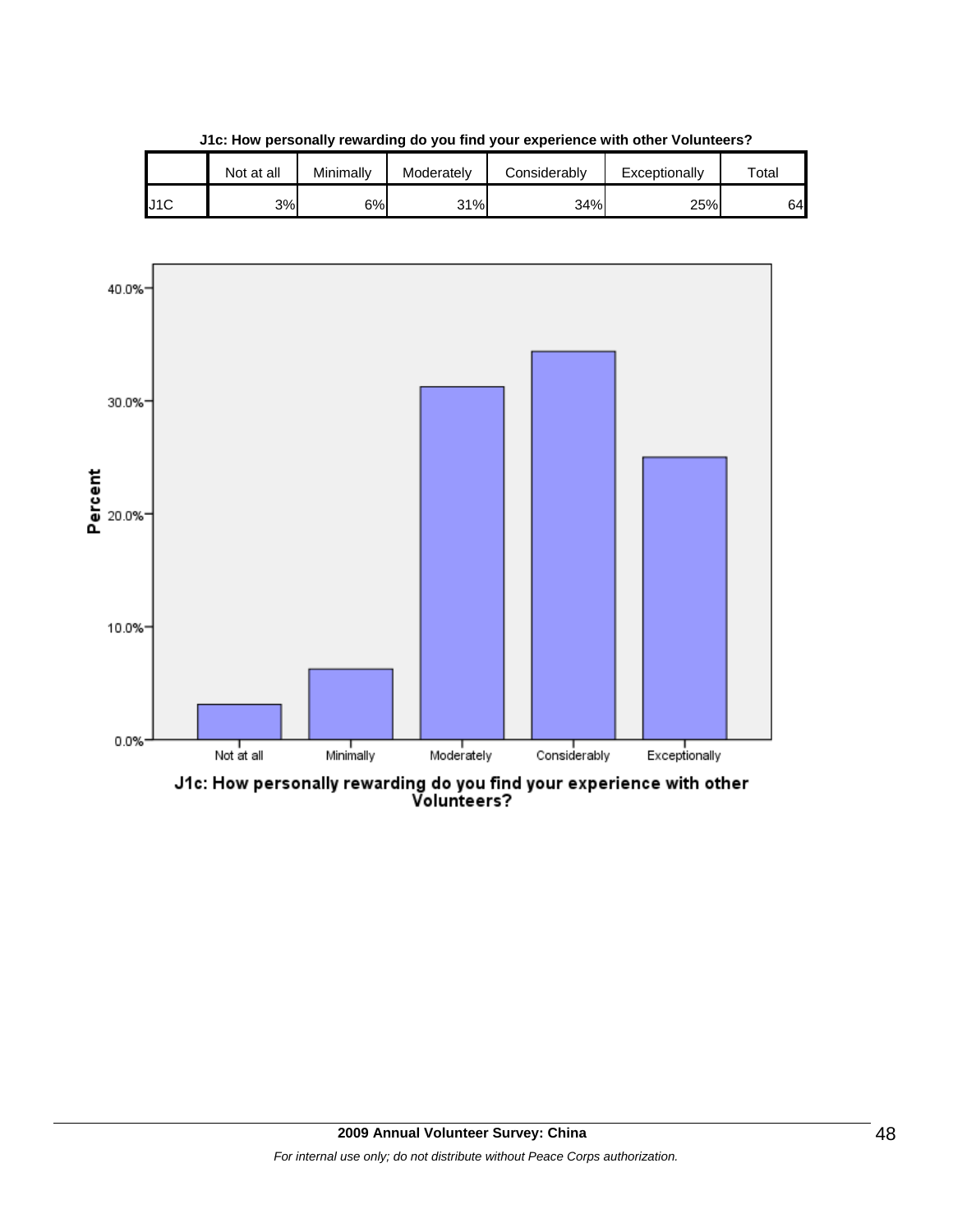**J1c: How personally rewarding do you find your experience with other Volunteers?**

| | Not at all | Minimally | Moderately | Considerably | Exceptionally | Total |
|---|---|---|---|---|---|---|
| J1C | 3% | 6% | 31% | 34% | 25% | 64 |

J1c: How personally rewarding do you find your experience with other Volunteers?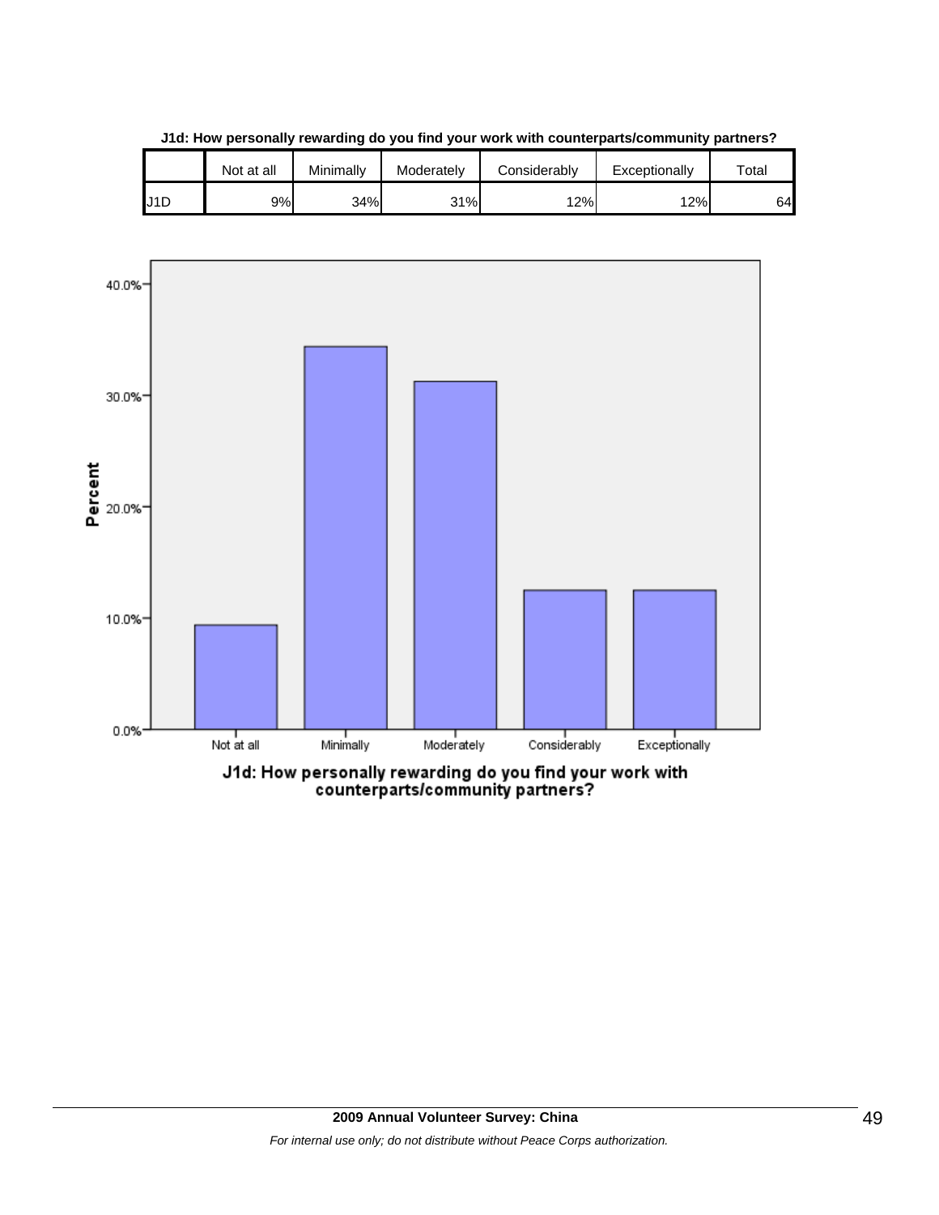**J1d: How personally rewarding do you find your work with counterparts/community partners?**

| | Not at all | Minimally | Moderately | Considerably | Exceptionally | Total |
|---|---|---|---|---|---|---|
| J1D | 9% | 34% | 31% | 12% | 12% | 64 |

J1d: How personally rewarding do you find your work with counterparts/community partners?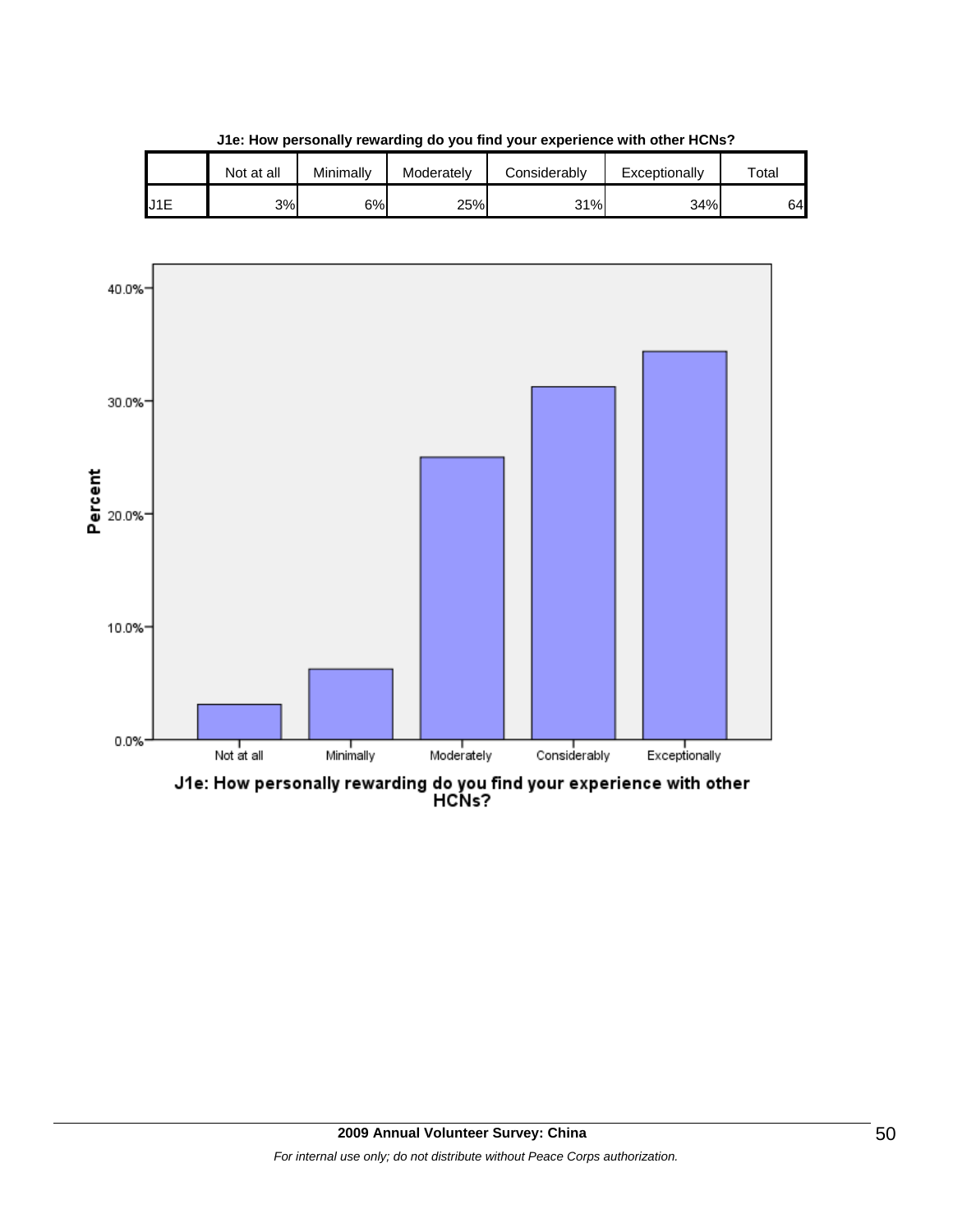**J1e: How personally rewarding do you find your experience with other HCNs?**

| | Not at all | Minimally | Moderately | Considerably | Exceptionally | Total |
|---|---|---|---|---|---|---|
| J1E | 3% | 6% | 25% | 31% | 34% | 64 |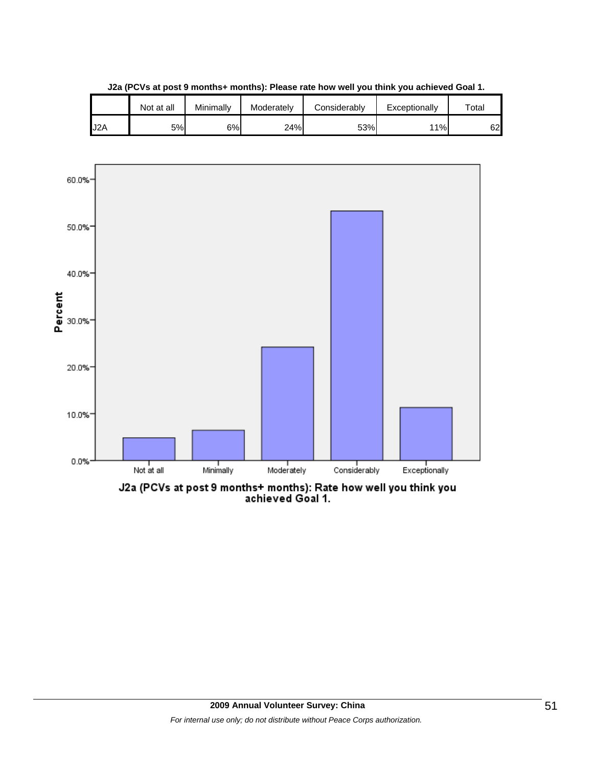**J2a (PCVs at post 9 months+ months): Please rate how well you think you achieved Goal 1.**

| | Not at all | Minimally | Moderately | Considerably | Exceptionally | Total |
|---|---|---|---|---|---|---|
| J2A | 5% | 6% | 24% | 53% | 11% | 62 |

J2a (PCVs at post 9 months+ months): Rate how well you think you achieved Goal 1.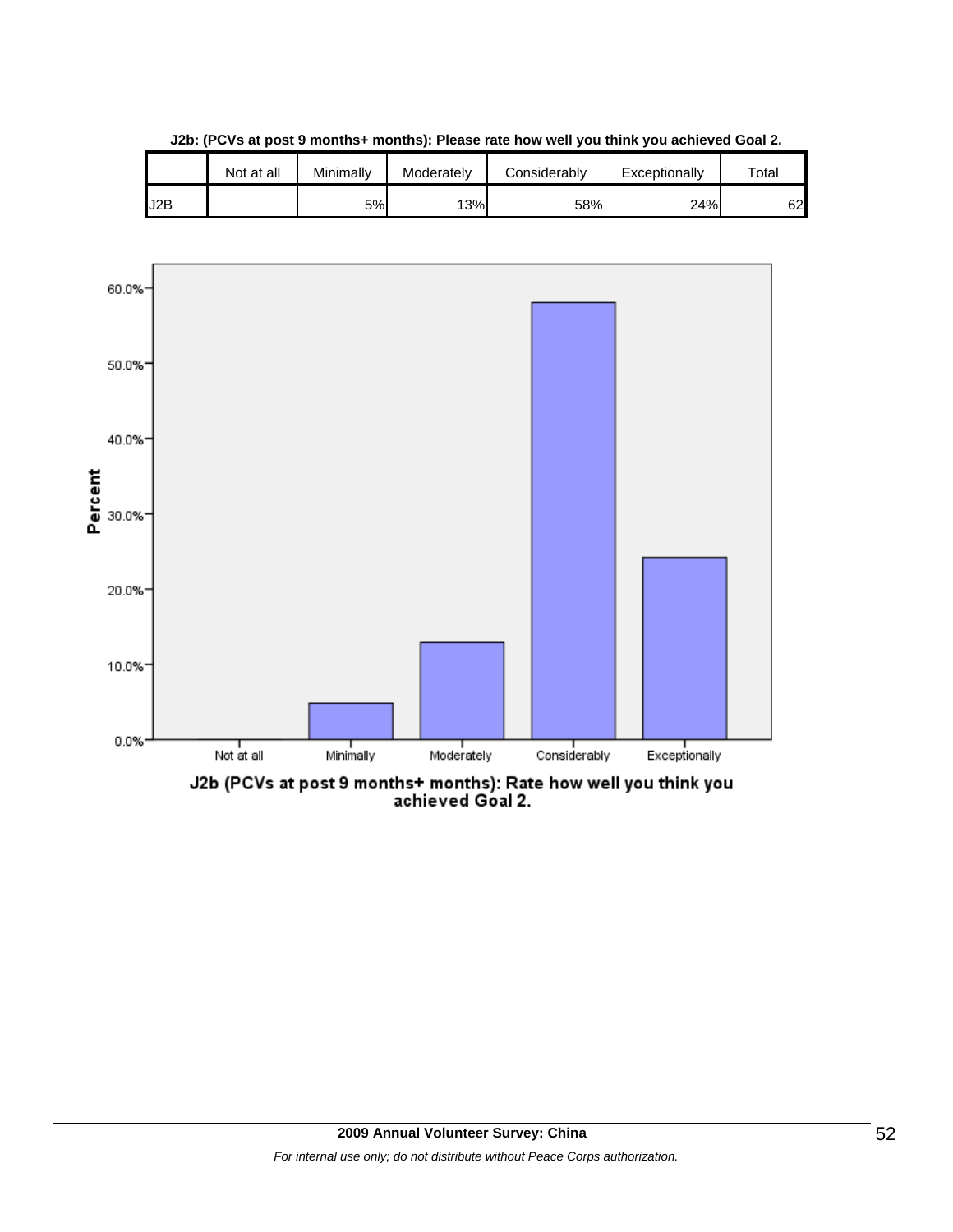**J2b: (PCVs at post 9 months+ months): Please rate how well you think you achieved Goal 2.**

| | Not at all | Minimally | Moderately | Considerably | Exceptionally | Total |
|---|---|---|---|---|---|---|
| J2B | | 5% | 13% | 58% | 24% | 62 |

J2b (PCVs at post 9 months+ months): Rate how well you think you achieved Goal 2.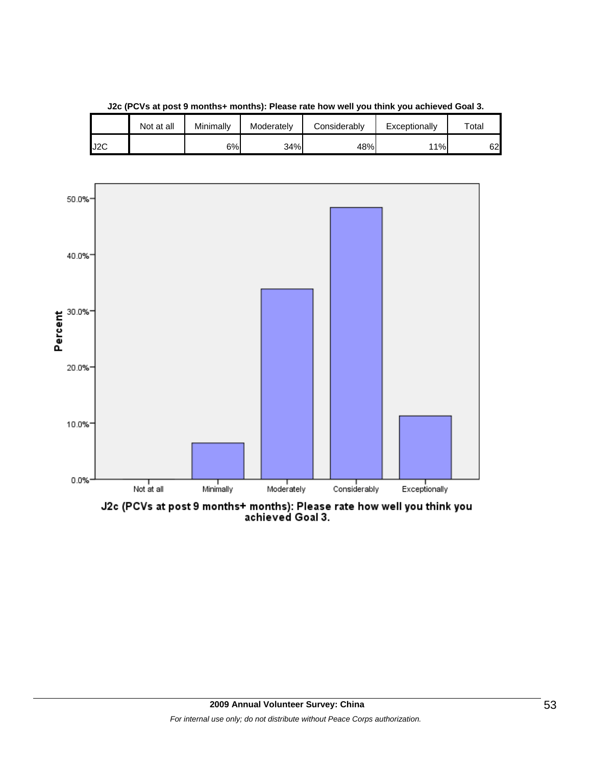**J2c (PCVs at post 9 months+ months): Please rate how well you think you achieved Goal 3.**

| | Not at all | Minimally | Moderately | Considerably | Exceptionally | Total |
|---|---|---|---|---|---|---|
| J2C | | 6% | 34% | 48% | 11% | 62 |

J2c (PCVs at post 9 months+ months): Please rate how well you think you achieved Goal 3.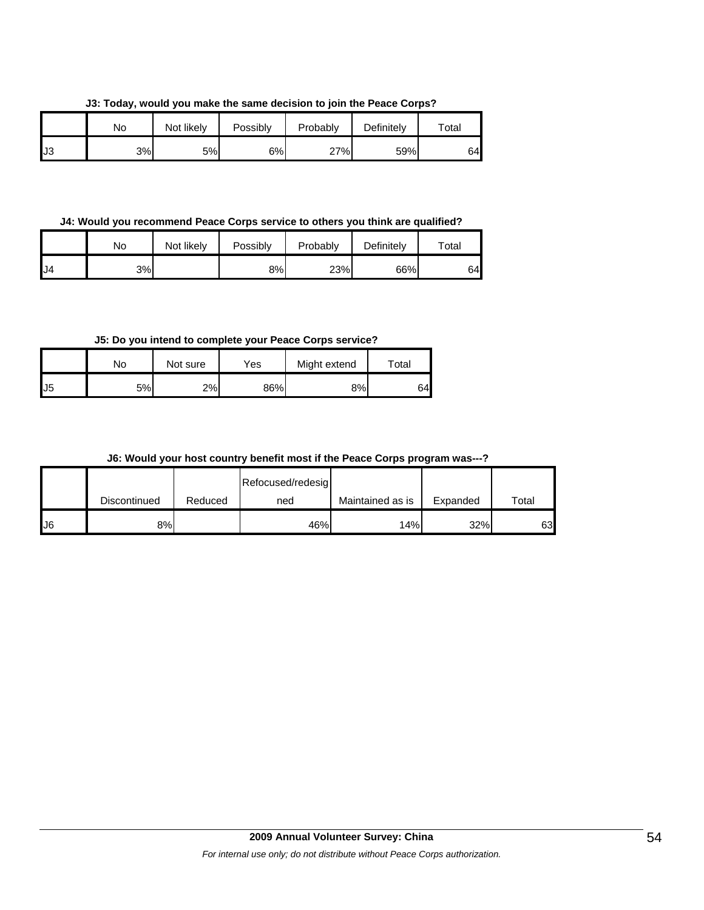**J3: Today, would you make the same decision to join the Peace Corps?**

| | No | Not likely | Possibly | Probably | Definitely | Total |
|---|---|---|---|---|---|---|
| J3 | 3% | 5% | 6% | 27% | 59% | 64 |

**J4: Would you recommend Peace Corps service to others you think are qualified?**

| | No | Not likely | Possibly | Probably | Definitely | Total |
|---|---|---|---|---|---|---|
| J4 | 3% | | 8% | 23% | 66% | 64 |

**J5: Do you intend to complete your Peace Corps service?**

| | No | Not sure | Yes | Might extend | Total |
|---|---|---|---|---|---|
| J5 | 5% | 2% | 86% | 8% | 64 |

**J6: Would your host country benefit most if the Peace Corps program was---?**

| | Discontinued | Reduced | Refocused/redesigned | Maintained as is | Expanded | Total |
|---|---|---|---|---|---|---|
| J6 | 8% | | 46% | 14% | 32% | 63 |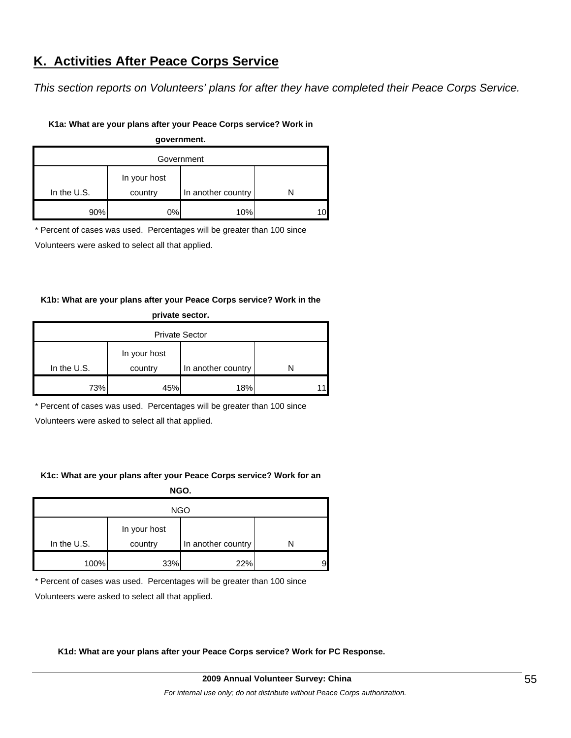## K. Activities After Peace Corps Service

*This section reports on Volunteers' plans for after they have completed their Peace Corps Service.*

**K1a: What are your plans after your Peace Corps service? Work in government.**

| Government | | | |
|---|---|---|---|
| In the U.S. | In your host country | In another country | N |
| 90% | 0% | 10% | 10 |

\* Percent of cases was used. Percentages will be greater than 100 since Volunteers were asked to select all that applied.

**K1b: What are your plans after your Peace Corps service? Work in the private sector.**

| Private Sector | | | |
|---|---|---|---|
| In the U.S. | In your host country | In another country | N |
| 73% | 45% | 18% | 11 |

\* Percent of cases was used. Percentages will be greater than 100 since Volunteers were asked to select all that applied.

**K1c: What are your plans after your Peace Corps service? Work for an NGO.**

| NGO | | | |
|---|---|---|---|
| In the U.S. | In your host country | In another country | N |
| 100% | 33% | 22% | 9 |

\* Percent of cases was used. Percentages will be greater than 100 since Volunteers were asked to select all that applied.

**K1d: What are your plans after your Peace Corps service? Work for PC Response.**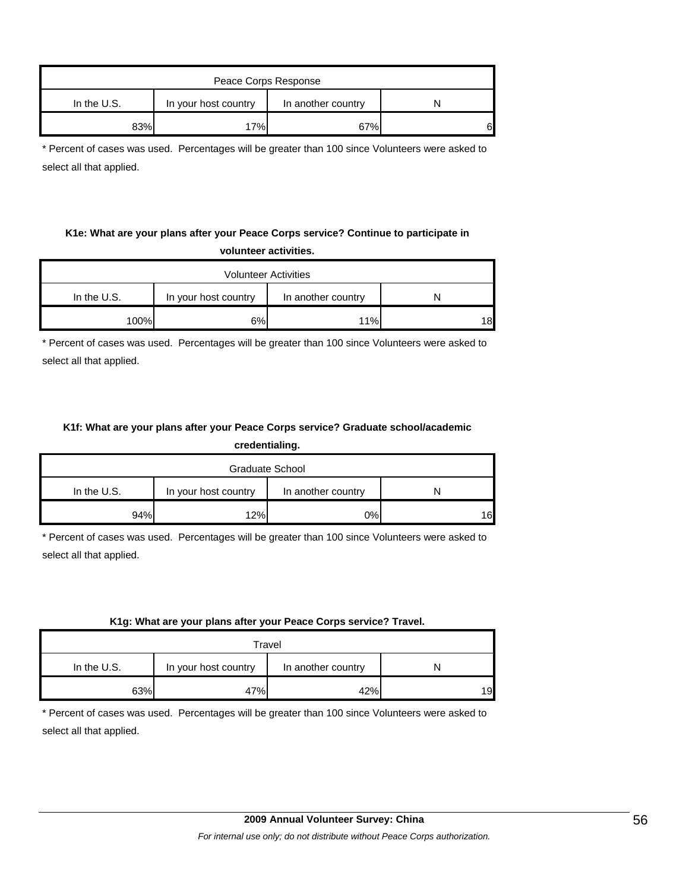| Peace Corps Response | | | |
|---|---|---|---|
| In the U.S. | In your host country | In another country | N |
| 83% | 17% | 67% | 6 |

* Percent of cases was used. Percentages will be greater than 100 since Volunteers were asked to select all that applied.

**K1e: What are your plans after your Peace Corps service? Continue to participate in volunteer activities.**

| Volunteer Activities | | | |
|---|---|---|---|
| In the U.S. | In your host country | In another country | N |
| 100% | 6% | 11% | 18 |

* Percent of cases was used. Percentages will be greater than 100 since Volunteers were asked to select all that applied.

**K1f: What are your plans after your Peace Corps service? Graduate school/academic credentialing.**

| Graduate School | | | |
|---|---|---|---|
| In the U.S. | In your host country | In another country | N |
| 94% | 12% | 0% | 16 |

* Percent of cases was used. Percentages will be greater than 100 since Volunteers were asked to select all that applied.

**K1g: What are your plans after your Peace Corps service? Travel.**

| Travel | | | |
|---|---|---|---|
| In the U.S. | In your host country | In another country | N |
| 63% | 47% | 42% | 19 |

* Percent of cases was used. Percentages will be greater than 100 since Volunteers were asked to select all that applied.

**2009 Annual Volunteer Survey: China**

*For internal use only; do not distribute without Peace Corps authorization.*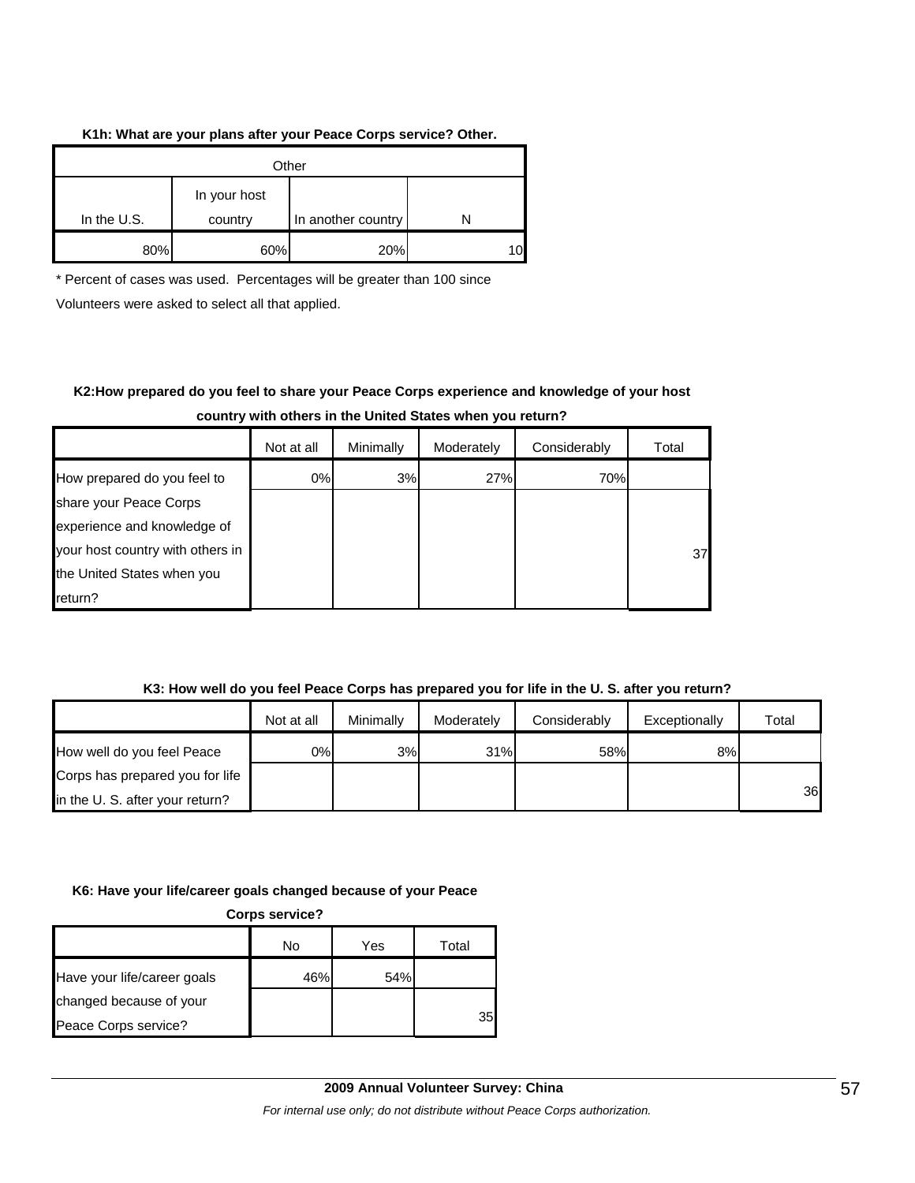**K1h: What are your plans after your Peace Corps service? Other.**

| Other | | | |
|---|---|---|---|
| In the U.S. | In your host country | In another country | N |
| 80% | 60% | 20% | 10 |

* Percent of cases was used. Percentages will be greater than 100 since Volunteers were asked to select all that applied.

**K2:How prepared do you feel to share your Peace Corps experience and knowledge of your host country with others in the United States when you return?**

| | Not at all | Minimally | Moderately | Considerably | Total |
|---|---|---|---|---|---|
| How prepared do you feel to share your Peace Corps experience and knowledge of your host country with others in the United States when you return? | 0% | 3% | 27% | 70% | 37 |

**K3: How well do you feel Peace Corps has prepared you for life in the U. S. after you return?**

| | Not at all | Minimally | Moderately | Considerably | Exceptionally | Total |
|---|---|---|---|---|---|---|
| How well do you feel Peace Corps has prepared you for life in the U. S. after your return? | 0% | 3% | 31% | 58% | 8% | 36 |

**K6: Have your life/career goals changed because of your Peace Corps service?**

| | No | Yes | Total |
|---|---|---|---|
| Have your life/career goals changed because of your Peace Corps service? | 46% | 54% | 35 |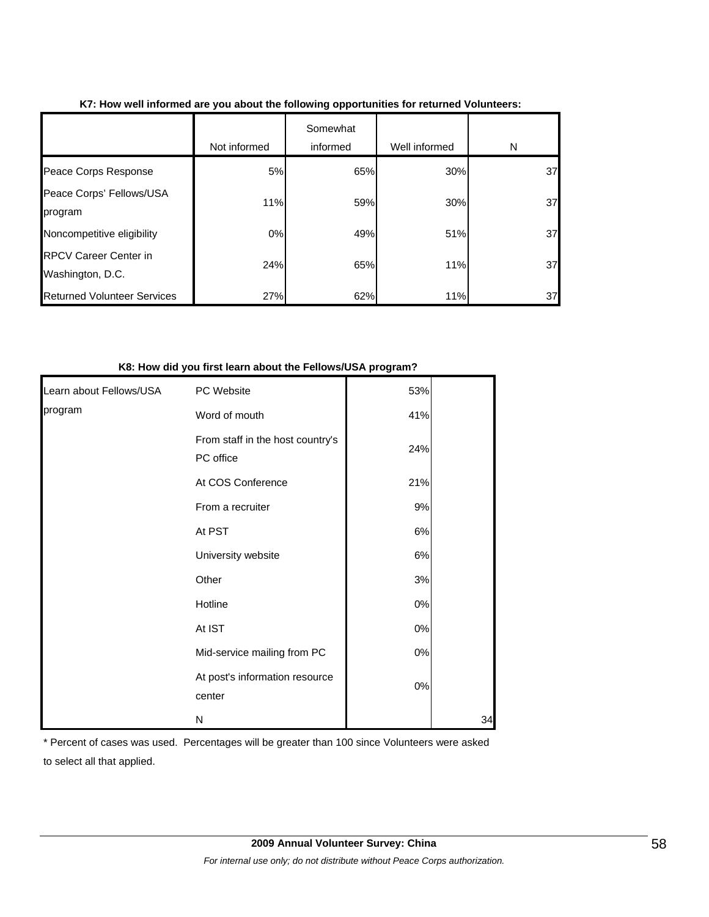**K7: How well informed are you about the following opportunities for returned Volunteers:**

| | Not informed | Somewhat informed | Well informed | N |
|---|---|---|---|---|
| Peace Corps Response | 5% | 65% | 30% | 37 |
| Peace Corps' Fellows/USA program | 11% | 59% | 30% | 37 |
| Noncompetitive eligibility | 0% | 49% | 51% | 37 |
| RPCV Career Center in Washington, D.C. | 24% | 65% | 11% | 37 |
| Returned Volunteer Services | 27% | 62% | 11% | 37 |

**K8: How did you first learn about the Fellows/USA program?**

| | | | |
|---|---|---|---|
| Learn about Fellows/USA program | PC Website | 53% | |
| | Word of mouth | 41% | |
| | From staff in the host country's PC office | 24% | |
| | At COS Conference | 21% | |
| | From a recruiter | 9% | |
| | At PST | 6% | |
| | University website | 6% | |
| | Other | 3% | |
| | Hotline | 0% | |
| | At IST | 0% | |
| | Mid-service mailing from PC | 0% | |
| | At post's information resource center | 0% | |
| | N | | 34 |

* Percent of cases was used. Percentages will be greater than 100 since Volunteers were asked to select all that applied.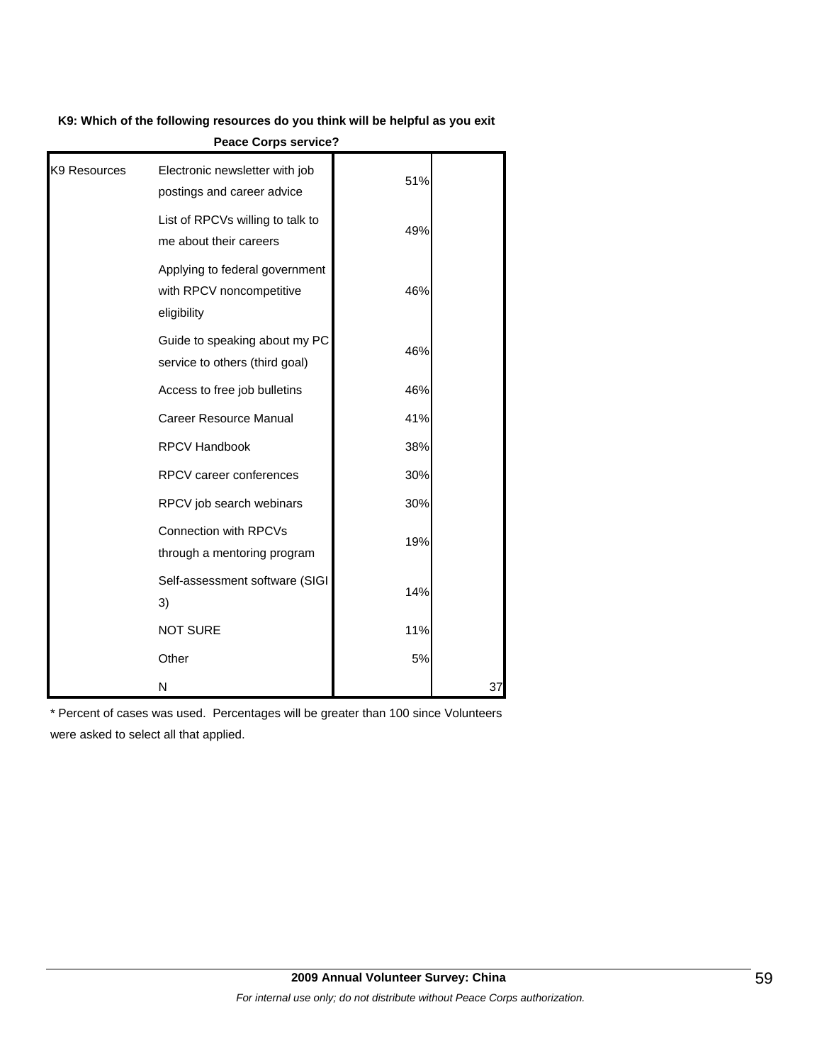**K9: Which of the following resources do you think will be helpful as you exit Peace Corps service?**

| | | | |
|---|---|---|---|
| K9 Resources | Electronic newsletter with job postings and career advice | 51% | |
| | List of RPCVs willing to talk to me about their careers | 49% | |
| | Applying to federal government with RPCV noncompetitive eligibility | 46% | |
| | Guide to speaking about my PC service to others (third goal) | 46% | |
| | Access to free job bulletins | 46% | |
| | Career Resource Manual | 41% | |
| | RPCV Handbook | 38% | |
| | RPCV career conferences | 30% | |
| | RPCV job search webinars | 30% | |
| | Connection with RPCVs through a mentoring program | 19% | |
| | Self-assessment software (SIGI 3) | 14% | |
| | NOT SURE | 11% | |
| | Other | 5% | |
| | N | | 37 |

* Percent of cases was used. Percentages will be greater than 100 since Volunteers were asked to select all that applied.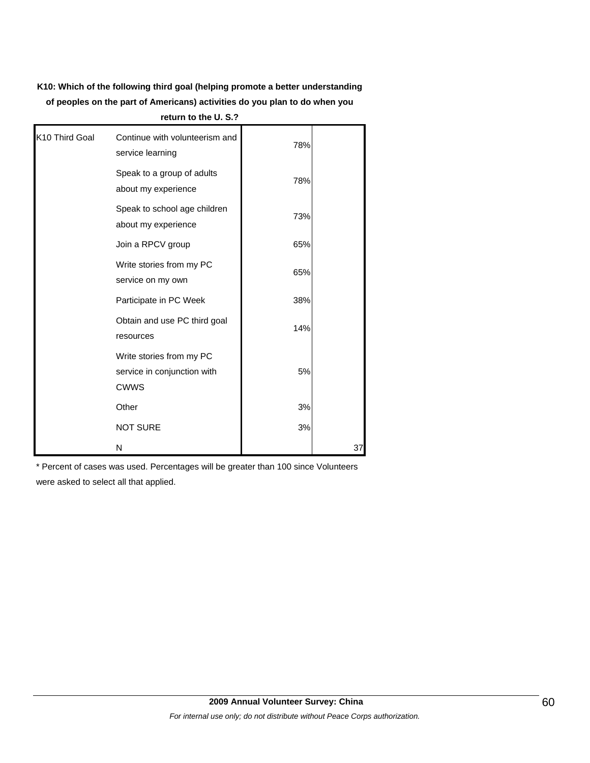**K10: Which of the following third goal (helping promote a better understanding of peoples on the part of Americans) activities do you plan to do when you return to the U. S.?**

| | | | |
|---|---|---|---|
| K10 Third Goal | Continue with volunteerism and service learning | 78% | |
| | Speak to a group of adults about my experience | 78% | |
| | Speak to school age children about my experience | 73% | |
| | Join a RPCV group | 65% | |
| | Write stories from my PC service on my own | 65% | |
| | Participate in PC Week | 38% | |
| | Obtain and use PC third goal resources | 14% | |
| | Write stories from my PC service in conjunction with CWWS | 5% | |
| | Other | 3% | |
| | NOT SURE | 3% | |
| | N | | 37 |

* Percent of cases was used. Percentages will be greater than 100 since Volunteers were asked to select all that applied.